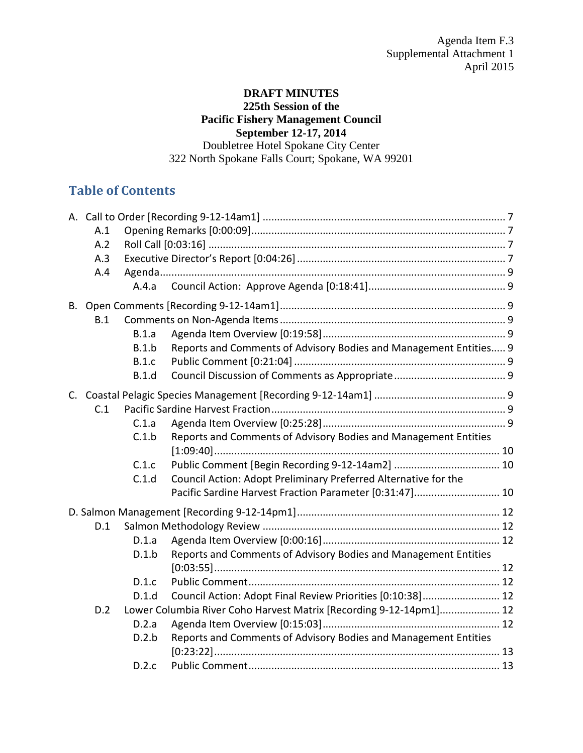Agenda Item F.3
Supplemental Attachment 1
April 2015

**DRAFT MINUTES**
**225th Session of the**
**Pacific Fishery Management Council**
**September 12-17, 2014**
Doubletree Hotel Spokane City Center
322 North Spokane Falls Court; Spokane, WA 99201

## Table of Contents

A. Call to Order [Recording 9-12-14am1] .... 7
- A.1 Opening Remarks [0:00:09] .... 7
- A.2 Roll Call [0:03:16] .... 7
- A.3 Executive Director's Report [0:04:26] .... 7
- A.4 Agenda .... 9
  - A.4.a Council Action: Approve Agenda [0:18:41] .... 9

B. Open Comments [Recording 9-12-14am1] .... 9
- B.1 Comments on Non-Agenda Items .... 9
  - B.1.a Agenda Item Overview [0:19:58] .... 9
  - B.1.b Reports and Comments of Advisory Bodies and Management Entities .... 9
  - B.1.c Public Comment [0:21:04] .... 9
  - B.1.d Council Discussion of Comments as Appropriate .... 9

C. Coastal Pelagic Species Management [Recording 9-12-14am1] .... 9
- C.1 Pacific Sardine Harvest Fraction .... 9
  - C.1.a Agenda Item Overview [0:25:28] .... 9
  - C.1.b Reports and Comments of Advisory Bodies and Management Entities [1:09:40] .... 10
  - C.1.c Public Comment [Begin Recording 9-12-14am2] .... 10
  - C.1.d Council Action: Adopt Preliminary Preferred Alternative for the Pacific Sardine Harvest Fraction Parameter [0:31:47] .... 10

D. Salmon Management [Recording 9-12-14pm1] .... 12
- D.1 Salmon Methodology Review .... 12
  - D.1.a Agenda Item Overview [0:00:16] .... 12
  - D.1.b Reports and Comments of Advisory Bodies and Management Entities [0:03:55] .... 12
  - D.1.c Public Comment .... 12
  - D.1.d Council Action: Adopt Final Review Priorities [0:10:38] .... 12
- D.2 Lower Columbia River Coho Harvest Matrix [Recording 9-12-14pm1] .... 12
  - D.2.a Agenda Item Overview [0:15:03] .... 12
  - D.2.b Reports and Comments of Advisory Bodies and Management Entities [0:23:22] .... 13
  - D.2.c Public Comment .... 13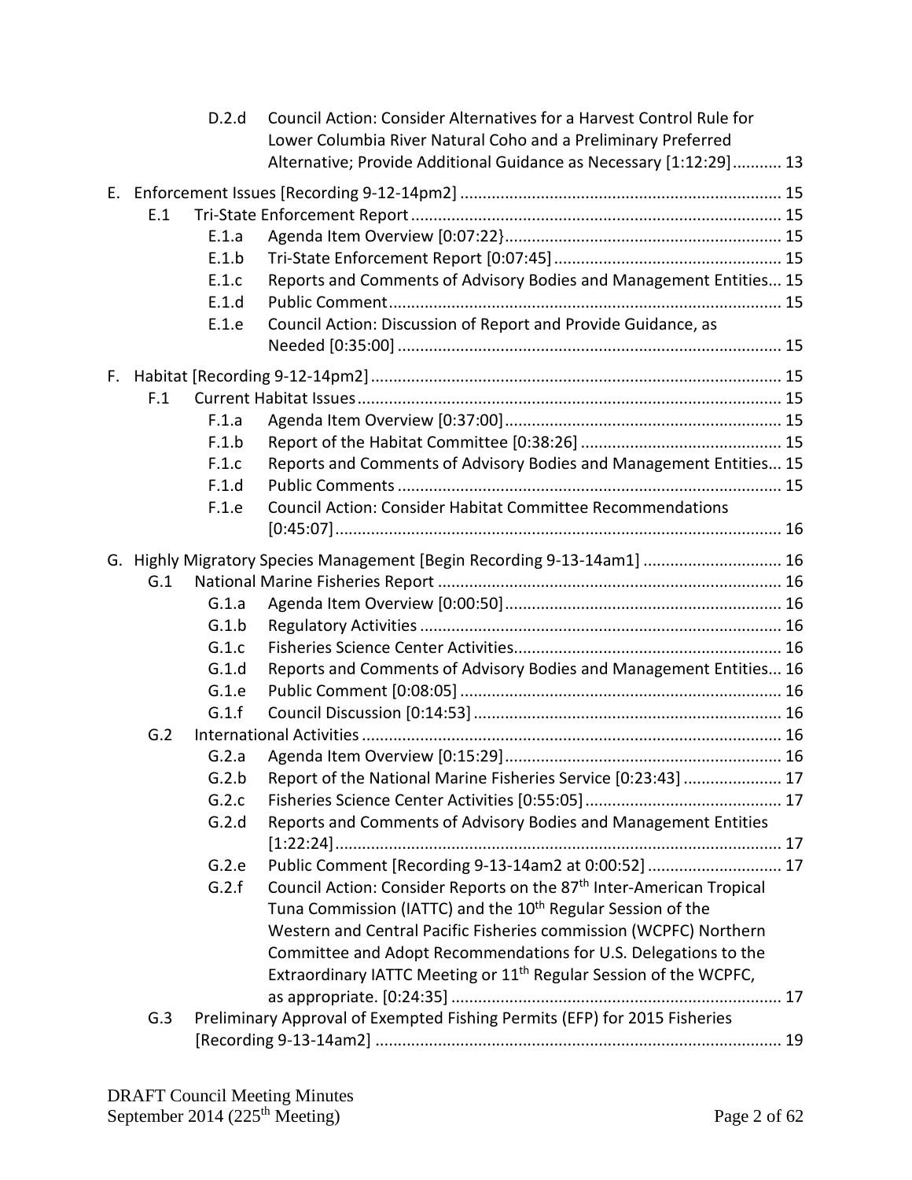D.2.d Council Action: Consider Alternatives for a Harvest Control Rule for Lower Columbia River Natural Coho and a Preliminary Preferred Alternative; Provide Additional Guidance as Necessary [1:12:29] ........... 13

E. Enforcement Issues [Recording 9-12-14pm2] ........................................................................ 15
- E.1 Tri-State Enforcement Report ........................................................................ 15
  - E.1.a Agenda Item Overview [0:07:22} ........................................................ 15
  - E.1.b Tri-State Enforcement Report [0:07:45] ................................................ 15
  - E.1.c Reports and Comments of Advisory Bodies and Management Entities... 15
  - E.1.d Public Comment ........................................................................ 15
  - E.1.e Council Action: Discussion of Report and Provide Guidance, as Needed [0:35:00] ........................................................................ 15

F. Habitat [Recording 9-12-14pm2] ........................................................................ 15
- F.1 Current Habitat Issues ........................................................................ 15
  - F.1.a Agenda Item Overview [0:37:00] ........................................................ 15
  - F.1.b Report of the Habitat Committee [0:38:26] ............................................ 15
  - F.1.c Reports and Comments of Advisory Bodies and Management Entities... 15
  - F.1.d Public Comments ........................................................................ 15
  - F.1.e Council Action: Consider Habitat Committee Recommendations [0:45:07] ........................................................................ 16

G. Highly Migratory Species Management [Begin Recording 9-13-14am1] ............................... 16
- G.1 National Marine Fisheries Report ........................................................................ 16
  - G.1.a Agenda Item Overview [0:00:50] ........................................................ 16
  - G.1.b Regulatory Activities ........................................................................ 16
  - G.1.c Fisheries Science Center Activities ........................................................ 16
  - G.1.d Reports and Comments of Advisory Bodies and Management Entities... 16
  - G.1.e Public Comment [0:08:05] ........................................................................ 16
  - G.1.f Council Discussion [0:14:53] ........................................................ 16
- G.2 International Activities ........................................................................ 16
  - G.2.a Agenda Item Overview [0:15:29] ........................................................ 16
  - G.2.b Report of the National Marine Fisheries Service [0:23:43] ...................... 17
  - G.2.c Fisheries Science Center Activities [0:55:05] ............................................ 17
  - G.2.d Reports and Comments of Advisory Bodies and Management Entities [1:22:24] ........................................................................ 17
  - G.2.e Public Comment [Recording 9-13-14am2 at 0:00:52] .............................. 17
  - G.2.f Council Action: Consider Reports on the 87th Inter-American Tropical Tuna Commission (IATTC) and the 10th Regular Session of the Western and Central Pacific Fisheries commission (WCPFC) Northern Committee and Adopt Recommendations for U.S. Delegations to the Extraordinary IATTC Meeting or 11th Regular Session of the WCPFC, as appropriate. [0:24:35] ........................................................................ 17
- G.3 Preliminary Approval of Exempted Fishing Permits (EFP) for 2015 Fisheries [Recording 9-13-14am2] ........................................................................ 19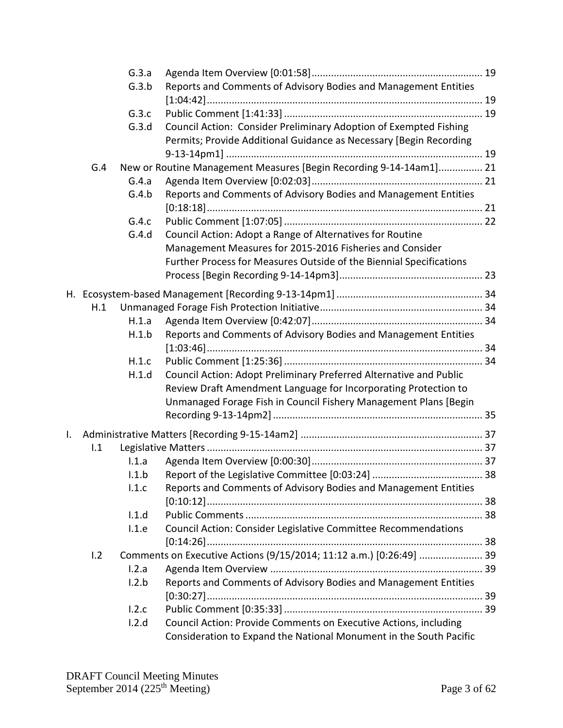- G.3.a Agenda Item Overview [0:01:58] ............................................................. 19
- G.3.b Reports and Comments of Advisory Bodies and Management Entities [1:04:42] .................................................................................................... 19
- G.3.c Public Comment [1:41:33] ....................................................................... 19
- G.3.d Council Action: Consider Preliminary Adoption of Exempted Fishing Permits; Provide Additional Guidance as Necessary [Begin Recording 9-13-14pm1] ............................................................................................ 19

G.4 New or Routine Management Measures [Begin Recording 9-14-14am1]................ 21

- G.4.a Agenda Item Overview [0:02:03] ............................................................. 21
- G.4.b Reports and Comments of Advisory Bodies and Management Entities [0:18:18] .................................................................................................... 21
- G.4.c Public Comment [1:07:05] ....................................................................... 22
- G.4.d Council Action: Adopt a Range of Alternatives for Routine Management Measures for 2015-2016 Fisheries and Consider Further Process for Measures Outside of the Biennial Specifications Process [Begin Recording 9-14-14pm3] ................................................... 23

H. Ecosystem-based Management [Recording 9-13-14pm1] ..................................................... 34

H.1 Unmanaged Forage Fish Protection Initiative ........................................................... 34

- H.1.a Agenda Item Overview [0:42:07] ............................................................. 34
- H.1.b Reports and Comments of Advisory Bodies and Management Entities [1:03:46] .................................................................................................... 34
- H.1.c Public Comment [1:25:36] ....................................................................... 34
- H.1.d Council Action: Adopt Preliminary Preferred Alternative and Public Review Draft Amendment Language for Incorporating Protection to Unmanaged Forage Fish in Council Fishery Management Plans [Begin Recording 9-13-14pm2] ........................................................................... 35

I. Administrative Matters [Recording 9-15-14am2] ................................................................. 37

I.1 Legislative Matters .................................................................................................. 37

- I.1.a Agenda Item Overview [0:00:30] ............................................................. 37
- I.1.b Report of the Legislative Committee [0:03:24] ........................................ 38
- I.1.c Reports and Comments of Advisory Bodies and Management Entities [0:10:12] .................................................................................................... 38
- I.1.d Public Comments ..................................................................................... 38
- I.1.e Council Action: Consider Legislative Committee Recommendations [0:14:26] .................................................................................................... 38

I.2 Comments on Executive Actions (9/15/2014; 11:12 a.m.) [0:26:49] ....................... 39

- I.2.a Agenda Item Overview ............................................................................ 39
- I.2.b Reports and Comments of Advisory Bodies and Management Entities [0:30:27] .................................................................................................... 39
- I.2.c Public Comment [0:35:33] ....................................................................... 39
- I.2.d Council Action: Provide Comments on Executive Actions, including Consideration to Expand the National Monument in the South Pacific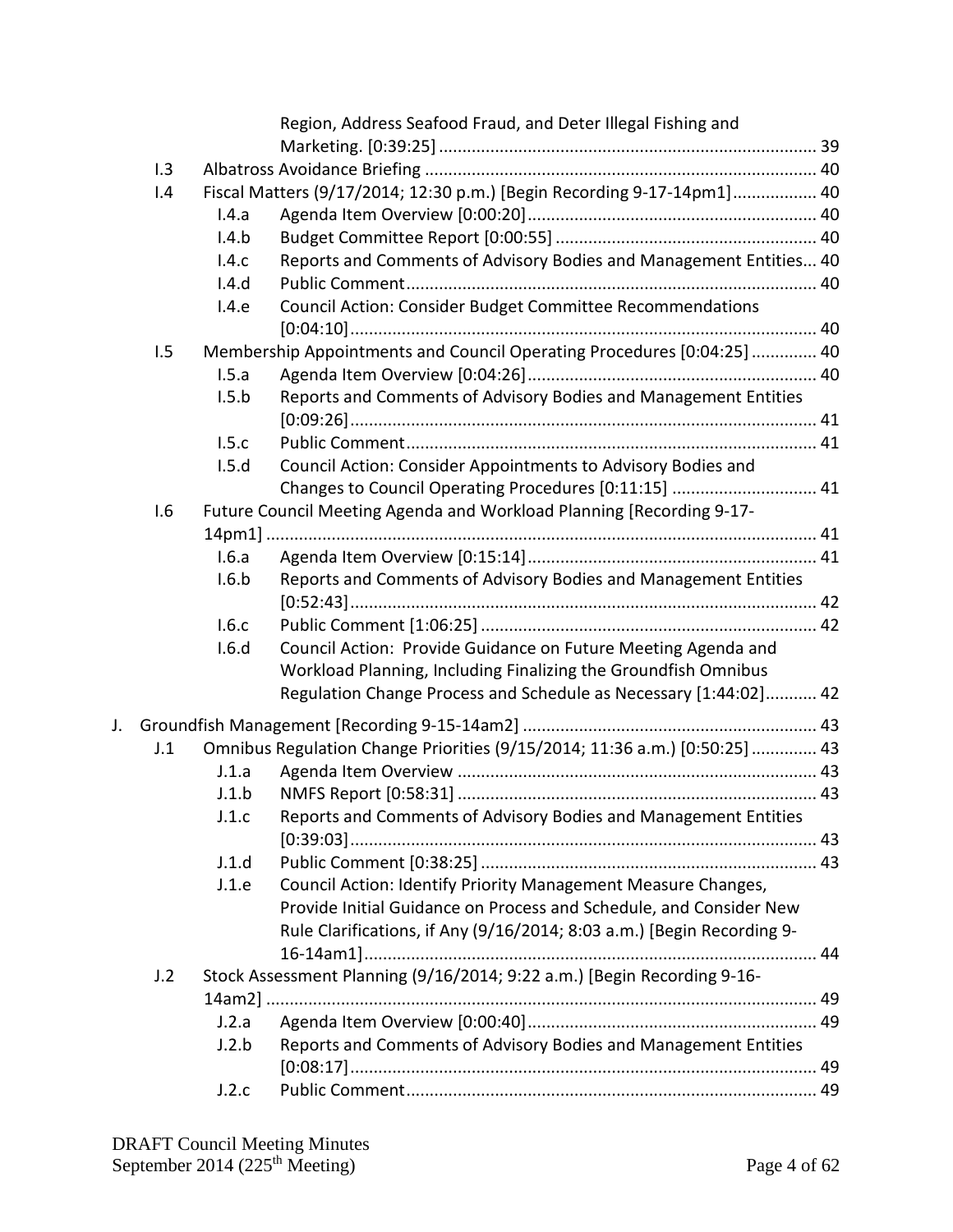Region, Address Seafood Fraud, and Deter Illegal Fishing and Marketing. [0:39:25] ..... 39

- I.3 Albatross Avoidance Briefing ..... 40
- I.4 Fiscal Matters (9/17/2014; 12:30 p.m.) [Begin Recording 9-17-14pm1] ..... 40
  - I.4.a Agenda Item Overview [0:00:20] ..... 40
  - I.4.b Budget Committee Report [0:00:55] ..... 40
  - I.4.c Reports and Comments of Advisory Bodies and Management Entities ... 40
  - I.4.d Public Comment ..... 40
  - I.4.e Council Action: Consider Budget Committee Recommendations [0:04:10] ..... 40
- I.5 Membership Appointments and Council Operating Procedures [0:04:25] ..... 40
  - I.5.a Agenda Item Overview [0:04:26] ..... 40
  - I.5.b Reports and Comments of Advisory Bodies and Management Entities [0:09:26] ..... 41
  - I.5.c Public Comment ..... 41
  - I.5.d Council Action: Consider Appointments to Advisory Bodies and Changes to Council Operating Procedures [0:11:15] ..... 41
- I.6 Future Council Meeting Agenda and Workload Planning [Recording 9-17-14pm1] ..... 41
  - I.6.a Agenda Item Overview [0:15:14] ..... 41
  - I.6.b Reports and Comments of Advisory Bodies and Management Entities [0:52:43] ..... 42
  - I.6.c Public Comment [1:06:25] ..... 42
  - I.6.d Council Action: Provide Guidance on Future Meeting Agenda and Workload Planning, Including Finalizing the Groundfish Omnibus Regulation Change Process and Schedule as Necessary [1:44:02] ..... 42

J. Groundfish Management [Recording 9-15-14am2] ..... 43

- J.1 Omnibus Regulation Change Priorities (9/15/2014; 11:36 a.m.) [0:50:25] ..... 43
  - J.1.a Agenda Item Overview ..... 43
  - J.1.b NMFS Report [0:58:31] ..... 43
  - J.1.c Reports and Comments of Advisory Bodies and Management Entities [0:39:03] ..... 43
  - J.1.d Public Comment [0:38:25] ..... 43
  - J.1.e Council Action: Identify Priority Management Measure Changes, Provide Initial Guidance on Process and Schedule, and Consider New Rule Clarifications, if Any (9/16/2014; 8:03 a.m.) [Begin Recording 9-16-14am1] ..... 44
- J.2 Stock Assessment Planning (9/16/2014; 9:22 a.m.) [Begin Recording 9-16-14am2] ..... 49
  - J.2.a Agenda Item Overview [0:00:40] ..... 49
  - J.2.b Reports and Comments of Advisory Bodies and Management Entities [0:08:17] ..... 49
  - J.2.c Public Comment ..... 49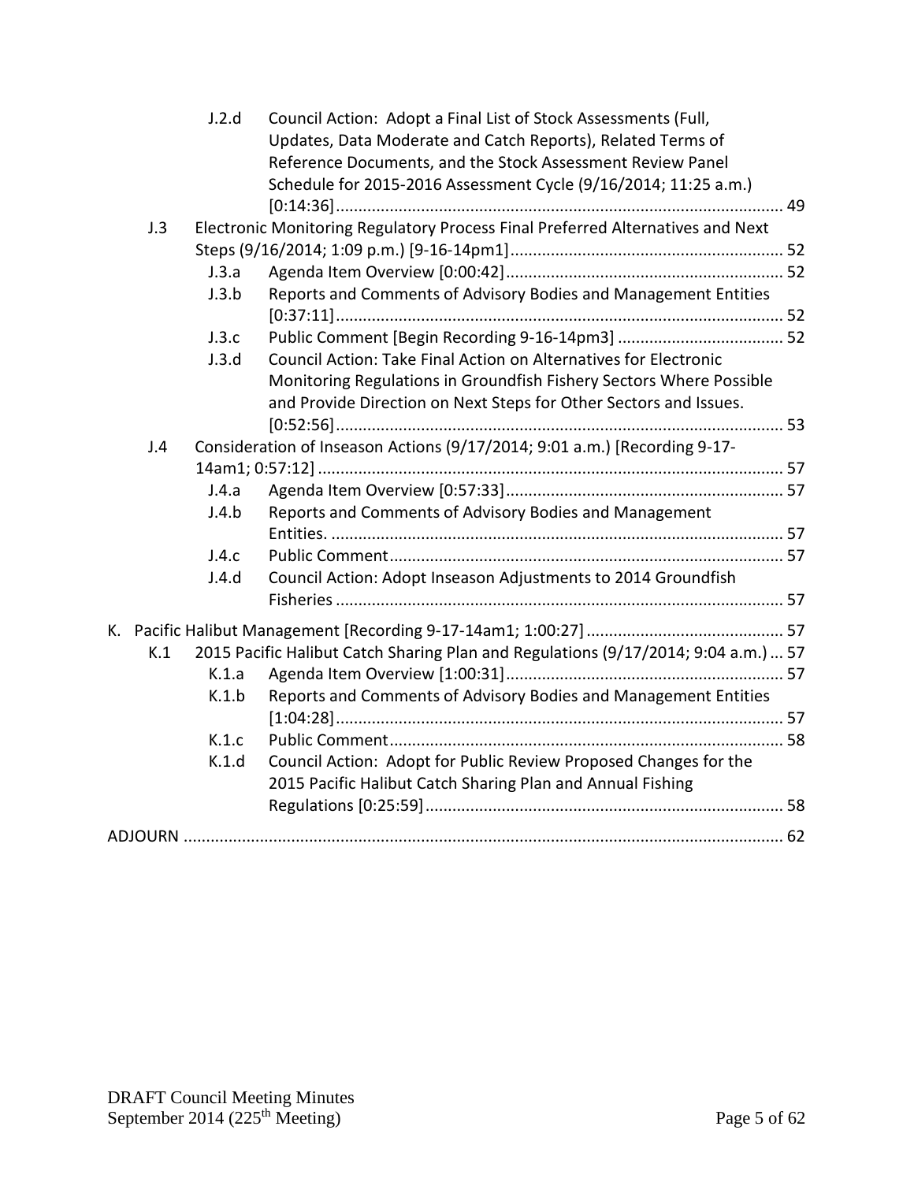J.2.d Council Action: Adopt a Final List of Stock Assessments (Full, Updates, Data Moderate and Catch Reports), Related Terms of Reference Documents, and the Stock Assessment Review Panel Schedule for 2015-2016 Assessment Cycle (9/16/2014; 11:25 a.m.) [0:14:36] .......... 49

J.3 Electronic Monitoring Regulatory Process Final Preferred Alternatives and Next Steps (9/16/2014; 1:09 p.m.) [9-16-14pm1] .......... 52

J.3.a Agenda Item Overview [0:00:42] .......... 52

J.3.b Reports and Comments of Advisory Bodies and Management Entities [0:37:11] .......... 52

J.3.c Public Comment [Begin Recording 9-16-14pm3] .......... 52

J.3.d Council Action: Take Final Action on Alternatives for Electronic Monitoring Regulations in Groundfish Fishery Sectors Where Possible and Provide Direction on Next Steps for Other Sectors and Issues. [0:52:56] .......... 53

J.4 Consideration of Inseason Actions (9/17/2014; 9:01 a.m.) [Recording 9-17-14am1; 0:57:12] .......... 57

J.4.a Agenda Item Overview [0:57:33] .......... 57

J.4.b Reports and Comments of Advisory Bodies and Management Entities. .......... 57

J.4.c Public Comment .......... 57

J.4.d Council Action: Adopt Inseason Adjustments to 2014 Groundfish Fisheries .......... 57

K. Pacific Halibut Management [Recording 9-17-14am1; 1:00:27] .......... 57

K.1 2015 Pacific Halibut Catch Sharing Plan and Regulations (9/17/2014; 9:04 a.m.) .......... 57

K.1.a Agenda Item Overview [1:00:31] .......... 57

K.1.b Reports and Comments of Advisory Bodies and Management Entities [1:04:28] .......... 57

K.1.c Public Comment .......... 58

K.1.d Council Action: Adopt for Public Review Proposed Changes for the 2015 Pacific Halibut Catch Sharing Plan and Annual Fishing Regulations [0:25:59] .......... 58

ADJOURN .......... 62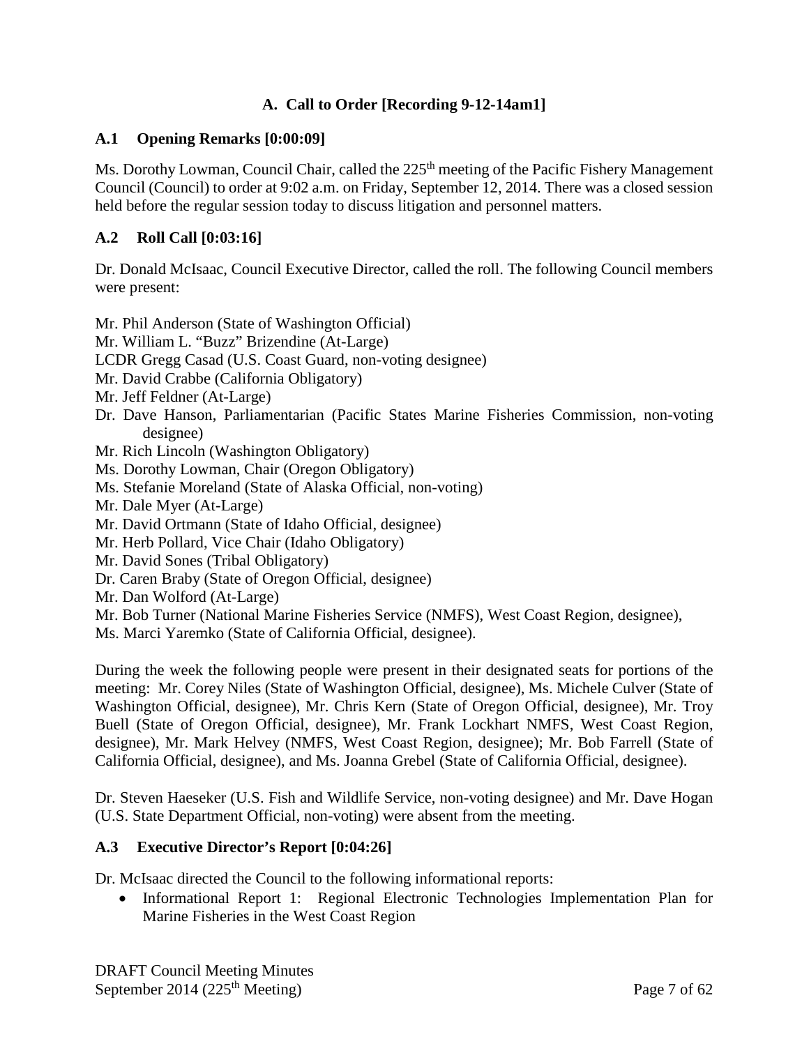## A. Call to Order [Recording 9-12-14am1]

### A.1 Opening Remarks [0:00:09]

Ms. Dorothy Lowman, Council Chair, called the 225th meeting of the Pacific Fishery Management Council (Council) to order at 9:02 a.m. on Friday, September 12, 2014. There was a closed session held before the regular session today to discuss litigation and personnel matters.

### A.2 Roll Call [0:03:16]

Dr. Donald McIsaac, Council Executive Director, called the roll. The following Council members were present:

Mr. Phil Anderson (State of Washington Official)
Mr. William L. "Buzz" Brizendine (At-Large)
LCDR Gregg Casad (U.S. Coast Guard, non-voting designee)
Mr. David Crabbe (California Obligatory)
Mr. Jeff Feldner (At-Large)
Dr. Dave Hanson, Parliamentarian (Pacific States Marine Fisheries Commission, non-voting designee)
Mr. Rich Lincoln (Washington Obligatory)
Ms. Dorothy Lowman, Chair (Oregon Obligatory)
Ms. Stefanie Moreland (State of Alaska Official, non-voting)
Mr. Dale Myer (At-Large)
Mr. David Ortmann (State of Idaho Official, designee)
Mr. Herb Pollard, Vice Chair (Idaho Obligatory)
Mr. David Sones (Tribal Obligatory)
Dr. Caren Braby (State of Oregon Official, designee)
Mr. Dan Wolford (At-Large)
Mr. Bob Turner (National Marine Fisheries Service (NMFS), West Coast Region, designee),
Ms. Marci Yaremko (State of California Official, designee).

During the week the following people were present in their designated seats for portions of the meeting: Mr. Corey Niles (State of Washington Official, designee), Ms. Michele Culver (State of Washington Official, designee), Mr. Chris Kern (State of Oregon Official, designee), Mr. Troy Buell (State of Oregon Official, designee), Mr. Frank Lockhart NMFS, West Coast Region, designee), Mr. Mark Helvey (NMFS, West Coast Region, designee); Mr. Bob Farrell (State of California Official, designee), and Ms. Joanna Grebel (State of California Official, designee).

Dr. Steven Haeseker (U.S. Fish and Wildlife Service, non-voting designee) and Mr. Dave Hogan (U.S. State Department Official, non-voting) were absent from the meeting.

### A.3 Executive Director's Report [0:04:26]

Dr. McIsaac directed the Council to the following informational reports:

- Informational Report 1: Regional Electronic Technologies Implementation Plan for Marine Fisheries in the West Coast Region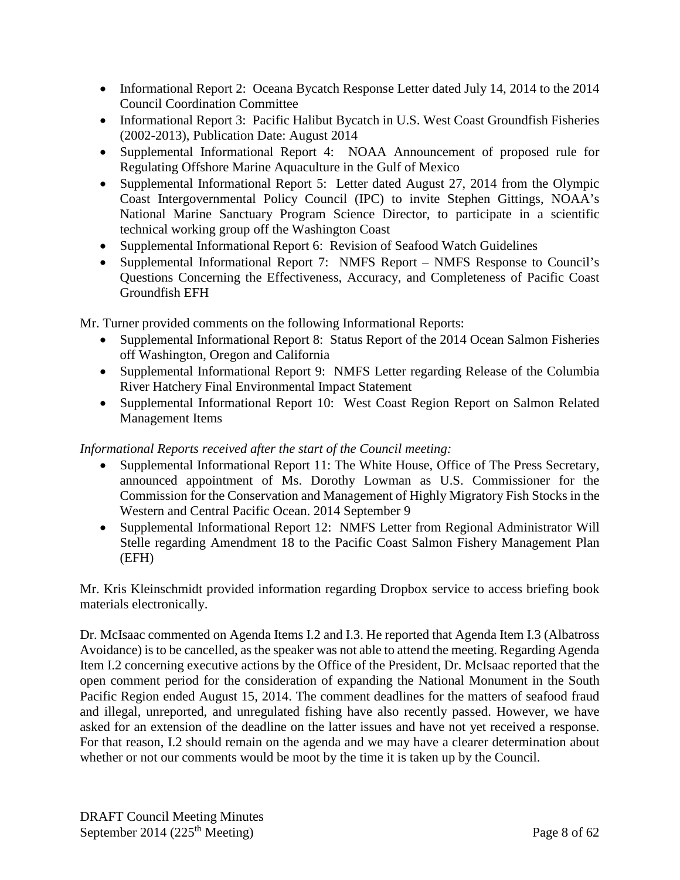- Informational Report 2: Oceana Bycatch Response Letter dated July 14, 2014 to the 2014 Council Coordination Committee
- Informational Report 3: Pacific Halibut Bycatch in U.S. West Coast Groundfish Fisheries (2002-2013), Publication Date: August 2014
- Supplemental Informational Report 4: NOAA Announcement of proposed rule for Regulating Offshore Marine Aquaculture in the Gulf of Mexico
- Supplemental Informational Report 5: Letter dated August 27, 2014 from the Olympic Coast Intergovernmental Policy Council (IPC) to invite Stephen Gittings, NOAA's National Marine Sanctuary Program Science Director, to participate in a scientific technical working group off the Washington Coast
- Supplemental Informational Report 6: Revision of Seafood Watch Guidelines
- Supplemental Informational Report 7: NMFS Report – NMFS Response to Council's Questions Concerning the Effectiveness, Accuracy, and Completeness of Pacific Coast Groundfish EFH

Mr. Turner provided comments on the following Informational Reports:

- Supplemental Informational Report 8: Status Report of the 2014 Ocean Salmon Fisheries off Washington, Oregon and California
- Supplemental Informational Report 9: NMFS Letter regarding Release of the Columbia River Hatchery Final Environmental Impact Statement
- Supplemental Informational Report 10: West Coast Region Report on Salmon Related Management Items

*Informational Reports received after the start of the Council meeting:*

- Supplemental Informational Report 11: The White House, Office of The Press Secretary, announced appointment of Ms. Dorothy Lowman as U.S. Commissioner for the Commission for the Conservation and Management of Highly Migratory Fish Stocks in the Western and Central Pacific Ocean. 2014 September 9
- Supplemental Informational Report 12: NMFS Letter from Regional Administrator Will Stelle regarding Amendment 18 to the Pacific Coast Salmon Fishery Management Plan (EFH)

Mr. Kris Kleinschmidt provided information regarding Dropbox service to access briefing book materials electronically.

Dr. McIsaac commented on Agenda Items I.2 and I.3. He reported that Agenda Item I.3 (Albatross Avoidance) is to be cancelled, as the speaker was not able to attend the meeting. Regarding Agenda Item I.2 concerning executive actions by the Office of the President, Dr. McIsaac reported that the open comment period for the consideration of expanding the National Monument in the South Pacific Region ended August 15, 2014. The comment deadlines for the matters of seafood fraud and illegal, unreported, and unregulated fishing have also recently passed. However, we have asked for an extension of the deadline on the latter issues and have not yet received a response. For that reason, I.2 should remain on the agenda and we may have a clearer determination about whether or not our comments would be moot by the time it is taken up by the Council.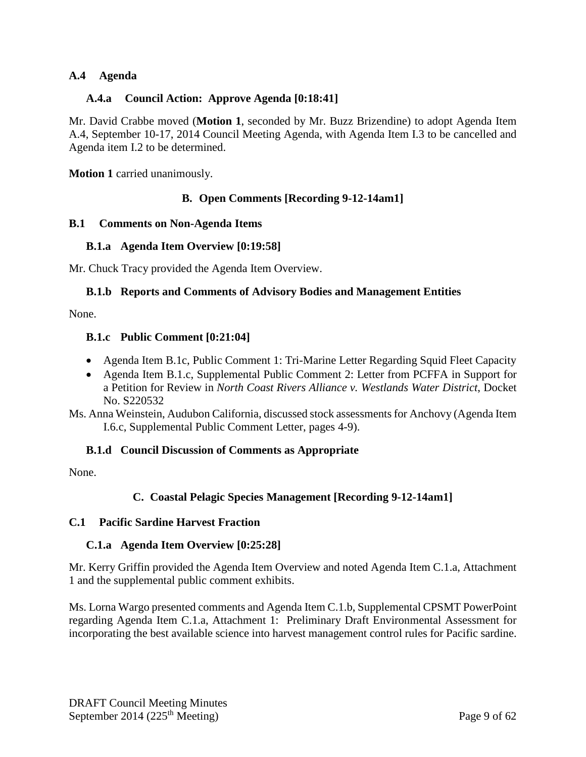### A.4 Agenda

#### A.4.a Council Action: Approve Agenda [0:18:41]

Mr. David Crabbe moved (**Motion 1**, seconded by Mr. Buzz Brizendine) to adopt Agenda Item A.4, September 10-17, 2014 Council Meeting Agenda, with Agenda Item I.3 to be cancelled and Agenda item I.2 to be determined.

**Motion 1** carried unanimously.

## B. Open Comments [Recording 9-12-14am1]

### B.1 Comments on Non-Agenda Items

#### B.1.a Agenda Item Overview [0:19:58]

Mr. Chuck Tracy provided the Agenda Item Overview.

#### B.1.b Reports and Comments of Advisory Bodies and Management Entities

None.

#### B.1.c Public Comment [0:21:04]

- Agenda Item B.1c, Public Comment 1: Tri-Marine Letter Regarding Squid Fleet Capacity
- Agenda Item B.1.c, Supplemental Public Comment 2: Letter from PCFFA in Support for a Petition for Review in *North Coast Rivers Alliance v. Westlands Water District*, Docket No. S220532

Ms. Anna Weinstein, Audubon California, discussed stock assessments for Anchovy (Agenda Item I.6.c, Supplemental Public Comment Letter, pages 4-9).

#### B.1.d Council Discussion of Comments as Appropriate

None.

## C. Coastal Pelagic Species Management [Recording 9-12-14am1]

### C.1 Pacific Sardine Harvest Fraction

#### C.1.a Agenda Item Overview [0:25:28]

Mr. Kerry Griffin provided the Agenda Item Overview and noted Agenda Item C.1.a, Attachment 1 and the supplemental public comment exhibits.

Ms. Lorna Wargo presented comments and Agenda Item C.1.b, Supplemental CPSMT PowerPoint regarding Agenda Item C.1.a, Attachment 1: Preliminary Draft Environmental Assessment for incorporating the best available science into harvest management control rules for Pacific sardine.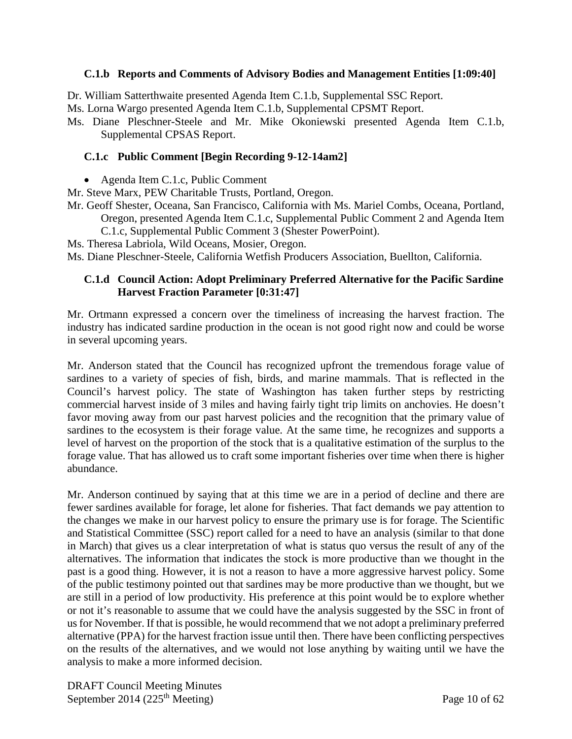### C.1.b Reports and Comments of Advisory Bodies and Management Entities [1:09:40]

Dr. William Satterthwaite presented Agenda Item C.1.b, Supplemental SSC Report.

Ms. Lorna Wargo presented Agenda Item C.1.b, Supplemental CPSMT Report.

Ms. Diane Pleschner-Steele and Mr. Mike Okoniewski presented Agenda Item C.1.b, Supplemental CPSAS Report.

### C.1.c Public Comment [Begin Recording 9-12-14am2]

- Agenda Item C.1.c, Public Comment

Mr. Steve Marx, PEW Charitable Trusts, Portland, Oregon.

Mr. Geoff Shester, Oceana, San Francisco, California with Ms. Mariel Combs, Oceana, Portland, Oregon, presented Agenda Item C.1.c, Supplemental Public Comment 2 and Agenda Item C.1.c, Supplemental Public Comment 3 (Shester PowerPoint).

Ms. Theresa Labriola, Wild Oceans, Mosier, Oregon.

Ms. Diane Pleschner-Steele, California Wetfish Producers Association, Buellton, California.

### C.1.d Council Action: Adopt Preliminary Preferred Alternative for the Pacific Sardine Harvest Fraction Parameter [0:31:47]

Mr. Ortmann expressed a concern over the timeliness of increasing the harvest fraction. The industry has indicated sardine production in the ocean is not good right now and could be worse in several upcoming years.

Mr. Anderson stated that the Council has recognized upfront the tremendous forage value of sardines to a variety of species of fish, birds, and marine mammals. That is reflected in the Council's harvest policy. The state of Washington has taken further steps by restricting commercial harvest inside of 3 miles and having fairly tight trip limits on anchovies. He doesn't favor moving away from our past harvest policies and the recognition that the primary value of sardines to the ecosystem is their forage value. At the same time, he recognizes and supports a level of harvest on the proportion of the stock that is a qualitative estimation of the surplus to the forage value. That has allowed us to craft some important fisheries over time when there is higher abundance.

Mr. Anderson continued by saying that at this time we are in a period of decline and there are fewer sardines available for forage, let alone for fisheries. That fact demands we pay attention to the changes we make in our harvest policy to ensure the primary use is for forage. The Scientific and Statistical Committee (SSC) report called for a need to have an analysis (similar to that done in March) that gives us a clear interpretation of what is status quo versus the result of any of the alternatives. The information that indicates the stock is more productive than we thought in the past is a good thing. However, it is not a reason to have a more aggressive harvest policy. Some of the public testimony pointed out that sardines may be more productive than we thought, but we are still in a period of low productivity. His preference at this point would be to explore whether or not it's reasonable to assume that we could have the analysis suggested by the SSC in front of us for November. If that is possible, he would recommend that we not adopt a preliminary preferred alternative (PPA) for the harvest fraction issue until then. There have been conflicting perspectives on the results of the alternatives, and we would not lose anything by waiting until we have the analysis to make a more informed decision.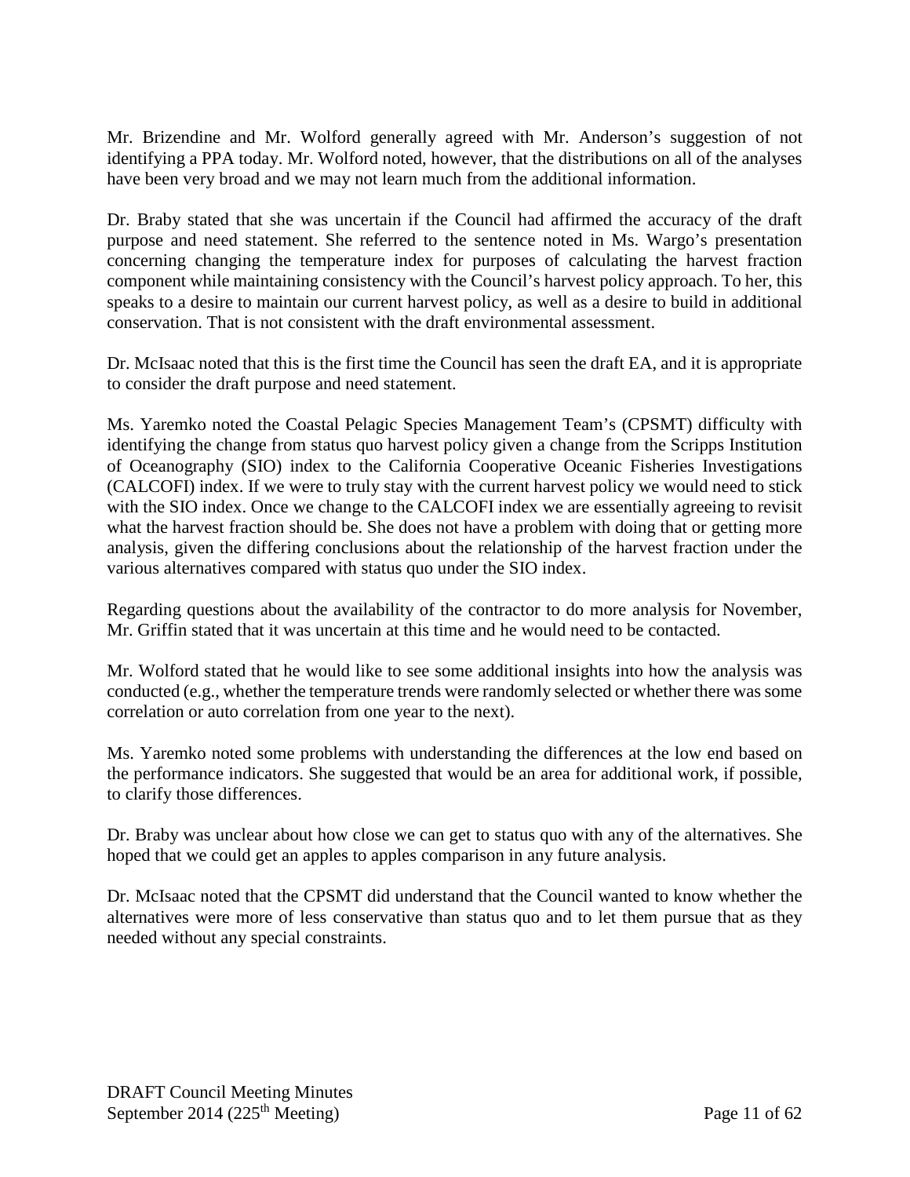Mr. Brizendine and Mr. Wolford generally agreed with Mr. Anderson's suggestion of not identifying a PPA today. Mr. Wolford noted, however, that the distributions on all of the analyses have been very broad and we may not learn much from the additional information.

Dr. Braby stated that she was uncertain if the Council had affirmed the accuracy of the draft purpose and need statement. She referred to the sentence noted in Ms. Wargo's presentation concerning changing the temperature index for purposes of calculating the harvest fraction component while maintaining consistency with the Council's harvest policy approach. To her, this speaks to a desire to maintain our current harvest policy, as well as a desire to build in additional conservation. That is not consistent with the draft environmental assessment.

Dr. McIsaac noted that this is the first time the Council has seen the draft EA, and it is appropriate to consider the draft purpose and need statement.

Ms. Yaremko noted the Coastal Pelagic Species Management Team's (CPSMT) difficulty with identifying the change from status quo harvest policy given a change from the Scripps Institution of Oceanography (SIO) index to the California Cooperative Oceanic Fisheries Investigations (CALCOFI) index. If we were to truly stay with the current harvest policy we would need to stick with the SIO index. Once we change to the CALCOFI index we are essentially agreeing to revisit what the harvest fraction should be. She does not have a problem with doing that or getting more analysis, given the differing conclusions about the relationship of the harvest fraction under the various alternatives compared with status quo under the SIO index.

Regarding questions about the availability of the contractor to do more analysis for November, Mr. Griffin stated that it was uncertain at this time and he would need to be contacted.

Mr. Wolford stated that he would like to see some additional insights into how the analysis was conducted (e.g., whether the temperature trends were randomly selected or whether there was some correlation or auto correlation from one year to the next).

Ms. Yaremko noted some problems with understanding the differences at the low end based on the performance indicators. She suggested that would be an area for additional work, if possible, to clarify those differences.

Dr. Braby was unclear about how close we can get to status quo with any of the alternatives. She hoped that we could get an apples to apples comparison in any future analysis.

Dr. McIsaac noted that the CPSMT did understand that the Council wanted to know whether the alternatives were more of less conservative than status quo and to let them pursue that as they needed without any special constraints.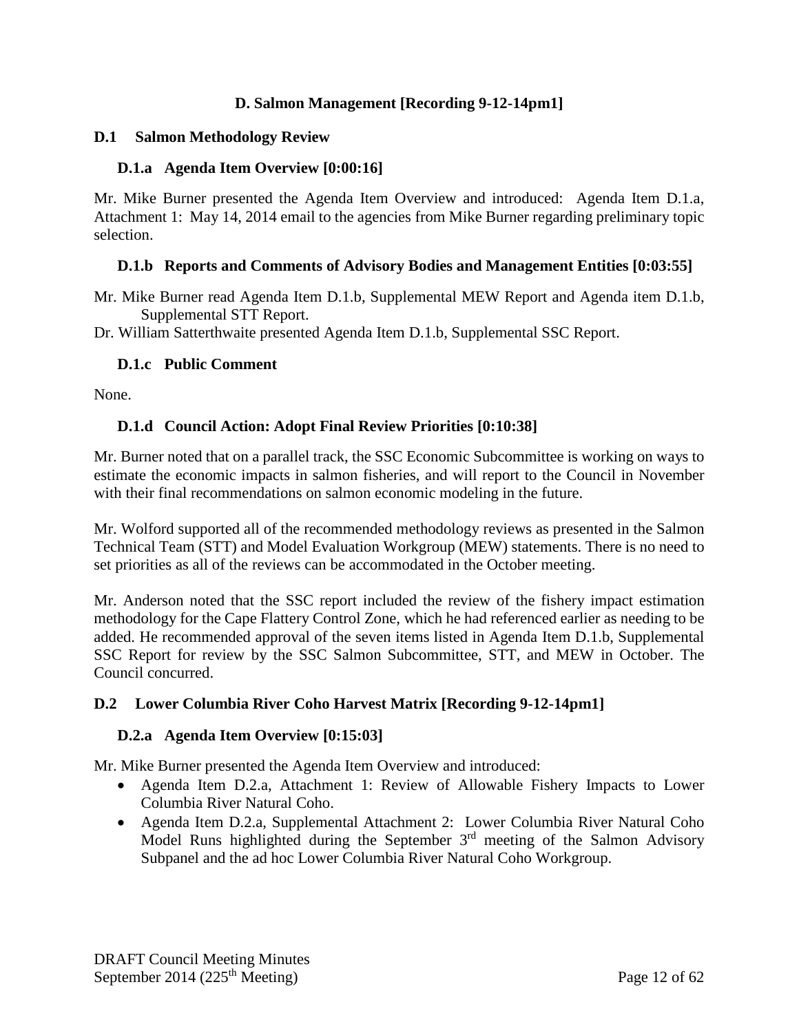## D. Salmon Management [Recording 9-12-14pm1]

### D.1 Salmon Methodology Review

#### D.1.a Agenda Item Overview [0:00:16]

Mr. Mike Burner presented the Agenda Item Overview and introduced: Agenda Item D.1.a, Attachment 1: May 14, 2014 email to the agencies from Mike Burner regarding preliminary topic selection.

#### D.1.b Reports and Comments of Advisory Bodies and Management Entities [0:03:55]

Mr. Mike Burner read Agenda Item D.1.b, Supplemental MEW Report and Agenda item D.1.b, Supplemental STT Report.

Dr. William Satterthwaite presented Agenda Item D.1.b, Supplemental SSC Report.

#### D.1.c Public Comment

None.

#### D.1.d Council Action: Adopt Final Review Priorities [0:10:38]

Mr. Burner noted that on a parallel track, the SSC Economic Subcommittee is working on ways to estimate the economic impacts in salmon fisheries, and will report to the Council in November with their final recommendations on salmon economic modeling in the future.

Mr. Wolford supported all of the recommended methodology reviews as presented in the Salmon Technical Team (STT) and Model Evaluation Workgroup (MEW) statements. There is no need to set priorities as all of the reviews can be accommodated in the October meeting.

Mr. Anderson noted that the SSC report included the review of the fishery impact estimation methodology for the Cape Flattery Control Zone, which he had referenced earlier as needing to be added. He recommended approval of the seven items listed in Agenda Item D.1.b, Supplemental SSC Report for review by the SSC Salmon Subcommittee, STT, and MEW in October. The Council concurred.

### D.2 Lower Columbia River Coho Harvest Matrix [Recording 9-12-14pm1]

#### D.2.a Agenda Item Overview [0:15:03]

Mr. Mike Burner presented the Agenda Item Overview and introduced:

- Agenda Item D.2.a, Attachment 1: Review of Allowable Fishery Impacts to Lower Columbia River Natural Coho.
- Agenda Item D.2.a, Supplemental Attachment 2: Lower Columbia River Natural Coho Model Runs highlighted during the September 3rd meeting of the Salmon Advisory Subpanel and the ad hoc Lower Columbia River Natural Coho Workgroup.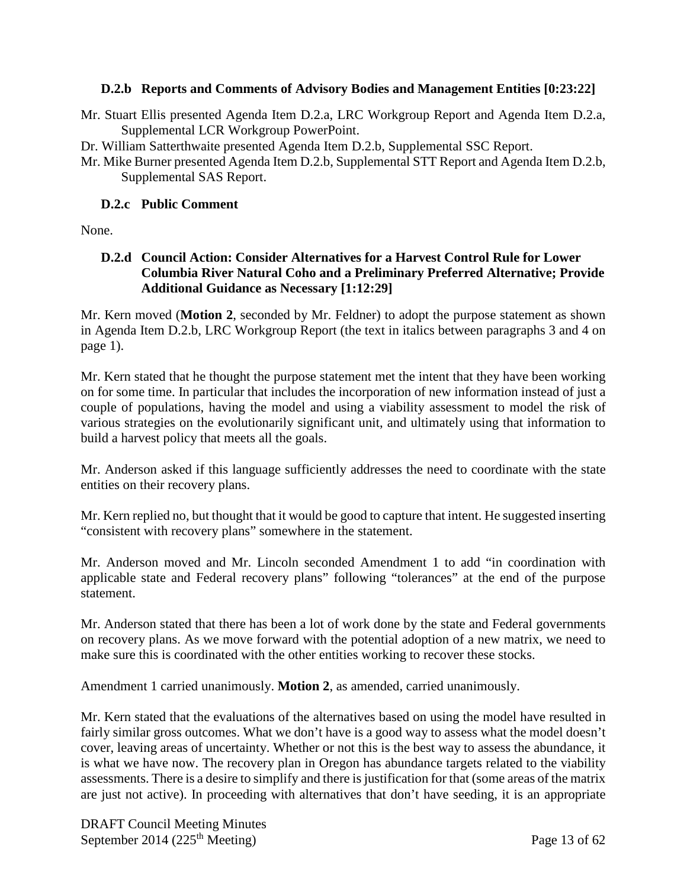### D.2.b Reports and Comments of Advisory Bodies and Management Entities [0:23:22]

Mr. Stuart Ellis presented Agenda Item D.2.a, LRC Workgroup Report and Agenda Item D.2.a, Supplemental LCR Workgroup PowerPoint.

Dr. William Satterthwaite presented Agenda Item D.2.b, Supplemental SSC Report.

Mr. Mike Burner presented Agenda Item D.2.b, Supplemental STT Report and Agenda Item D.2.b, Supplemental SAS Report.

### D.2.c Public Comment

None.

### D.2.d Council Action: Consider Alternatives for a Harvest Control Rule for Lower Columbia River Natural Coho and a Preliminary Preferred Alternative; Provide Additional Guidance as Necessary [1:12:29]

Mr. Kern moved (**Motion 2**, seconded by Mr. Feldner) to adopt the purpose statement as shown in Agenda Item D.2.b, LRC Workgroup Report (the text in italics between paragraphs 3 and 4 on page 1).

Mr. Kern stated that he thought the purpose statement met the intent that they have been working on for some time. In particular that includes the incorporation of new information instead of just a couple of populations, having the model and using a viability assessment to model the risk of various strategies on the evolutionarily significant unit, and ultimately using that information to build a harvest policy that meets all the goals.

Mr. Anderson asked if this language sufficiently addresses the need to coordinate with the state entities on their recovery plans.

Mr. Kern replied no, but thought that it would be good to capture that intent. He suggested inserting "consistent with recovery plans" somewhere in the statement.

Mr. Anderson moved and Mr. Lincoln seconded Amendment 1 to add "in coordination with applicable state and Federal recovery plans" following "tolerances" at the end of the purpose statement.

Mr. Anderson stated that there has been a lot of work done by the state and Federal governments on recovery plans. As we move forward with the potential adoption of a new matrix, we need to make sure this is coordinated with the other entities working to recover these stocks.

Amendment 1 carried unanimously. **Motion 2**, as amended, carried unanimously.

Mr. Kern stated that the evaluations of the alternatives based on using the model have resulted in fairly similar gross outcomes. What we don't have is a good way to assess what the model doesn't cover, leaving areas of uncertainty. Whether or not this is the best way to assess the abundance, it is what we have now. The recovery plan in Oregon has abundance targets related to the viability assessments. There is a desire to simplify and there is justification for that (some areas of the matrix are just not active). In proceeding with alternatives that don't have seeding, it is an appropriate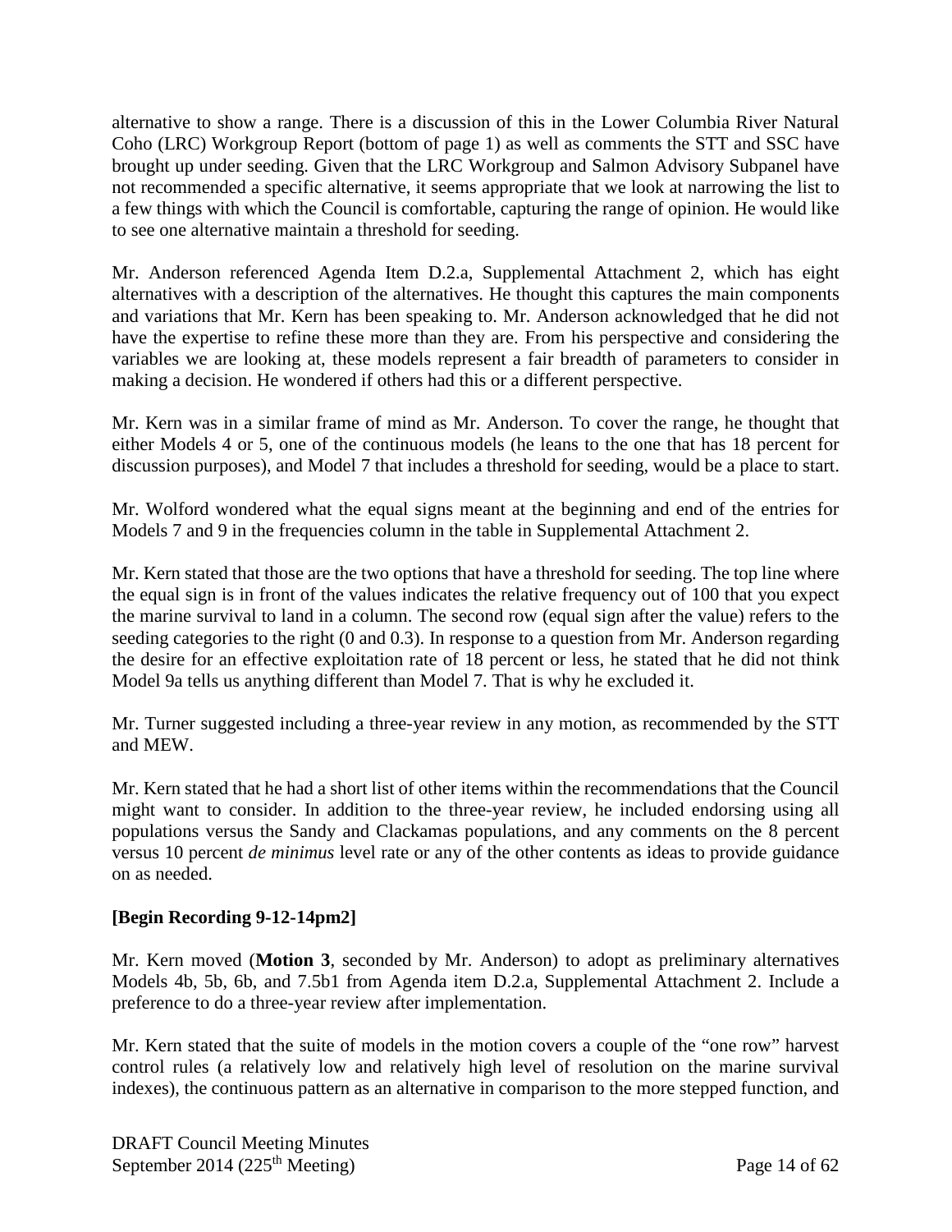alternative to show a range. There is a discussion of this in the Lower Columbia River Natural Coho (LRC) Workgroup Report (bottom of page 1) as well as comments the STT and SSC have brought up under seeding. Given that the LRC Workgroup and Salmon Advisory Subpanel have not recommended a specific alternative, it seems appropriate that we look at narrowing the list to a few things with which the Council is comfortable, capturing the range of opinion. He would like to see one alternative maintain a threshold for seeding.

Mr. Anderson referenced Agenda Item D.2.a, Supplemental Attachment 2, which has eight alternatives with a description of the alternatives. He thought this captures the main components and variations that Mr. Kern has been speaking to. Mr. Anderson acknowledged that he did not have the expertise to refine these more than they are. From his perspective and considering the variables we are looking at, these models represent a fair breadth of parameters to consider in making a decision. He wondered if others had this or a different perspective.

Mr. Kern was in a similar frame of mind as Mr. Anderson. To cover the range, he thought that either Models 4 or 5, one of the continuous models (he leans to the one that has 18 percent for discussion purposes), and Model 7 that includes a threshold for seeding, would be a place to start.

Mr. Wolford wondered what the equal signs meant at the beginning and end of the entries for Models 7 and 9 in the frequencies column in the table in Supplemental Attachment 2.

Mr. Kern stated that those are the two options that have a threshold for seeding. The top line where the equal sign is in front of the values indicates the relative frequency out of 100 that you expect the marine survival to land in a column. The second row (equal sign after the value) refers to the seeding categories to the right (0 and 0.3). In response to a question from Mr. Anderson regarding the desire for an effective exploitation rate of 18 percent or less, he stated that he did not think Model 9a tells us anything different than Model 7. That is why he excluded it.

Mr. Turner suggested including a three-year review in any motion, as recommended by the STT and MEW.

Mr. Kern stated that he had a short list of other items within the recommendations that the Council might want to consider. In addition to the three-year review, he included endorsing using all populations versus the Sandy and Clackamas populations, and any comments on the 8 percent versus 10 percent *de minimus* level rate or any of the other contents as ideas to provide guidance on as needed.

**[Begin Recording 9-12-14pm2]**

Mr. Kern moved (**Motion 3**, seconded by Mr. Anderson) to adopt as preliminary alternatives Models 4b, 5b, 6b, and 7.5b1 from Agenda item D.2.a, Supplemental Attachment 2. Include a preference to do a three-year review after implementation.

Mr. Kern stated that the suite of models in the motion covers a couple of the "one row" harvest control rules (a relatively low and relatively high level of resolution on the marine survival indexes), the continuous pattern as an alternative in comparison to the more stepped function, and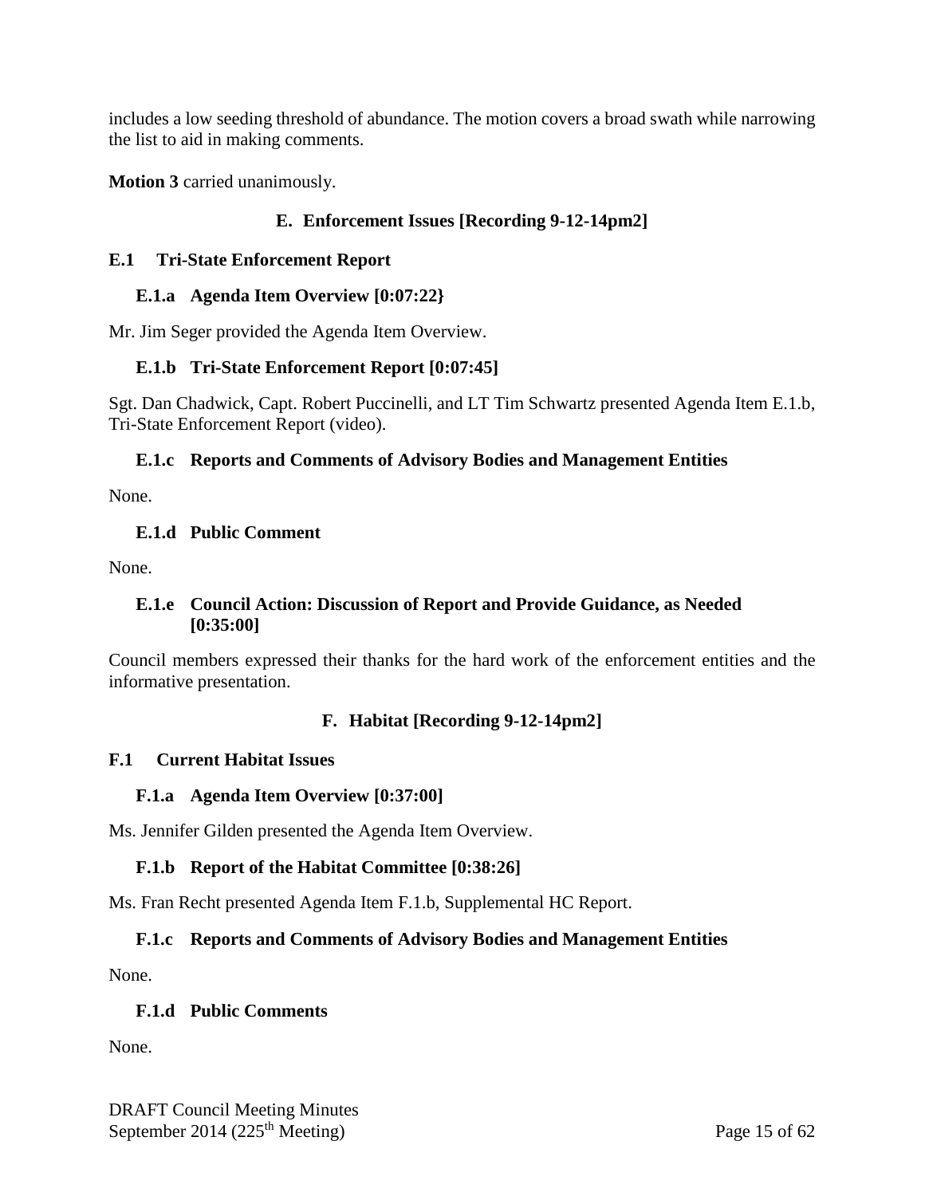includes a low seeding threshold of abundance. The motion covers a broad swath while narrowing the list to aid in making comments.

**Motion 3** carried unanimously.

## E. Enforcement Issues [Recording 9-12-14pm2]

### E.1 Tri-State Enforcement Report

#### E.1.a Agenda Item Overview [0:07:22}

Mr. Jim Seger provided the Agenda Item Overview.

#### E.1.b Tri-State Enforcement Report [0:07:45]

Sgt. Dan Chadwick, Capt. Robert Puccinelli, and LT Tim Schwartz presented Agenda Item E.1.b, Tri-State Enforcement Report (video).

#### E.1.c Reports and Comments of Advisory Bodies and Management Entities

None.

#### E.1.d Public Comment

None.

#### E.1.e Council Action: Discussion of Report and Provide Guidance, as Needed [0:35:00]

Council members expressed their thanks for the hard work of the enforcement entities and the informative presentation.

## F. Habitat [Recording 9-12-14pm2]

### F.1 Current Habitat Issues

#### F.1.a Agenda Item Overview [0:37:00]

Ms. Jennifer Gilden presented the Agenda Item Overview.

#### F.1.b Report of the Habitat Committee [0:38:26]

Ms. Fran Recht presented Agenda Item F.1.b, Supplemental HC Report.

#### F.1.c Reports and Comments of Advisory Bodies and Management Entities

None.

#### F.1.d Public Comments

None.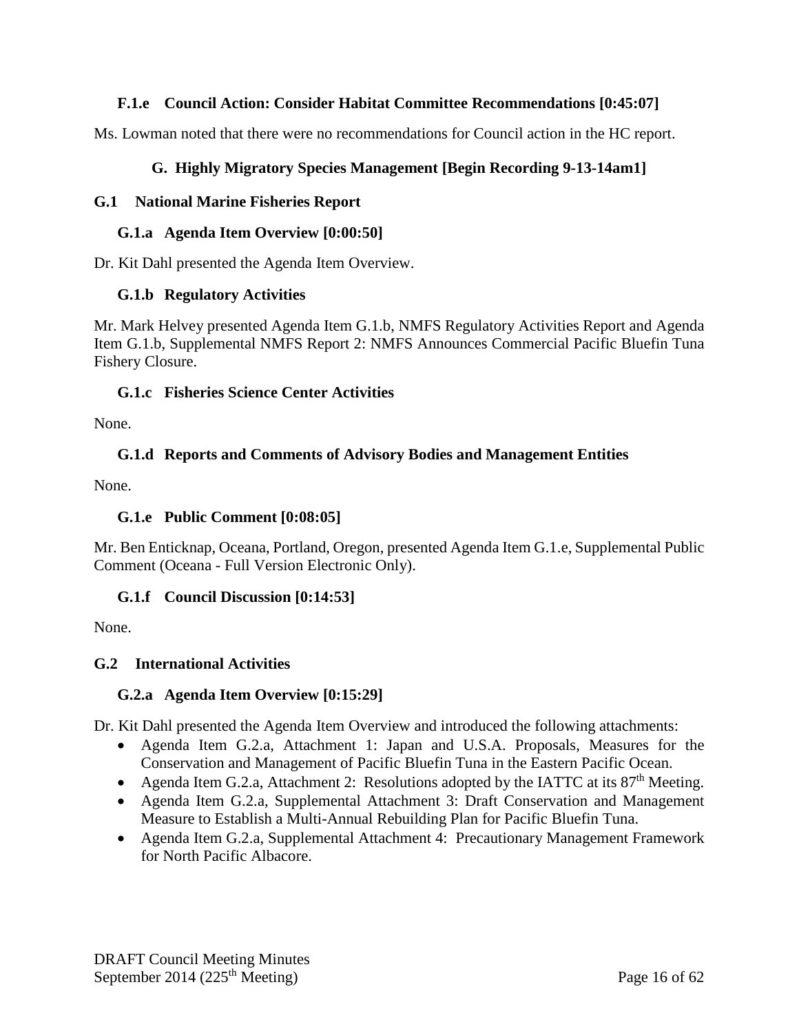### F.1.e Council Action: Consider Habitat Committee Recommendations [0:45:07]

Ms. Lowman noted that there were no recommendations for Council action in the HC report.

## G. Highly Migratory Species Management [Begin Recording 9-13-14am1]

### G.1 National Marine Fisheries Report

#### G.1.a Agenda Item Overview [0:00:50]

Dr. Kit Dahl presented the Agenda Item Overview.

#### G.1.b Regulatory Activities

Mr. Mark Helvey presented Agenda Item G.1.b, NMFS Regulatory Activities Report and Agenda Item G.1.b, Supplemental NMFS Report 2: NMFS Announces Commercial Pacific Bluefin Tuna Fishery Closure.

#### G.1.c Fisheries Science Center Activities

None.

#### G.1.d Reports and Comments of Advisory Bodies and Management Entities

None.

#### G.1.e Public Comment [0:08:05]

Mr. Ben Enticknap, Oceana, Portland, Oregon, presented Agenda Item G.1.e, Supplemental Public Comment (Oceana - Full Version Electronic Only).

#### G.1.f Council Discussion [0:14:53]

None.

### G.2 International Activities

#### G.2.a Agenda Item Overview [0:15:29]

Dr. Kit Dahl presented the Agenda Item Overview and introduced the following attachments:

- Agenda Item G.2.a, Attachment 1: Japan and U.S.A. Proposals, Measures for the Conservation and Management of Pacific Bluefin Tuna in the Eastern Pacific Ocean.
- Agenda Item G.2.a, Attachment 2: Resolutions adopted by the IATTC at its 87th Meeting.
- Agenda Item G.2.a, Supplemental Attachment 3: Draft Conservation and Management Measure to Establish a Multi-Annual Rebuilding Plan for Pacific Bluefin Tuna.
- Agenda Item G.2.a, Supplemental Attachment 4: Precautionary Management Framework for North Pacific Albacore.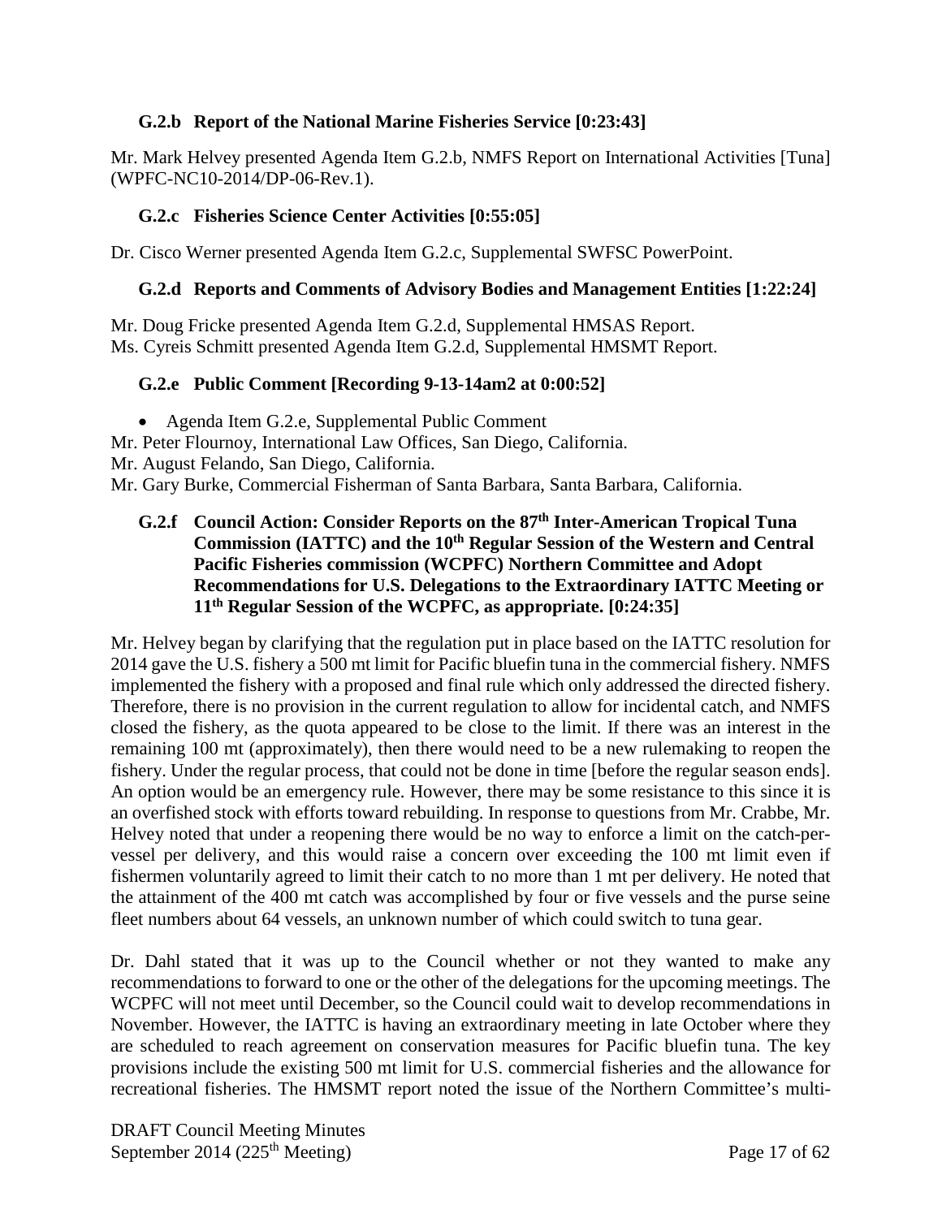### G.2.b Report of the National Marine Fisheries Service [0:23:43]

Mr. Mark Helvey presented Agenda Item G.2.b, NMFS Report on International Activities [Tuna] (WPFC-NC10-2014/DP-06-Rev.1).

### G.2.c Fisheries Science Center Activities [0:55:05]

Dr. Cisco Werner presented Agenda Item G.2.c, Supplemental SWFSC PowerPoint.

### G.2.d Reports and Comments of Advisory Bodies and Management Entities [1:22:24]

Mr. Doug Fricke presented Agenda Item G.2.d, Supplemental HMSAS Report.
Ms. Cyreis Schmitt presented Agenda Item G.2.d, Supplemental HMSMT Report.

### G.2.e Public Comment [Recording 9-13-14am2 at 0:00:52]

- Agenda Item G.2.e, Supplemental Public Comment

Mr. Peter Flournoy, International Law Offices, San Diego, California.
Mr. August Felando, San Diego, California.
Mr. Gary Burke, Commercial Fisherman of Santa Barbara, Santa Barbara, California.

### G.2.f Council Action: Consider Reports on the 87th Inter-American Tropical Tuna Commission (IATTC) and the 10th Regular Session of the Western and Central Pacific Fisheries commission (WCPFC) Northern Committee and Adopt Recommendations for U.S. Delegations to the Extraordinary IATTC Meeting or 11th Regular Session of the WCPFC, as appropriate. [0:24:35]

Mr. Helvey began by clarifying that the regulation put in place based on the IATTC resolution for 2014 gave the U.S. fishery a 500 mt limit for Pacific bluefin tuna in the commercial fishery. NMFS implemented the fishery with a proposed and final rule which only addressed the directed fishery. Therefore, there is no provision in the current regulation to allow for incidental catch, and NMFS closed the fishery, as the quota appeared to be close to the limit. If there was an interest in the remaining 100 mt (approximately), then there would need to be a new rulemaking to reopen the fishery. Under the regular process, that could not be done in time [before the regular season ends]. An option would be an emergency rule. However, there may be some resistance to this since it is an overfished stock with efforts toward rebuilding. In response to questions from Mr. Crabbe, Mr. Helvey noted that under a reopening there would be no way to enforce a limit on the catch-per-vessel per delivery, and this would raise a concern over exceeding the 100 mt limit even if fishermen voluntarily agreed to limit their catch to no more than 1 mt per delivery. He noted that the attainment of the 400 mt catch was accomplished by four or five vessels and the purse seine fleet numbers about 64 vessels, an unknown number of which could switch to tuna gear.

Dr. Dahl stated that it was up to the Council whether or not they wanted to make any recommendations to forward to one or the other of the delegations for the upcoming meetings. The WCPFC will not meet until December, so the Council could wait to develop recommendations in November. However, the IATTC is having an extraordinary meeting in late October where they are scheduled to reach agreement on conservation measures for Pacific bluefin tuna. The key provisions include the existing 500 mt limit for U.S. commercial fisheries and the allowance for recreational fisheries. The HMSMT report noted the issue of the Northern Committee's multi-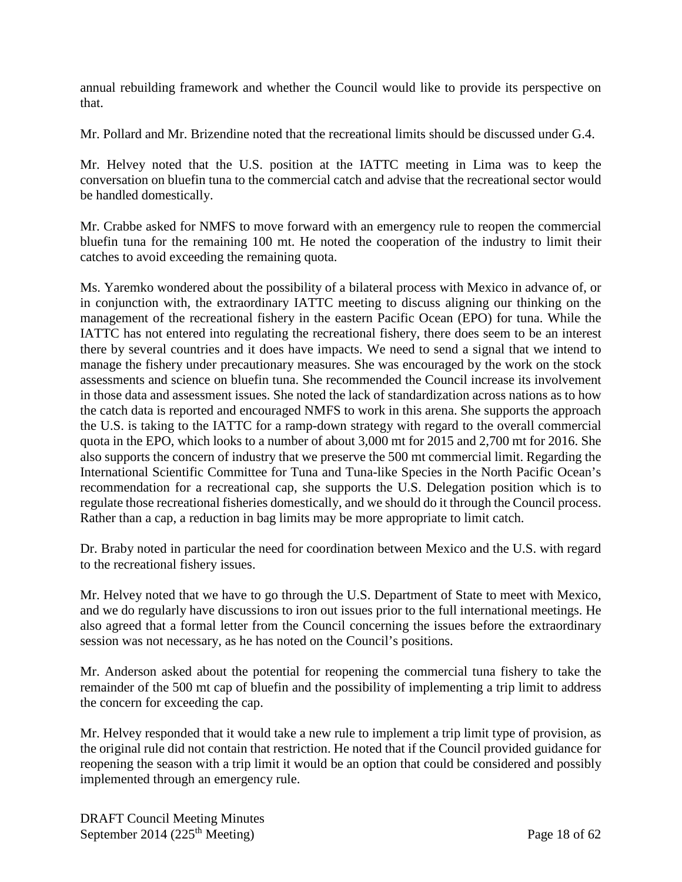annual rebuilding framework and whether the Council would like to provide its perspective on that.

Mr. Pollard and Mr. Brizendine noted that the recreational limits should be discussed under G.4.

Mr. Helvey noted that the U.S. position at the IATTC meeting in Lima was to keep the conversation on bluefin tuna to the commercial catch and advise that the recreational sector would be handled domestically.

Mr. Crabbe asked for NMFS to move forward with an emergency rule to reopen the commercial bluefin tuna for the remaining 100 mt. He noted the cooperation of the industry to limit their catches to avoid exceeding the remaining quota.

Ms. Yaremko wondered about the possibility of a bilateral process with Mexico in advance of, or in conjunction with, the extraordinary IATTC meeting to discuss aligning our thinking on the management of the recreational fishery in the eastern Pacific Ocean (EPO) for tuna. While the IATTC has not entered into regulating the recreational fishery, there does seem to be an interest there by several countries and it does have impacts. We need to send a signal that we intend to manage the fishery under precautionary measures. She was encouraged by the work on the stock assessments and science on bluefin tuna. She recommended the Council increase its involvement in those data and assessment issues. She noted the lack of standardization across nations as to how the catch data is reported and encouraged NMFS to work in this arena. She supports the approach the U.S. is taking to the IATTC for a ramp-down strategy with regard to the overall commercial quota in the EPO, which looks to a number of about 3,000 mt for 2015 and 2,700 mt for 2016. She also supports the concern of industry that we preserve the 500 mt commercial limit. Regarding the International Scientific Committee for Tuna and Tuna-like Species in the North Pacific Ocean's recommendation for a recreational cap, she supports the U.S. Delegation position which is to regulate those recreational fisheries domestically, and we should do it through the Council process. Rather than a cap, a reduction in bag limits may be more appropriate to limit catch.

Dr. Braby noted in particular the need for coordination between Mexico and the U.S. with regard to the recreational fishery issues.

Mr. Helvey noted that we have to go through the U.S. Department of State to meet with Mexico, and we do regularly have discussions to iron out issues prior to the full international meetings. He also agreed that a formal letter from the Council concerning the issues before the extraordinary session was not necessary, as he has noted on the Council's positions.

Mr. Anderson asked about the potential for reopening the commercial tuna fishery to take the remainder of the 500 mt cap of bluefin and the possibility of implementing a trip limit to address the concern for exceeding the cap.

Mr. Helvey responded that it would take a new rule to implement a trip limit type of provision, as the original rule did not contain that restriction. He noted that if the Council provided guidance for reopening the season with a trip limit it would be an option that could be considered and possibly implemented through an emergency rule.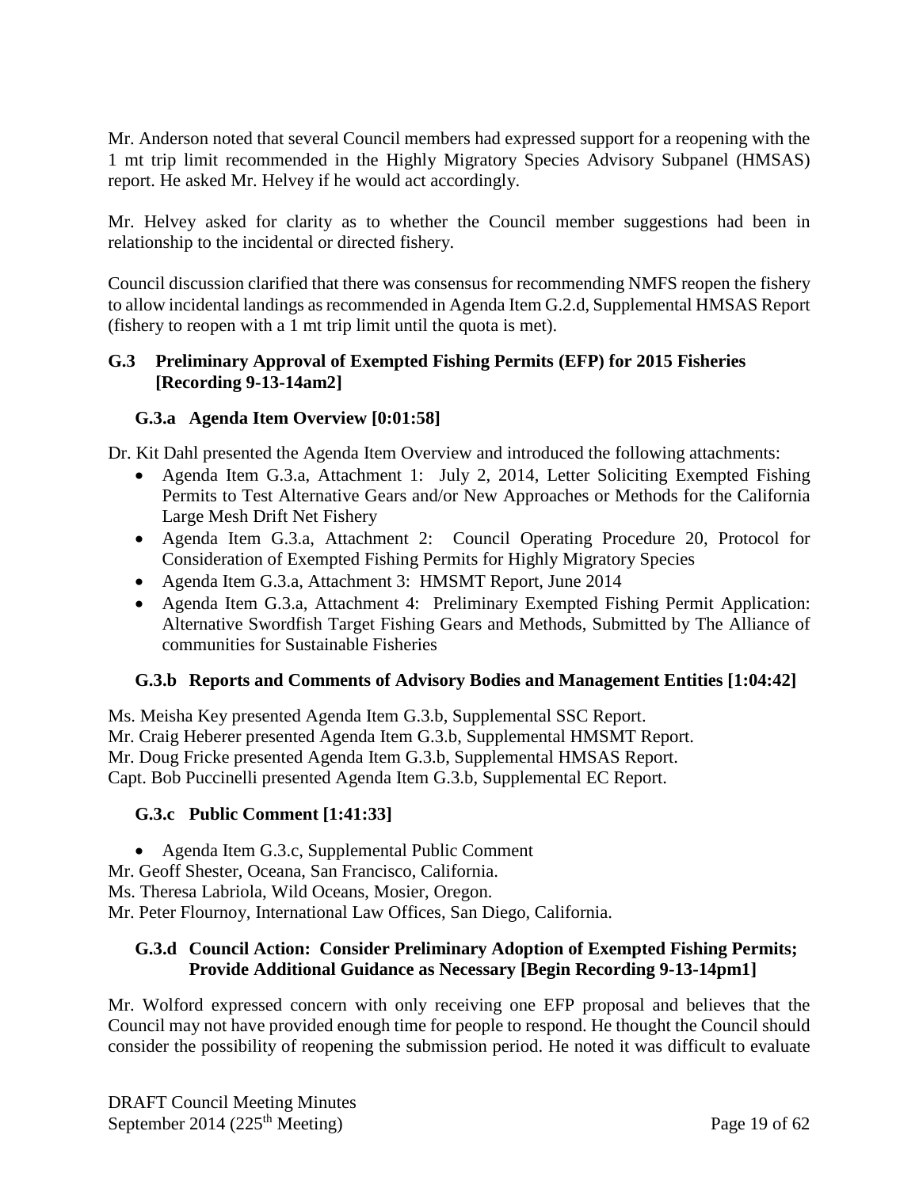Mr. Anderson noted that several Council members had expressed support for a reopening with the 1 mt trip limit recommended in the Highly Migratory Species Advisory Subpanel (HMSAS) report. He asked Mr. Helvey if he would act accordingly.

Mr. Helvey asked for clarity as to whether the Council member suggestions had been in relationship to the incidental or directed fishery.

Council discussion clarified that there was consensus for recommending NMFS reopen the fishery to allow incidental landings as recommended in Agenda Item G.2.d, Supplemental HMSAS Report (fishery to reopen with a 1 mt trip limit until the quota is met).

## G.3 Preliminary Approval of Exempted Fishing Permits (EFP) for 2015 Fisheries [Recording 9-13-14am2]

### G.3.a Agenda Item Overview [0:01:58]

Dr. Kit Dahl presented the Agenda Item Overview and introduced the following attachments:

- Agenda Item G.3.a, Attachment 1: July 2, 2014, Letter Soliciting Exempted Fishing Permits to Test Alternative Gears and/or New Approaches or Methods for the California Large Mesh Drift Net Fishery
- Agenda Item G.3.a, Attachment 2: Council Operating Procedure 20, Protocol for Consideration of Exempted Fishing Permits for Highly Migratory Species
- Agenda Item G.3.a, Attachment 3: HMSMT Report, June 2014
- Agenda Item G.3.a, Attachment 4: Preliminary Exempted Fishing Permit Application: Alternative Swordfish Target Fishing Gears and Methods, Submitted by The Alliance of communities for Sustainable Fisheries

### G.3.b Reports and Comments of Advisory Bodies and Management Entities [1:04:42]

Ms. Meisha Key presented Agenda Item G.3.b, Supplemental SSC Report.
Mr. Craig Heberer presented Agenda Item G.3.b, Supplemental HMSMT Report.
Mr. Doug Fricke presented Agenda Item G.3.b, Supplemental HMSAS Report.
Capt. Bob Puccinelli presented Agenda Item G.3.b, Supplemental EC Report.

### G.3.c Public Comment [1:41:33]

- Agenda Item G.3.c, Supplemental Public Comment

Mr. Geoff Shester, Oceana, San Francisco, California.
Ms. Theresa Labriola, Wild Oceans, Mosier, Oregon.
Mr. Peter Flournoy, International Law Offices, San Diego, California.

### G.3.d Council Action: Consider Preliminary Adoption of Exempted Fishing Permits; Provide Additional Guidance as Necessary [Begin Recording 9-13-14pm1]

Mr. Wolford expressed concern with only receiving one EFP proposal and believes that the Council may not have provided enough time for people to respond. He thought the Council should consider the possibility of reopening the submission period. He noted it was difficult to evaluate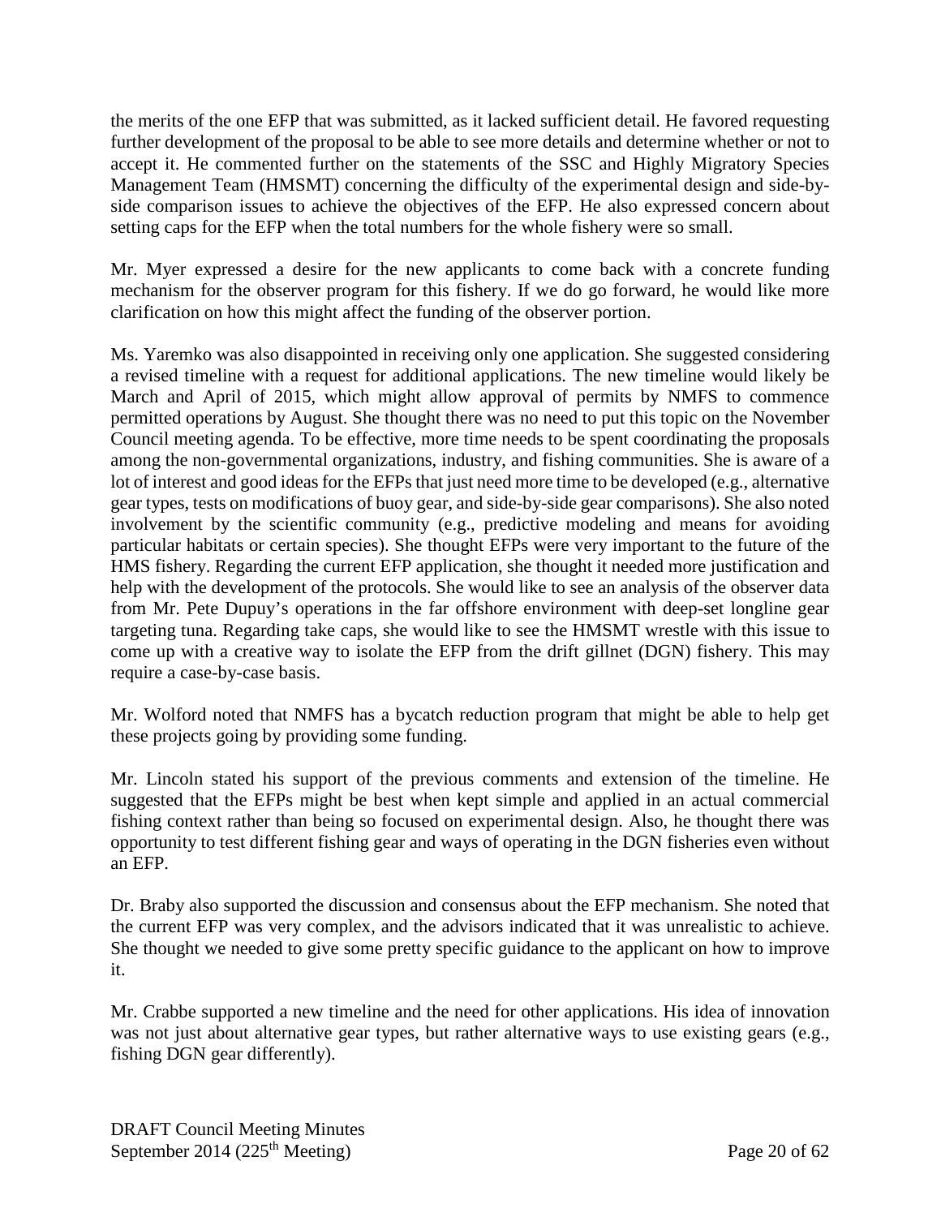the merits of the one EFP that was submitted, as it lacked sufficient detail. He favored requesting further development of the proposal to be able to see more details and determine whether or not to accept it. He commented further on the statements of the SSC and Highly Migratory Species Management Team (HMSMT) concerning the difficulty of the experimental design and side-by-side comparison issues to achieve the objectives of the EFP. He also expressed concern about setting caps for the EFP when the total numbers for the whole fishery were so small.

Mr. Myer expressed a desire for the new applicants to come back with a concrete funding mechanism for the observer program for this fishery. If we do go forward, he would like more clarification on how this might affect the funding of the observer portion.

Ms. Yaremko was also disappointed in receiving only one application. She suggested considering a revised timeline with a request for additional applications. The new timeline would likely be March and April of 2015, which might allow approval of permits by NMFS to commence permitted operations by August. She thought there was no need to put this topic on the November Council meeting agenda. To be effective, more time needs to be spent coordinating the proposals among the non-governmental organizations, industry, and fishing communities. She is aware of a lot of interest and good ideas for the EFPs that just need more time to be developed (e.g., alternative gear types, tests on modifications of buoy gear, and side-by-side gear comparisons). She also noted involvement by the scientific community (e.g., predictive modeling and means for avoiding particular habitats or certain species). She thought EFPs were very important to the future of the HMS fishery. Regarding the current EFP application, she thought it needed more justification and help with the development of the protocols. She would like to see an analysis of the observer data from Mr. Pete Dupuy's operations in the far offshore environment with deep-set longline gear targeting tuna. Regarding take caps, she would like to see the HMSMT wrestle with this issue to come up with a creative way to isolate the EFP from the drift gillnet (DGN) fishery. This may require a case-by-case basis.

Mr. Wolford noted that NMFS has a bycatch reduction program that might be able to help get these projects going by providing some funding.

Mr. Lincoln stated his support of the previous comments and extension of the timeline. He suggested that the EFPs might be best when kept simple and applied in an actual commercial fishing context rather than being so focused on experimental design. Also, he thought there was opportunity to test different fishing gear and ways of operating in the DGN fisheries even without an EFP.

Dr. Braby also supported the discussion and consensus about the EFP mechanism. She noted that the current EFP was very complex, and the advisors indicated that it was unrealistic to achieve. She thought we needed to give some pretty specific guidance to the applicant on how to improve it.

Mr. Crabbe supported a new timeline and the need for other applications. His idea of innovation was not just about alternative gear types, but rather alternative ways to use existing gears (e.g., fishing DGN gear differently).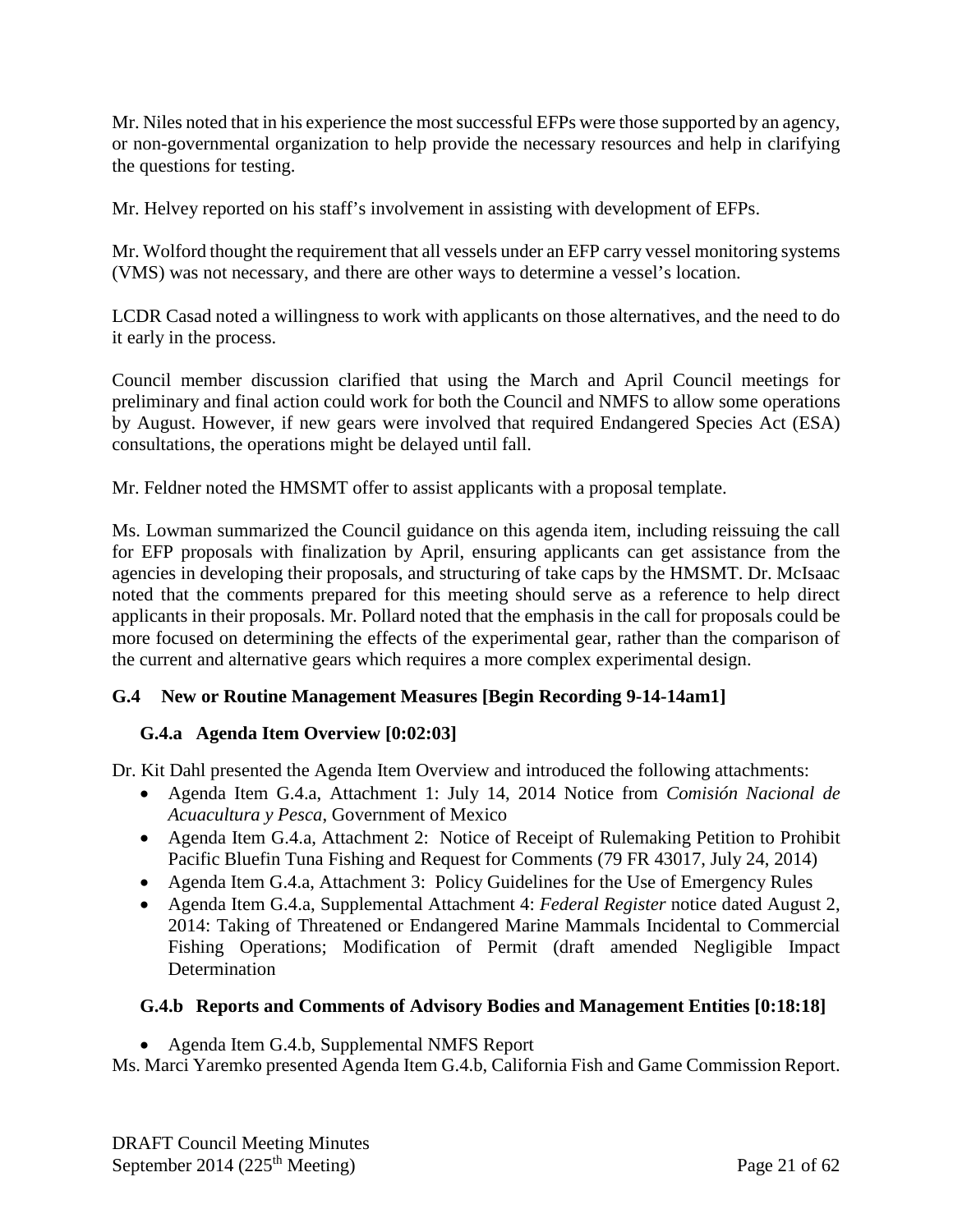Mr. Niles noted that in his experience the most successful EFPs were those supported by an agency, or non-governmental organization to help provide the necessary resources and help in clarifying the questions for testing.

Mr. Helvey reported on his staff's involvement in assisting with development of EFPs.

Mr. Wolford thought the requirement that all vessels under an EFP carry vessel monitoring systems (VMS) was not necessary, and there are other ways to determine a vessel's location.

LCDR Casad noted a willingness to work with applicants on those alternatives, and the need to do it early in the process.

Council member discussion clarified that using the March and April Council meetings for preliminary and final action could work for both the Council and NMFS to allow some operations by August. However, if new gears were involved that required Endangered Species Act (ESA) consultations, the operations might be delayed until fall.

Mr. Feldner noted the HMSMT offer to assist applicants with a proposal template.

Ms. Lowman summarized the Council guidance on this agenda item, including reissuing the call for EFP proposals with finalization by April, ensuring applicants can get assistance from the agencies in developing their proposals, and structuring of take caps by the HMSMT. Dr. McIsaac noted that the comments prepared for this meeting should serve as a reference to help direct applicants in their proposals. Mr. Pollard noted that the emphasis in the call for proposals could be more focused on determining the effects of the experimental gear, rather than the comparison of the current and alternative gears which requires a more complex experimental design.

### G.4 New or Routine Management Measures [Begin Recording 9-14-14am1]

#### G.4.a Agenda Item Overview [0:02:03]

Dr. Kit Dahl presented the Agenda Item Overview and introduced the following attachments:

- Agenda Item G.4.a, Attachment 1: July 14, 2014 Notice from *Comisión Nacional de Acuacultura y Pesca*, Government of Mexico
- Agenda Item G.4.a, Attachment 2: Notice of Receipt of Rulemaking Petition to Prohibit Pacific Bluefin Tuna Fishing and Request for Comments (79 FR 43017, July 24, 2014)
- Agenda Item G.4.a, Attachment 3: Policy Guidelines for the Use of Emergency Rules
- Agenda Item G.4.a, Supplemental Attachment 4: *Federal Register* notice dated August 2, 2014: Taking of Threatened or Endangered Marine Mammals Incidental to Commercial Fishing Operations; Modification of Permit (draft amended Negligible Impact Determination

#### G.4.b Reports and Comments of Advisory Bodies and Management Entities [0:18:18]

- Agenda Item G.4.b, Supplemental NMFS Report

Ms. Marci Yaremko presented Agenda Item G.4.b, California Fish and Game Commission Report.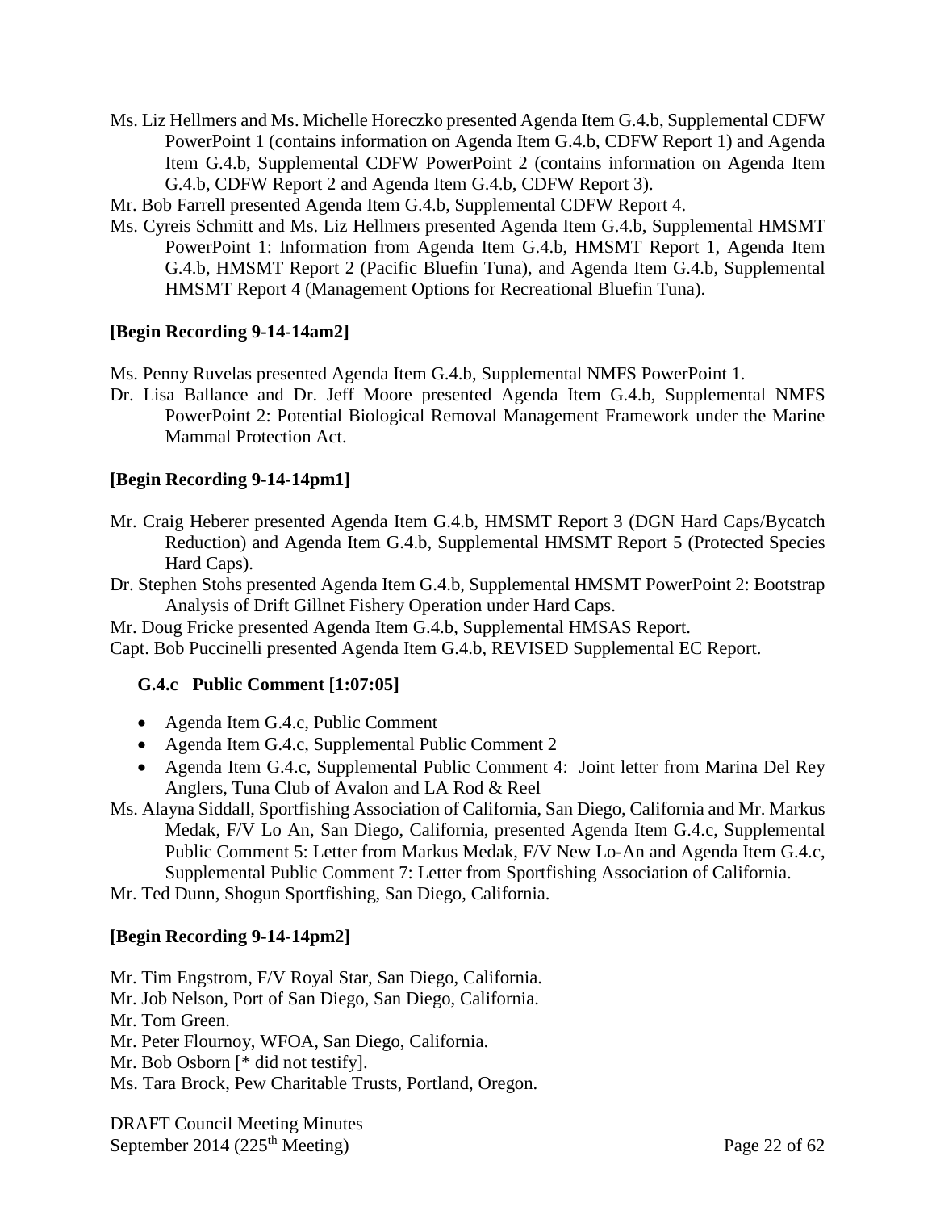Ms. Liz Hellmers and Ms. Michelle Horeczko presented Agenda Item G.4.b, Supplemental CDFW PowerPoint 1 (contains information on Agenda Item G.4.b, CDFW Report 1) and Agenda Item G.4.b, Supplemental CDFW PowerPoint 2 (contains information on Agenda Item G.4.b, CDFW Report 2 and Agenda Item G.4.b, CDFW Report 3).

Mr. Bob Farrell presented Agenda Item G.4.b, Supplemental CDFW Report 4.

Ms. Cyreis Schmitt and Ms. Liz Hellmers presented Agenda Item G.4.b, Supplemental HMSMT PowerPoint 1: Information from Agenda Item G.4.b, HMSMT Report 1, Agenda Item G.4.b, HMSMT Report 2 (Pacific Bluefin Tuna), and Agenda Item G.4.b, Supplemental HMSMT Report 4 (Management Options for Recreational Bluefin Tuna).

**[Begin Recording 9-14-14am2]**

Ms. Penny Ruvelas presented Agenda Item G.4.b, Supplemental NMFS PowerPoint 1.

Dr. Lisa Ballance and Dr. Jeff Moore presented Agenda Item G.4.b, Supplemental NMFS PowerPoint 2: Potential Biological Removal Management Framework under the Marine Mammal Protection Act.

**[Begin Recording 9-14-14pm1]**

Mr. Craig Heberer presented Agenda Item G.4.b, HMSMT Report 3 (DGN Hard Caps/Bycatch Reduction) and Agenda Item G.4.b, Supplemental HMSMT Report 5 (Protected Species Hard Caps).

Dr. Stephen Stohs presented Agenda Item G.4.b, Supplemental HMSMT PowerPoint 2: Bootstrap Analysis of Drift Gillnet Fishery Operation under Hard Caps.

Mr. Doug Fricke presented Agenda Item G.4.b, Supplemental HMSAS Report.

Capt. Bob Puccinelli presented Agenda Item G.4.b, REVISED Supplemental EC Report.

### G.4.c Public Comment [1:07:05]

- Agenda Item G.4.c, Public Comment
- Agenda Item G.4.c, Supplemental Public Comment 2
- Agenda Item G.4.c, Supplemental Public Comment 4: Joint letter from Marina Del Rey Anglers, Tuna Club of Avalon and LA Rod & Reel

Ms. Alayna Siddall, Sportfishing Association of California, San Diego, California and Mr. Markus Medak, F/V Lo An, San Diego, California, presented Agenda Item G.4.c, Supplemental Public Comment 5: Letter from Markus Medak, F/V New Lo-An and Agenda Item G.4.c, Supplemental Public Comment 7: Letter from Sportfishing Association of California.

Mr. Ted Dunn, Shogun Sportfishing, San Diego, California.

**[Begin Recording 9-14-14pm2]**

Mr. Tim Engstrom, F/V Royal Star, San Diego, California.

Mr. Job Nelson, Port of San Diego, San Diego, California.

Mr. Tom Green.

Mr. Peter Flournoy, WFOA, San Diego, California.

Mr. Bob Osborn [* did not testify].

Ms. Tara Brock, Pew Charitable Trusts, Portland, Oregon.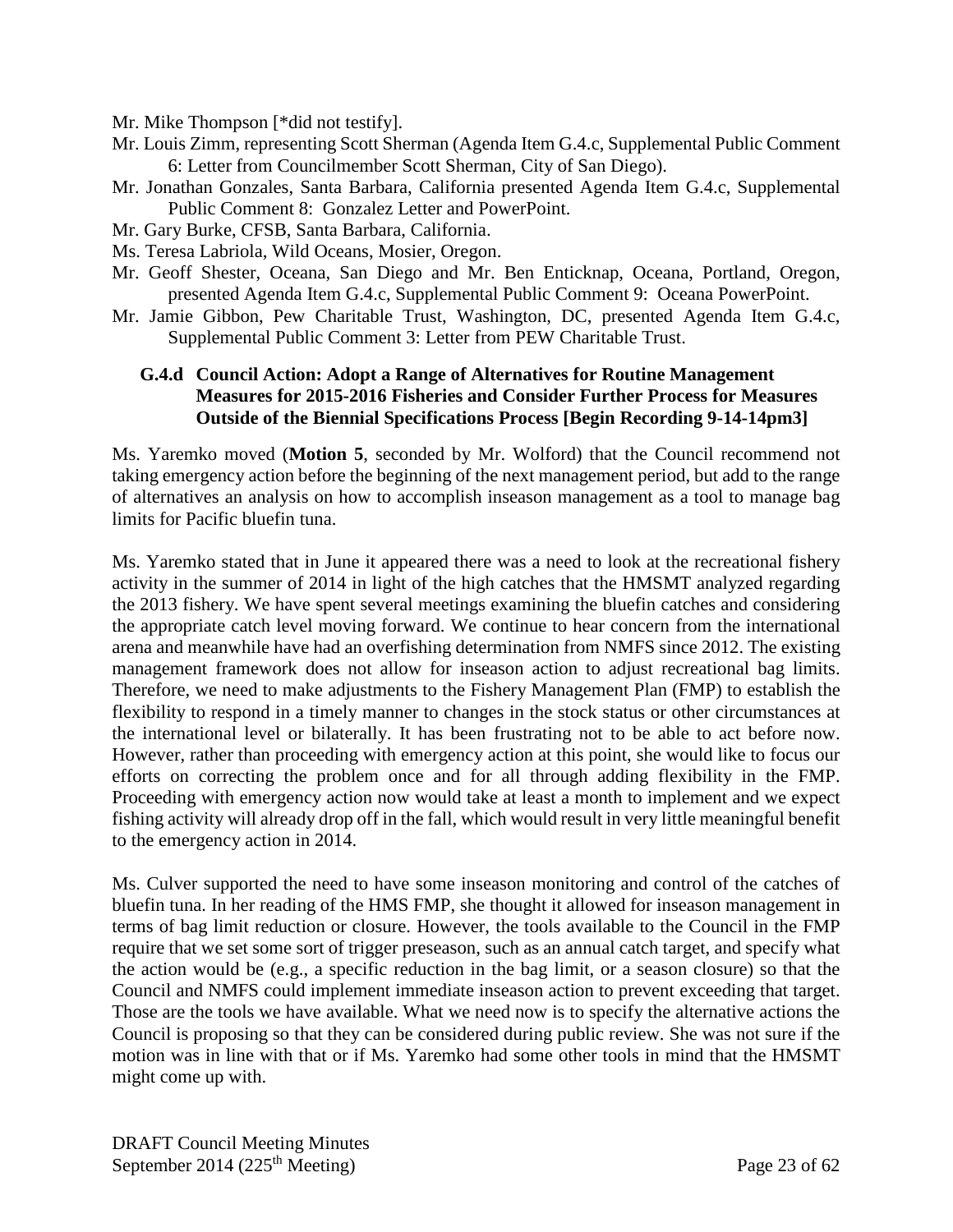Mr. Mike Thompson [*did not testify].

Mr. Louis Zimm, representing Scott Sherman (Agenda Item G.4.c, Supplemental Public Comment 6: Letter from Councilmember Scott Sherman, City of San Diego).

Mr. Jonathan Gonzales, Santa Barbara, California presented Agenda Item G.4.c, Supplemental Public Comment 8: Gonzalez Letter and PowerPoint.

Mr. Gary Burke, CFSB, Santa Barbara, California.

Ms. Teresa Labriola, Wild Oceans, Mosier, Oregon.

Mr. Geoff Shester, Oceana, San Diego and Mr. Ben Enticknap, Oceana, Portland, Oregon, presented Agenda Item G.4.c, Supplemental Public Comment 9: Oceana PowerPoint.

Mr. Jamie Gibbon, Pew Charitable Trust, Washington, DC, presented Agenda Item G.4.c, Supplemental Public Comment 3: Letter from PEW Charitable Trust.

### G.4.d Council Action: Adopt a Range of Alternatives for Routine Management Measures for 2015-2016 Fisheries and Consider Further Process for Measures Outside of the Biennial Specifications Process [Begin Recording 9-14-14pm3]

Ms. Yaremko moved (**Motion 5**, seconded by Mr. Wolford) that the Council recommend not taking emergency action before the beginning of the next management period, but add to the range of alternatives an analysis on how to accomplish inseason management as a tool to manage bag limits for Pacific bluefin tuna.

Ms. Yaremko stated that in June it appeared there was a need to look at the recreational fishery activity in the summer of 2014 in light of the high catches that the HMSMT analyzed regarding the 2013 fishery. We have spent several meetings examining the bluefin catches and considering the appropriate catch level moving forward. We continue to hear concern from the international arena and meanwhile have had an overfishing determination from NMFS since 2012. The existing management framework does not allow for inseason action to adjust recreational bag limits. Therefore, we need to make adjustments to the Fishery Management Plan (FMP) to establish the flexibility to respond in a timely manner to changes in the stock status or other circumstances at the international level or bilaterally. It has been frustrating not to be able to act before now. However, rather than proceeding with emergency action at this point, she would like to focus our efforts on correcting the problem once and for all through adding flexibility in the FMP. Proceeding with emergency action now would take at least a month to implement and we expect fishing activity will already drop off in the fall, which would result in very little meaningful benefit to the emergency action in 2014.

Ms. Culver supported the need to have some inseason monitoring and control of the catches of bluefin tuna. In her reading of the HMS FMP, she thought it allowed for inseason management in terms of bag limit reduction or closure. However, the tools available to the Council in the FMP require that we set some sort of trigger preseason, such as an annual catch target, and specify what the action would be (e.g., a specific reduction in the bag limit, or a season closure) so that the Council and NMFS could implement immediate inseason action to prevent exceeding that target. Those are the tools we have available. What we need now is to specify the alternative actions the Council is proposing so that they can be considered during public review. She was not sure if the motion was in line with that or if Ms. Yaremko had some other tools in mind that the HMSMT might come up with.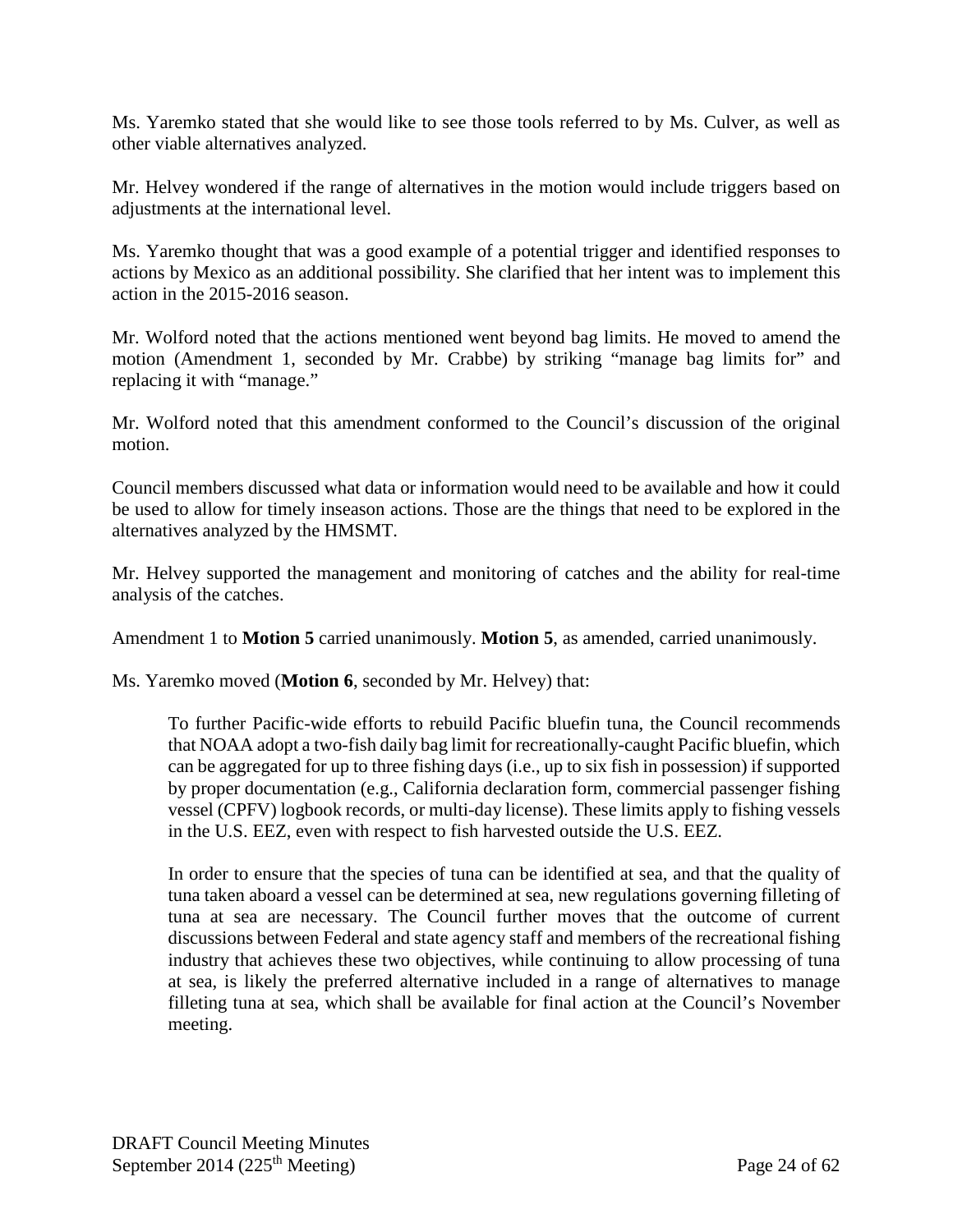Ms. Yaremko stated that she would like to see those tools referred to by Ms. Culver, as well as other viable alternatives analyzed.

Mr. Helvey wondered if the range of alternatives in the motion would include triggers based on adjustments at the international level.

Ms. Yaremko thought that was a good example of a potential trigger and identified responses to actions by Mexico as an additional possibility. She clarified that her intent was to implement this action in the 2015-2016 season.

Mr. Wolford noted that the actions mentioned went beyond bag limits. He moved to amend the motion (Amendment 1, seconded by Mr. Crabbe) by striking "manage bag limits for" and replacing it with "manage."

Mr. Wolford noted that this amendment conformed to the Council's discussion of the original motion.

Council members discussed what data or information would need to be available and how it could be used to allow for timely inseason actions. Those are the things that need to be explored in the alternatives analyzed by the HMSMT.

Mr. Helvey supported the management and monitoring of catches and the ability for real-time analysis of the catches.

Amendment 1 to **Motion 5** carried unanimously. **Motion 5**, as amended, carried unanimously.

Ms. Yaremko moved (**Motion 6**, seconded by Mr. Helvey) that:

> To further Pacific-wide efforts to rebuild Pacific bluefin tuna, the Council recommends that NOAA adopt a two-fish daily bag limit for recreationally-caught Pacific bluefin, which can be aggregated for up to three fishing days (i.e., up to six fish in possession) if supported by proper documentation (e.g., California declaration form, commercial passenger fishing vessel (CPFV) logbook records, or multi-day license). These limits apply to fishing vessels in the U.S. EEZ, even with respect to fish harvested outside the U.S. EEZ.
>
> In order to ensure that the species of tuna can be identified at sea, and that the quality of tuna taken aboard a vessel can be determined at sea, new regulations governing filleting of tuna at sea are necessary. The Council further moves that the outcome of current discussions between Federal and state agency staff and members of the recreational fishing industry that achieves these two objectives, while continuing to allow processing of tuna at sea, is likely the preferred alternative included in a range of alternatives to manage filleting tuna at sea, which shall be available for final action at the Council's November meeting.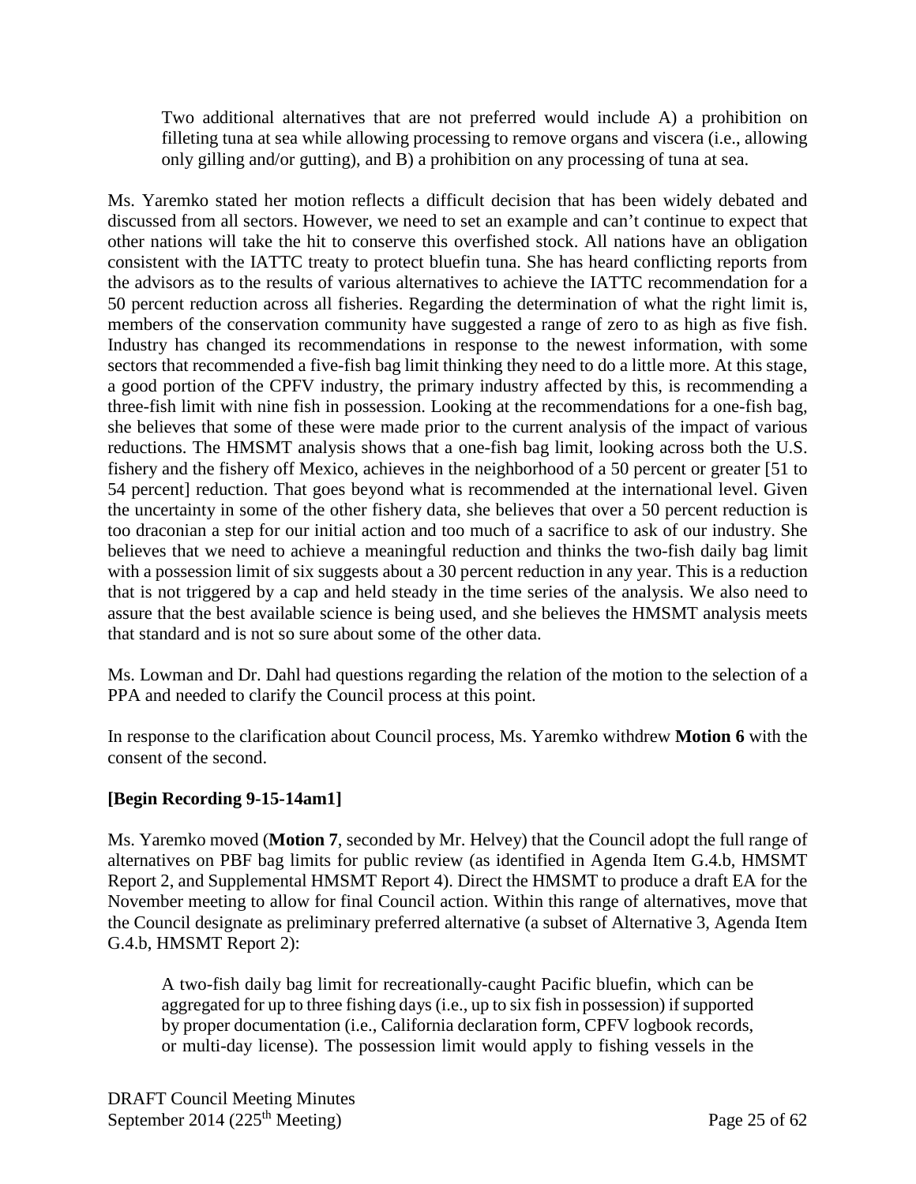> Two additional alternatives that are not preferred would include A) a prohibition on filleting tuna at sea while allowing processing to remove organs and viscera (i.e., allowing only gilling and/or gutting), and B) a prohibition on any processing of tuna at sea.

Ms. Yaremko stated her motion reflects a difficult decision that has been widely debated and discussed from all sectors. However, we need to set an example and can't continue to expect that other nations will take the hit to conserve this overfished stock. All nations have an obligation consistent with the IATTC treaty to protect bluefin tuna. She has heard conflicting reports from the advisors as to the results of various alternatives to achieve the IATTC recommendation for a 50 percent reduction across all fisheries. Regarding the determination of what the right limit is, members of the conservation community have suggested a range of zero to as high as five fish. Industry has changed its recommendations in response to the newest information, with some sectors that recommended a five-fish bag limit thinking they need to do a little more. At this stage, a good portion of the CPFV industry, the primary industry affected by this, is recommending a three-fish limit with nine fish in possession. Looking at the recommendations for a one-fish bag, she believes that some of these were made prior to the current analysis of the impact of various reductions. The HMSMT analysis shows that a one-fish bag limit, looking across both the U.S. fishery and the fishery off Mexico, achieves in the neighborhood of a 50 percent or greater [51 to 54 percent] reduction. That goes beyond what is recommended at the international level. Given the uncertainty in some of the other fishery data, she believes that over a 50 percent reduction is too draconian a step for our initial action and too much of a sacrifice to ask of our industry. She believes that we need to achieve a meaningful reduction and thinks the two-fish daily bag limit with a possession limit of six suggests about a 30 percent reduction in any year. This is a reduction that is not triggered by a cap and held steady in the time series of the analysis. We also need to assure that the best available science is being used, and she believes the HMSMT analysis meets that standard and is not so sure about some of the other data.

Ms. Lowman and Dr. Dahl had questions regarding the relation of the motion to the selection of a PPA and needed to clarify the Council process at this point.

In response to the clarification about Council process, Ms. Yaremko withdrew **Motion 6** with the consent of the second.

**[Begin Recording 9-15-14am1]**

Ms. Yaremko moved (**Motion 7**, seconded by Mr. Helvey) that the Council adopt the full range of alternatives on PBF bag limits for public review (as identified in Agenda Item G.4.b, HMSMT Report 2, and Supplemental HMSMT Report 4). Direct the HMSMT to produce a draft EA for the November meeting to allow for final Council action. Within this range of alternatives, move that the Council designate as preliminary preferred alternative (a subset of Alternative 3, Agenda Item G.4.b, HMSMT Report 2):

> A two-fish daily bag limit for recreationally-caught Pacific bluefin, which can be aggregated for up to three fishing days (i.e., up to six fish in possession) if supported by proper documentation (i.e., California declaration form, CPFV logbook records, or multi-day license). The possession limit would apply to fishing vessels in the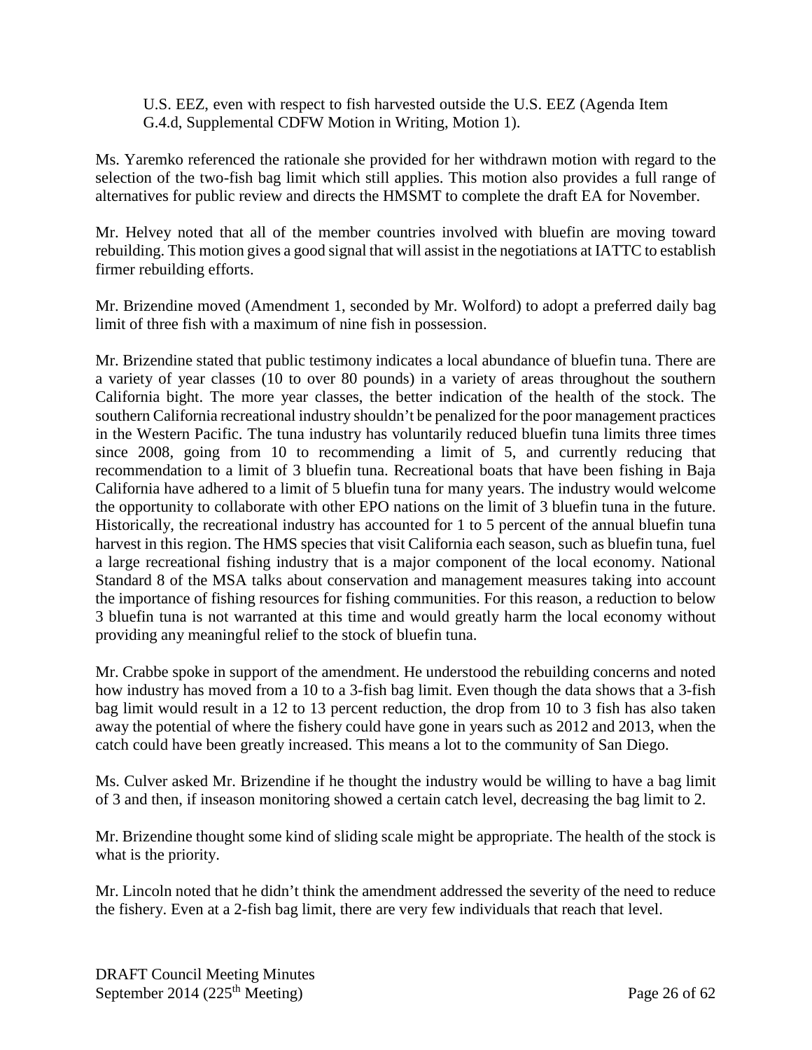U.S. EEZ, even with respect to fish harvested outside the U.S. EEZ (Agenda Item G.4.d, Supplemental CDFW Motion in Writing, Motion 1).

Ms. Yaremko referenced the rationale she provided for her withdrawn motion with regard to the selection of the two-fish bag limit which still applies. This motion also provides a full range of alternatives for public review and directs the HMSMT to complete the draft EA for November.

Mr. Helvey noted that all of the member countries involved with bluefin are moving toward rebuilding. This motion gives a good signal that will assist in the negotiations at IATTC to establish firmer rebuilding efforts.

Mr. Brizendine moved (Amendment 1, seconded by Mr. Wolford) to adopt a preferred daily bag limit of three fish with a maximum of nine fish in possession.

Mr. Brizendine stated that public testimony indicates a local abundance of bluefin tuna. There are a variety of year classes (10 to over 80 pounds) in a variety of areas throughout the southern California bight. The more year classes, the better indication of the health of the stock. The southern California recreational industry shouldn't be penalized for the poor management practices in the Western Pacific. The tuna industry has voluntarily reduced bluefin tuna limits three times since 2008, going from 10 to recommending a limit of 5, and currently reducing that recommendation to a limit of 3 bluefin tuna. Recreational boats that have been fishing in Baja California have adhered to a limit of 5 bluefin tuna for many years. The industry would welcome the opportunity to collaborate with other EPO nations on the limit of 3 bluefin tuna in the future. Historically, the recreational industry has accounted for 1 to 5 percent of the annual bluefin tuna harvest in this region. The HMS species that visit California each season, such as bluefin tuna, fuel a large recreational fishing industry that is a major component of the local economy. National Standard 8 of the MSA talks about conservation and management measures taking into account the importance of fishing resources for fishing communities. For this reason, a reduction to below 3 bluefin tuna is not warranted at this time and would greatly harm the local economy without providing any meaningful relief to the stock of bluefin tuna.

Mr. Crabbe spoke in support of the amendment. He understood the rebuilding concerns and noted how industry has moved from a 10 to a 3-fish bag limit. Even though the data shows that a 3-fish bag limit would result in a 12 to 13 percent reduction, the drop from 10 to 3 fish has also taken away the potential of where the fishery could have gone in years such as 2012 and 2013, when the catch could have been greatly increased. This means a lot to the community of San Diego.

Ms. Culver asked Mr. Brizendine if he thought the industry would be willing to have a bag limit of 3 and then, if inseason monitoring showed a certain catch level, decreasing the bag limit to 2.

Mr. Brizendine thought some kind of sliding scale might be appropriate. The health of the stock is what is the priority.

Mr. Lincoln noted that he didn't think the amendment addressed the severity of the need to reduce the fishery. Even at a 2-fish bag limit, there are very few individuals that reach that level.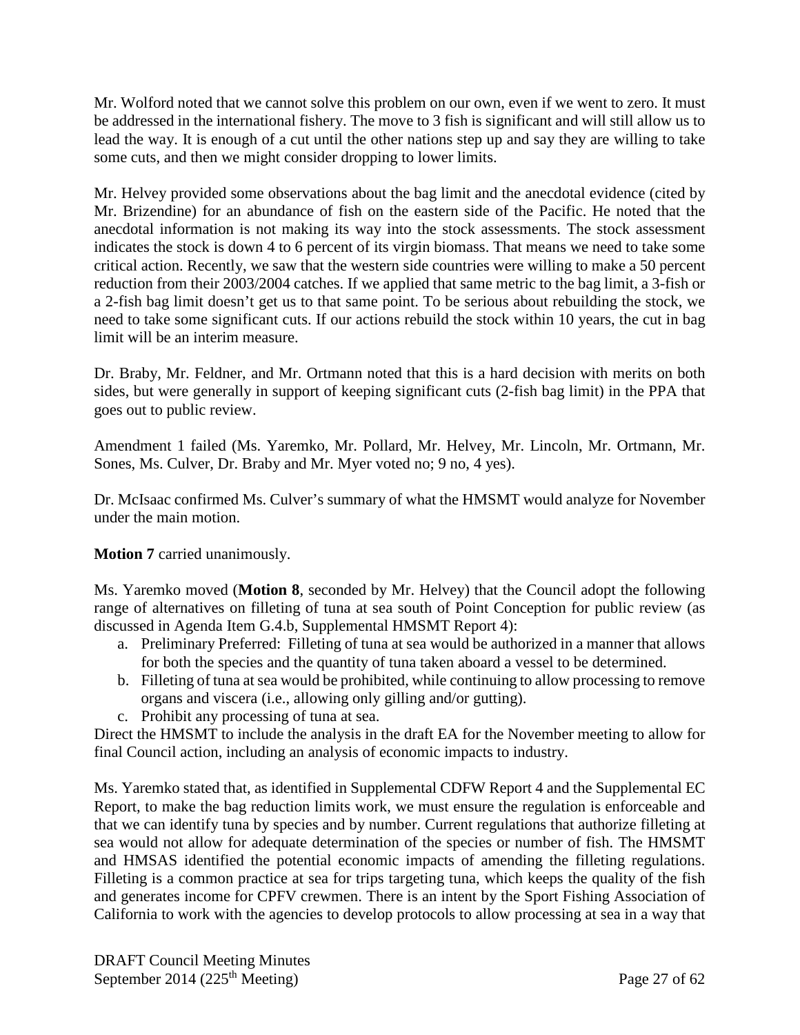Mr. Wolford noted that we cannot solve this problem on our own, even if we went to zero. It must be addressed in the international fishery. The move to 3 fish is significant and will still allow us to lead the way. It is enough of a cut until the other nations step up and say they are willing to take some cuts, and then we might consider dropping to lower limits.

Mr. Helvey provided some observations about the bag limit and the anecdotal evidence (cited by Mr. Brizendine) for an abundance of fish on the eastern side of the Pacific. He noted that the anecdotal information is not making its way into the stock assessments. The stock assessment indicates the stock is down 4 to 6 percent of its virgin biomass. That means we need to take some critical action. Recently, we saw that the western side countries were willing to make a 50 percent reduction from their 2003/2004 catches. If we applied that same metric to the bag limit, a 3-fish or a 2-fish bag limit doesn't get us to that same point. To be serious about rebuilding the stock, we need to take some significant cuts. If our actions rebuild the stock within 10 years, the cut in bag limit will be an interim measure.

Dr. Braby, Mr. Feldner, and Mr. Ortmann noted that this is a hard decision with merits on both sides, but were generally in support of keeping significant cuts (2-fish bag limit) in the PPA that goes out to public review.

Amendment 1 failed (Ms. Yaremko, Mr. Pollard, Mr. Helvey, Mr. Lincoln, Mr. Ortmann, Mr. Sones, Ms. Culver, Dr. Braby and Mr. Myer voted no; 9 no, 4 yes).

Dr. McIsaac confirmed Ms. Culver's summary of what the HMSMT would analyze for November under the main motion.

**Motion 7** carried unanimously.

Ms. Yaremko moved (**Motion 8**, seconded by Mr. Helvey) that the Council adopt the following range of alternatives on filleting of tuna at sea south of Point Conception for public review (as discussed in Agenda Item G.4.b, Supplemental HMSMT Report 4):

a. Preliminary Preferred: Filleting of tuna at sea would be authorized in a manner that allows for both the species and the quantity of tuna taken aboard a vessel to be determined.
b. Filleting of tuna at sea would be prohibited, while continuing to allow processing to remove organs and viscera (i.e., allowing only gilling and/or gutting).
c. Prohibit any processing of tuna at sea.

Direct the HMSMT to include the analysis in the draft EA for the November meeting to allow for final Council action, including an analysis of economic impacts to industry.

Ms. Yaremko stated that, as identified in Supplemental CDFW Report 4 and the Supplemental EC Report, to make the bag reduction limits work, we must ensure the regulation is enforceable and that we can identify tuna by species and by number. Current regulations that authorize filleting at sea would not allow for adequate determination of the species or number of fish. The HMSMT and HMSAS identified the potential economic impacts of amending the filleting regulations. Filleting is a common practice at sea for trips targeting tuna, which keeps the quality of the fish and generates income for CPFV crewmen. There is an intent by the Sport Fishing Association of California to work with the agencies to develop protocols to allow processing at sea in a way that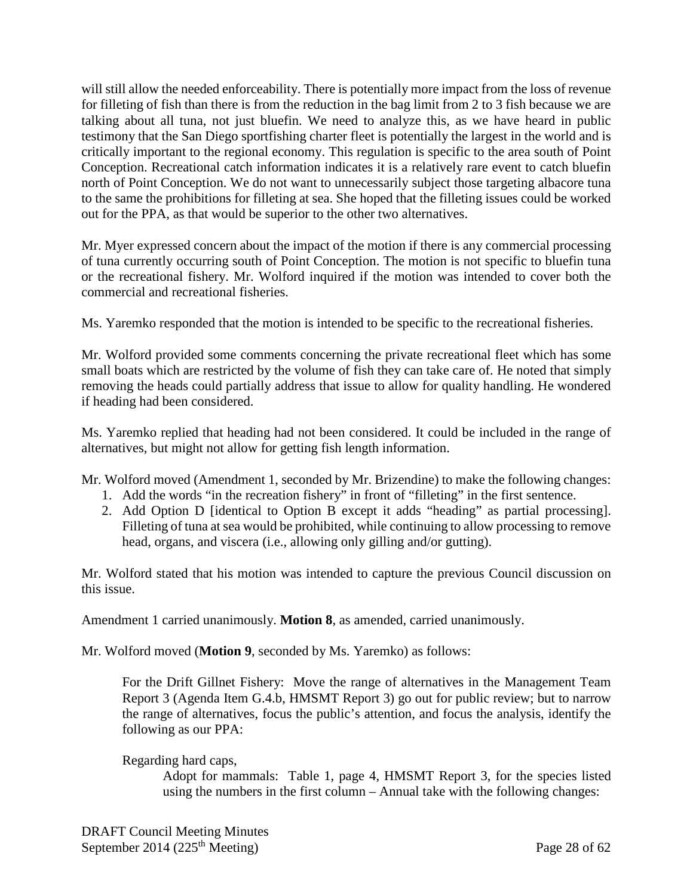will still allow the needed enforceability. There is potentially more impact from the loss of revenue for filleting of fish than there is from the reduction in the bag limit from 2 to 3 fish because we are talking about all tuna, not just bluefin. We need to analyze this, as we have heard in public testimony that the San Diego sportfishing charter fleet is potentially the largest in the world and is critically important to the regional economy. This regulation is specific to the area south of Point Conception. Recreational catch information indicates it is a relatively rare event to catch bluefin north of Point Conception. We do not want to unnecessarily subject those targeting albacore tuna to the same the prohibitions for filleting at sea. She hoped that the filleting issues could be worked out for the PPA, as that would be superior to the other two alternatives.

Mr. Myer expressed concern about the impact of the motion if there is any commercial processing of tuna currently occurring south of Point Conception. The motion is not specific to bluefin tuna or the recreational fishery. Mr. Wolford inquired if the motion was intended to cover both the commercial and recreational fisheries.

Ms. Yaremko responded that the motion is intended to be specific to the recreational fisheries.

Mr. Wolford provided some comments concerning the private recreational fleet which has some small boats which are restricted by the volume of fish they can take care of. He noted that simply removing the heads could partially address that issue to allow for quality handling. He wondered if heading had been considered.

Ms. Yaremko replied that heading had not been considered. It could be included in the range of alternatives, but might not allow for getting fish length information.

Mr. Wolford moved (Amendment 1, seconded by Mr. Brizendine) to make the following changes:

1. Add the words "in the recreation fishery" in front of "filleting" in the first sentence.
2. Add Option D [identical to Option B except it adds "heading" as partial processing]. Filleting of tuna at sea would be prohibited, while continuing to allow processing to remove head, organs, and viscera (i.e., allowing only gilling and/or gutting).

Mr. Wolford stated that his motion was intended to capture the previous Council discussion on this issue.

Amendment 1 carried unanimously. **Motion 8**, as amended, carried unanimously.

Mr. Wolford moved (**Motion 9**, seconded by Ms. Yaremko) as follows:

> For the Drift Gillnet Fishery: Move the range of alternatives in the Management Team Report 3 (Agenda Item G.4.b, HMSMT Report 3) go out for public review; but to narrow the range of alternatives, focus the public's attention, and focus the analysis, identify the following as our PPA:
>
> Regarding hard caps,
>
> > Adopt for mammals: Table 1, page 4, HMSMT Report 3, for the species listed using the numbers in the first column – Annual take with the following changes: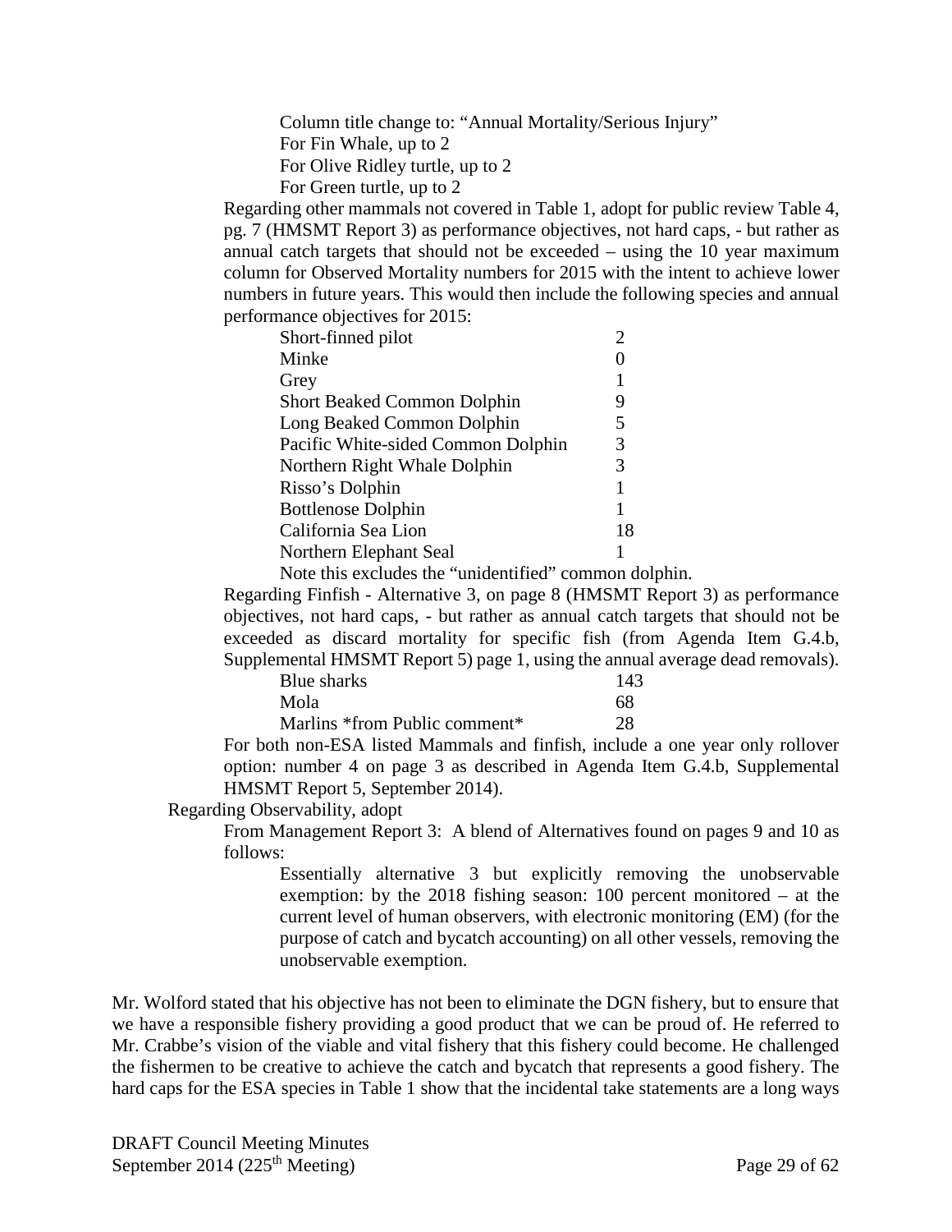Column title change to: “Annual Mortality/Serious Injury”
For Fin Whale, up to 2
For Olive Ridley turtle, up to 2
For Green turtle, up to 2

Regarding other mammals not covered in Table 1, adopt for public review Table 4, pg. 7 (HMSMT Report 3) as performance objectives, not hard caps, - but rather as annual catch targets that should not be exceeded – using the 10 year maximum column for Observed Mortality numbers for 2015 with the intent to achieve lower numbers in future years. This would then include the following species and annual performance objectives for 2015:

| | |
|---|---|
| Short-finned pilot | 2 |
| Minke | 0 |
| Grey | 1 |
| Short Beaked Common Dolphin | 9 |
| Long Beaked Common Dolphin | 5 |
| Pacific White-sided Common Dolphin | 3 |
| Northern Right Whale Dolphin | 3 |
| Risso’s Dolphin | 1 |
| Bottlenose Dolphin | 1 |
| California Sea Lion | 18 |
| Northern Elephant Seal | 1 |

Note this excludes the “unidentified” common dolphin.

Regarding Finfish - Alternative 3, on page 8 (HMSMT Report 3) as performance objectives, not hard caps, - but rather as annual catch targets that should not be exceeded as discard mortality for specific fish (from Agenda Item G.4.b, Supplemental HMSMT Report 5) page 1, using the annual average dead removals).

| | |
|---|---|
| Blue sharks | 143 |
| Mola | 68 |
| Marlins *from Public comment* | 28 |

For both non-ESA listed Mammals and finfish, include a one year only rollover option: number 4 on page 3 as described in Agenda Item G.4.b, Supplemental HMSMT Report 5, September 2014).

Regarding Observability, adopt

From Management Report 3: A blend of Alternatives found on pages 9 and 10 as follows:

Essentially alternative 3 but explicitly removing the unobservable exemption: by the 2018 fishing season: 100 percent monitored – at the current level of human observers, with electronic monitoring (EM) (for the purpose of catch and bycatch accounting) on all other vessels, removing the unobservable exemption.

Mr. Wolford stated that his objective has not been to eliminate the DGN fishery, but to ensure that we have a responsible fishery providing a good product that we can be proud of. He referred to Mr. Crabbe’s vision of the viable and vital fishery that this fishery could become. He challenged the fishermen to be creative to achieve the catch and bycatch that represents a good fishery. The hard caps for the ESA species in Table 1 show that the incidental take statements are a long ways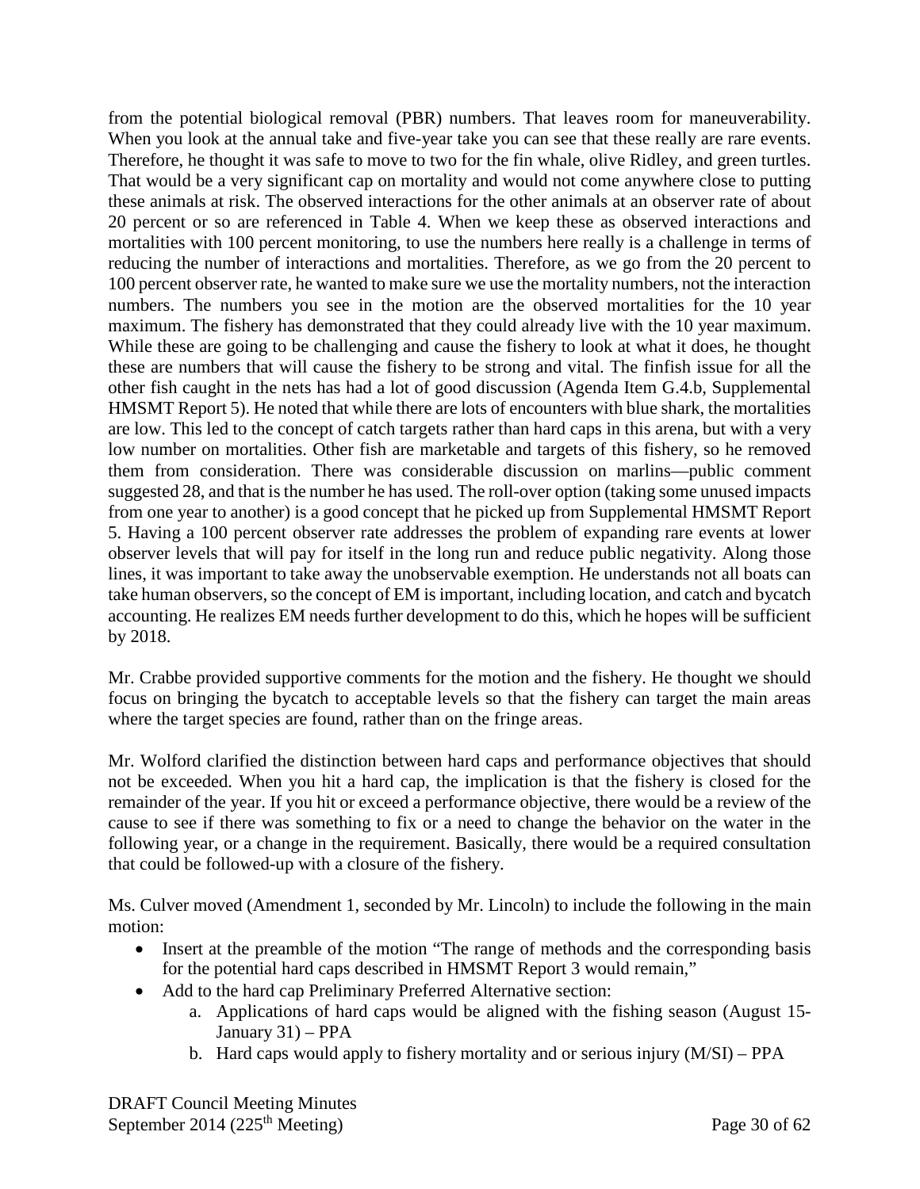from the potential biological removal (PBR) numbers. That leaves room for maneuverability. When you look at the annual take and five-year take you can see that these really are rare events. Therefore, he thought it was safe to move to two for the fin whale, olive Ridley, and green turtles. That would be a very significant cap on mortality and would not come anywhere close to putting these animals at risk. The observed interactions for the other animals at an observer rate of about 20 percent or so are referenced in Table 4. When we keep these as observed interactions and mortalities with 100 percent monitoring, to use the numbers here really is a challenge in terms of reducing the number of interactions and mortalities. Therefore, as we go from the 20 percent to 100 percent observer rate, he wanted to make sure we use the mortality numbers, not the interaction numbers. The numbers you see in the motion are the observed mortalities for the 10 year maximum. The fishery has demonstrated that they could already live with the 10 year maximum. While these are going to be challenging and cause the fishery to look at what it does, he thought these are numbers that will cause the fishery to be strong and vital. The finfish issue for all the other fish caught in the nets has had a lot of good discussion (Agenda Item G.4.b, Supplemental HMSMT Report 5). He noted that while there are lots of encounters with blue shark, the mortalities are low. This led to the concept of catch targets rather than hard caps in this arena, but with a very low number on mortalities. Other fish are marketable and targets of this fishery, so he removed them from consideration. There was considerable discussion on marlins—public comment suggested 28, and that is the number he has used. The roll-over option (taking some unused impacts from one year to another) is a good concept that he picked up from Supplemental HMSMT Report 5. Having a 100 percent observer rate addresses the problem of expanding rare events at lower observer levels that will pay for itself in the long run and reduce public negativity. Along those lines, it was important to take away the unobservable exemption. He understands not all boats can take human observers, so the concept of EM is important, including location, and catch and bycatch accounting. He realizes EM needs further development to do this, which he hopes will be sufficient by 2018.

Mr. Crabbe provided supportive comments for the motion and the fishery. He thought we should focus on bringing the bycatch to acceptable levels so that the fishery can target the main areas where the target species are found, rather than on the fringe areas.

Mr. Wolford clarified the distinction between hard caps and performance objectives that should not be exceeded. When you hit a hard cap, the implication is that the fishery is closed for the remainder of the year. If you hit or exceed a performance objective, there would be a review of the cause to see if there was something to fix or a need to change the behavior on the water in the following year, or a change in the requirement. Basically, there would be a required consultation that could be followed-up with a closure of the fishery.

Ms. Culver moved (Amendment 1, seconded by Mr. Lincoln) to include the following in the main motion:

- Insert at the preamble of the motion "The range of methods and the corresponding basis for the potential hard caps described in HMSMT Report 3 would remain,"
- Add to the hard cap Preliminary Preferred Alternative section:
    a. Applications of hard caps would be aligned with the fishing season (August 15-January 31) – PPA
    b. Hard caps would apply to fishery mortality and or serious injury (M/SI) – PPA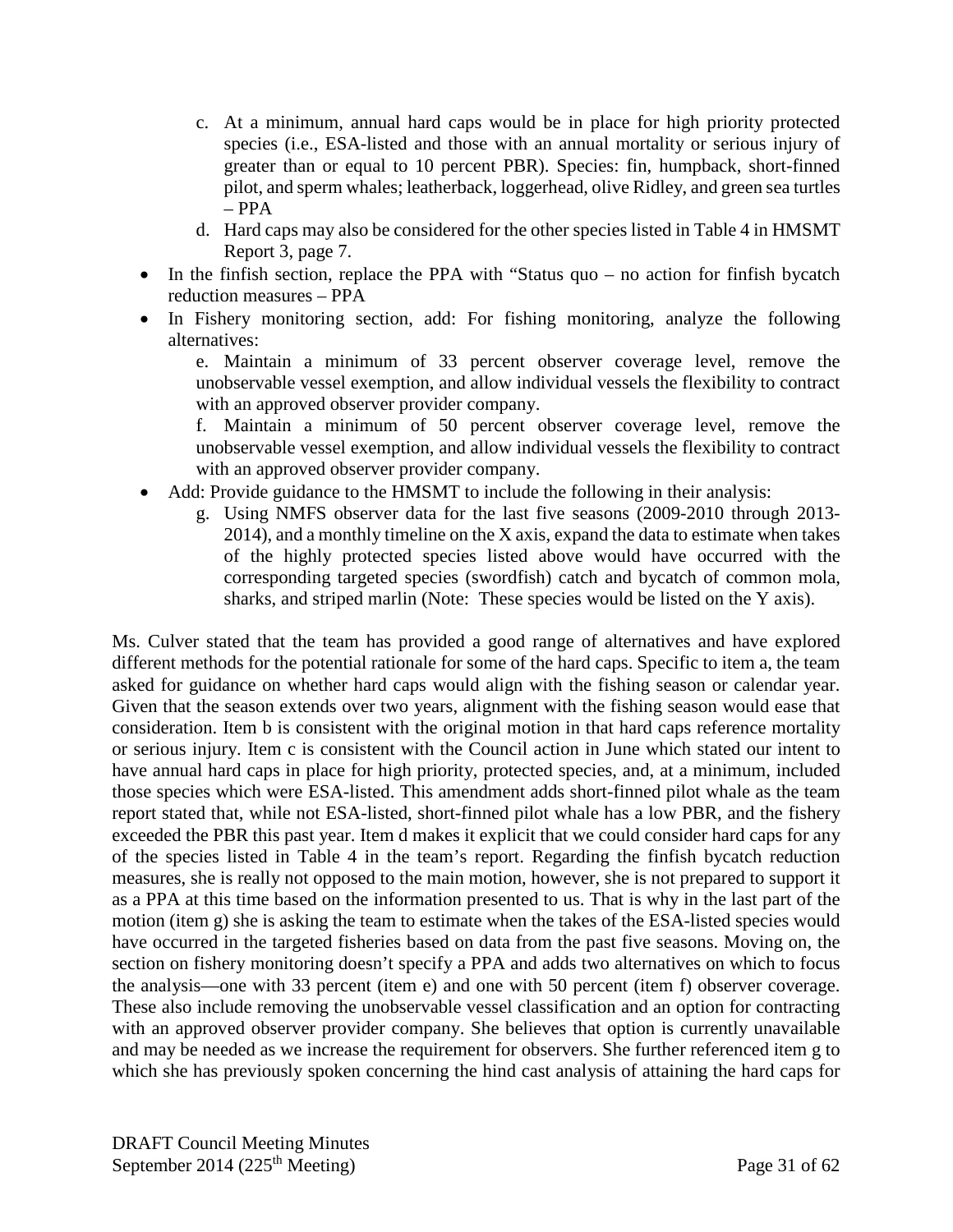c. At a minimum, annual hard caps would be in place for high priority protected species (i.e., ESA-listed and those with an annual mortality or serious injury of greater than or equal to 10 percent PBR). Species: fin, humpback, short-finned pilot, and sperm whales; leatherback, loggerhead, olive Ridley, and green sea turtles – PPA

   d. Hard caps may also be considered for the other species listed in Table 4 in HMSMT Report 3, page 7.

- In the finfish section, replace the PPA with "Status quo – no action for finfish bycatch reduction measures – PPA
- In Fishery monitoring section, add: For fishing monitoring, analyze the following alternatives:

   e. Maintain a minimum of 33 percent observer coverage level, remove the unobservable vessel exemption, and allow individual vessels the flexibility to contract with an approved observer provider company.

   f. Maintain a minimum of 50 percent observer coverage level, remove the unobservable vessel exemption, and allow individual vessels the flexibility to contract with an approved observer provider company.

- Add: Provide guidance to the HMSMT to include the following in their analysis:

   g. Using NMFS observer data for the last five seasons (2009-2010 through 2013-2014), and a monthly timeline on the X axis, expand the data to estimate when takes of the highly protected species listed above would have occurred with the corresponding targeted species (swordfish) catch and bycatch of common mola, sharks, and striped marlin (Note: These species would be listed on the Y axis).

Ms. Culver stated that the team has provided a good range of alternatives and have explored different methods for the potential rationale for some of the hard caps. Specific to item a, the team asked for guidance on whether hard caps would align with the fishing season or calendar year. Given that the season extends over two years, alignment with the fishing season would ease that consideration. Item b is consistent with the original motion in that hard caps reference mortality or serious injury. Item c is consistent with the Council action in June which stated our intent to have annual hard caps in place for high priority, protected species, and, at a minimum, included those species which were ESA-listed. This amendment adds short-finned pilot whale as the team report stated that, while not ESA-listed, short-finned pilot whale has a low PBR, and the fishery exceeded the PBR this past year. Item d makes it explicit that we could consider hard caps for any of the species listed in Table 4 in the team's report. Regarding the finfish bycatch reduction measures, she is really not opposed to the main motion, however, she is not prepared to support it as a PPA at this time based on the information presented to us. That is why in the last part of the motion (item g) she is asking the team to estimate when the takes of the ESA-listed species would have occurred in the targeted fisheries based on data from the past five seasons. Moving on, the section on fishery monitoring doesn't specify a PPA and adds two alternatives on which to focus the analysis—one with 33 percent (item e) and one with 50 percent (item f) observer coverage. These also include removing the unobservable vessel classification and an option for contracting with an approved observer provider company. She believes that option is currently unavailable and may be needed as we increase the requirement for observers. She further referenced item g to which she has previously spoken concerning the hind cast analysis of attaining the hard caps for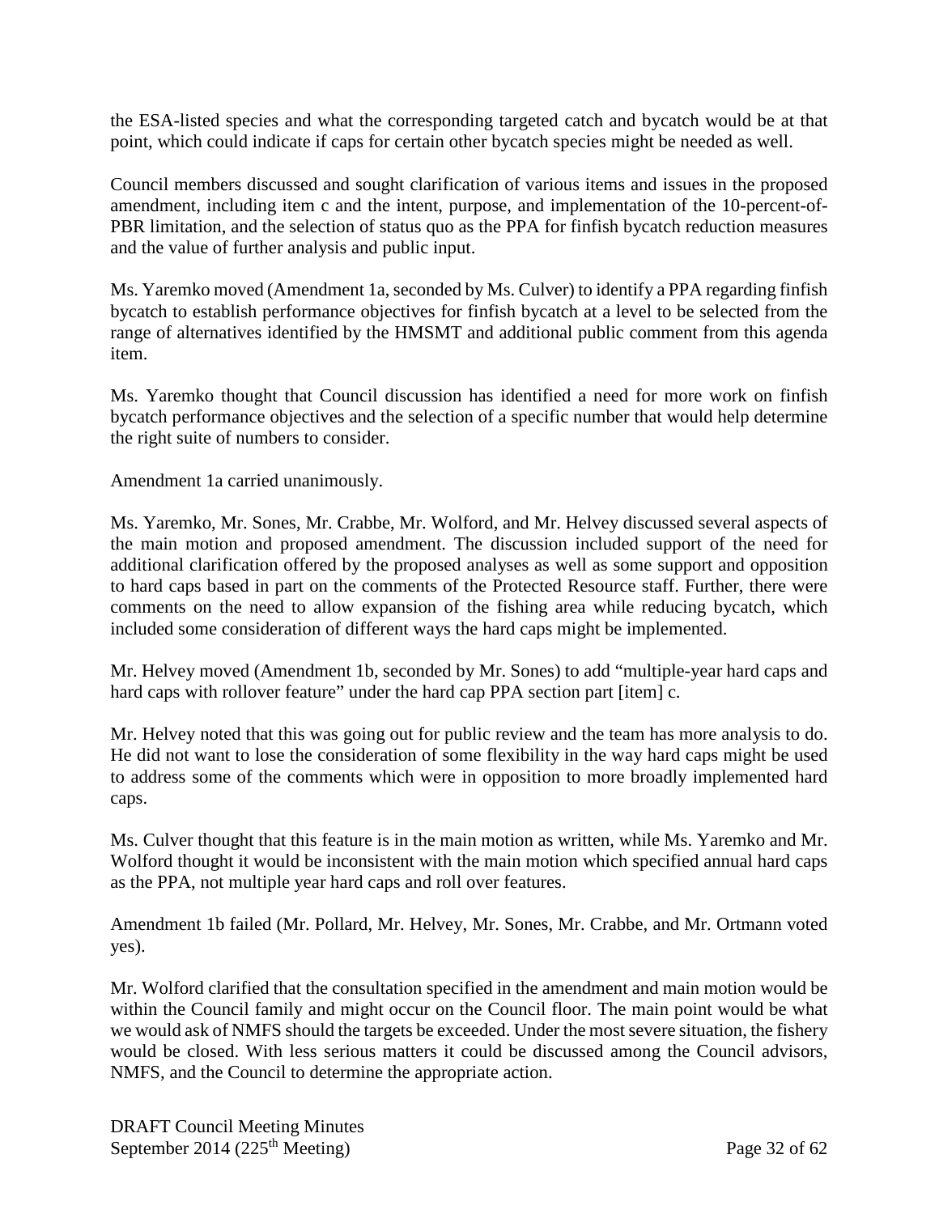the ESA-listed species and what the corresponding targeted catch and bycatch would be at that point, which could indicate if caps for certain other bycatch species might be needed as well.

Council members discussed and sought clarification of various items and issues in the proposed amendment, including item c and the intent, purpose, and implementation of the 10-percent-of-PBR limitation, and the selection of status quo as the PPA for finfish bycatch reduction measures and the value of further analysis and public input.

Ms. Yaremko moved (Amendment 1a, seconded by Ms. Culver) to identify a PPA regarding finfish bycatch to establish performance objectives for finfish bycatch at a level to be selected from the range of alternatives identified by the HMSMT and additional public comment from this agenda item.

Ms. Yaremko thought that Council discussion has identified a need for more work on finfish bycatch performance objectives and the selection of a specific number that would help determine the right suite of numbers to consider.

Amendment 1a carried unanimously.

Ms. Yaremko, Mr. Sones, Mr. Crabbe, Mr. Wolford, and Mr. Helvey discussed several aspects of the main motion and proposed amendment. The discussion included support of the need for additional clarification offered by the proposed analyses as well as some support and opposition to hard caps based in part on the comments of the Protected Resource staff. Further, there were comments on the need to allow expansion of the fishing area while reducing bycatch, which included some consideration of different ways the hard caps might be implemented.

Mr. Helvey moved (Amendment 1b, seconded by Mr. Sones) to add "multiple-year hard caps and hard caps with rollover feature" under the hard cap PPA section part [item] c.

Mr. Helvey noted that this was going out for public review and the team has more analysis to do. He did not want to lose the consideration of some flexibility in the way hard caps might be used to address some of the comments which were in opposition to more broadly implemented hard caps.

Ms. Culver thought that this feature is in the main motion as written, while Ms. Yaremko and Mr. Wolford thought it would be inconsistent with the main motion which specified annual hard caps as the PPA, not multiple year hard caps and roll over features.

Amendment 1b failed (Mr. Pollard, Mr. Helvey, Mr. Sones, Mr. Crabbe, and Mr. Ortmann voted yes).

Mr. Wolford clarified that the consultation specified in the amendment and main motion would be within the Council family and might occur on the Council floor. The main point would be what we would ask of NMFS should the targets be exceeded. Under the most severe situation, the fishery would be closed. With less serious matters it could be discussed among the Council advisors, NMFS, and the Council to determine the appropriate action.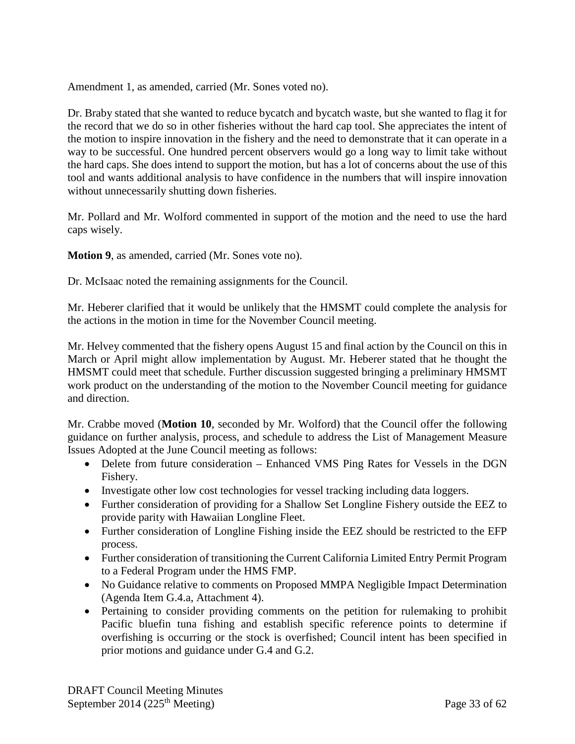Amendment 1, as amended, carried (Mr. Sones voted no).

Dr. Braby stated that she wanted to reduce bycatch and bycatch waste, but she wanted to flag it for the record that we do so in other fisheries without the hard cap tool. She appreciates the intent of the motion to inspire innovation in the fishery and the need to demonstrate that it can operate in a way to be successful. One hundred percent observers would go a long way to limit take without the hard caps. She does intend to support the motion, but has a lot of concerns about the use of this tool and wants additional analysis to have confidence in the numbers that will inspire innovation without unnecessarily shutting down fisheries.

Mr. Pollard and Mr. Wolford commented in support of the motion and the need to use the hard caps wisely.

**Motion 9**, as amended, carried (Mr. Sones vote no).

Dr. McIsaac noted the remaining assignments for the Council.

Mr. Heberer clarified that it would be unlikely that the HMSMT could complete the analysis for the actions in the motion in time for the November Council meeting.

Mr. Helvey commented that the fishery opens August 15 and final action by the Council on this in March or April might allow implementation by August. Mr. Heberer stated that he thought the HMSMT could meet that schedule. Further discussion suggested bringing a preliminary HMSMT work product on the understanding of the motion to the November Council meeting for guidance and direction.

Mr. Crabbe moved (**Motion 10**, seconded by Mr. Wolford) that the Council offer the following guidance on further analysis, process, and schedule to address the List of Management Measure Issues Adopted at the June Council meeting as follows:

- Delete from future consideration – Enhanced VMS Ping Rates for Vessels in the DGN Fishery.
- Investigate other low cost technologies for vessel tracking including data loggers.
- Further consideration of providing for a Shallow Set Longline Fishery outside the EEZ to provide parity with Hawaiian Longline Fleet.
- Further consideration of Longline Fishing inside the EEZ should be restricted to the EFP process.
- Further consideration of transitioning the Current California Limited Entry Permit Program to a Federal Program under the HMS FMP.
- No Guidance relative to comments on Proposed MMPA Negligible Impact Determination (Agenda Item G.4.a, Attachment 4).
- Pertaining to consider providing comments on the petition for rulemaking to prohibit Pacific bluefin tuna fishing and establish specific reference points to determine if overfishing is occurring or the stock is overfished; Council intent has been specified in prior motions and guidance under G.4 and G.2.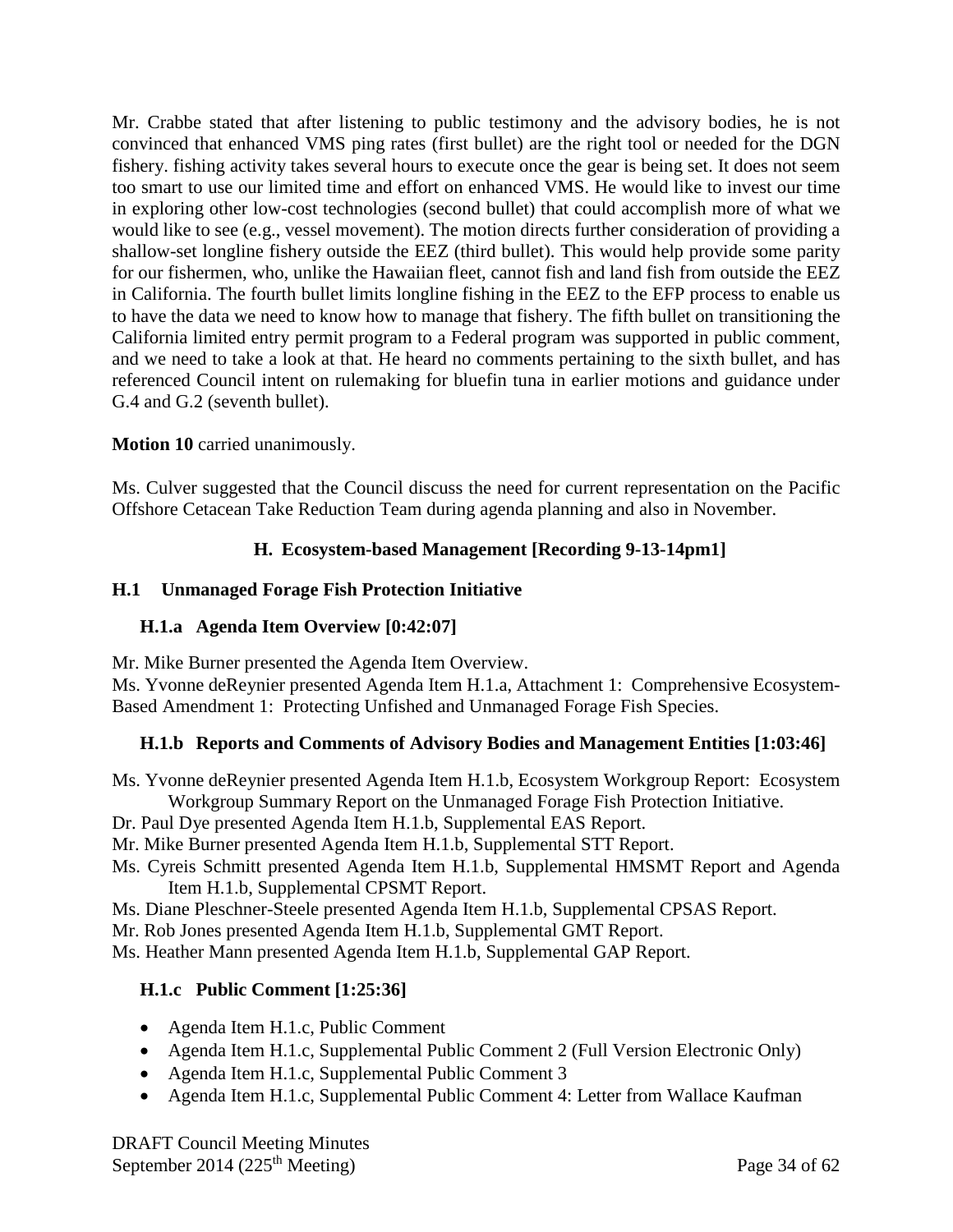Mr. Crabbe stated that after listening to public testimony and the advisory bodies, he is not convinced that enhanced VMS ping rates (first bullet) are the right tool or needed for the DGN fishery. fishing activity takes several hours to execute once the gear is being set. It does not seem too smart to use our limited time and effort on enhanced VMS. He would like to invest our time in exploring other low-cost technologies (second bullet) that could accomplish more of what we would like to see (e.g., vessel movement). The motion directs further consideration of providing a shallow-set longline fishery outside the EEZ (third bullet). This would help provide some parity for our fishermen, who, unlike the Hawaiian fleet, cannot fish and land fish from outside the EEZ in California. The fourth bullet limits longline fishing in the EEZ to the EFP process to enable us to have the data we need to know how to manage that fishery. The fifth bullet on transitioning the California limited entry permit program to a Federal program was supported in public comment, and we need to take a look at that. He heard no comments pertaining to the sixth bullet, and has referenced Council intent on rulemaking for bluefin tuna in earlier motions and guidance under G.4 and G.2 (seventh bullet).

**Motion 10** carried unanimously.

Ms. Culver suggested that the Council discuss the need for current representation on the Pacific Offshore Cetacean Take Reduction Team during agenda planning and also in November.

## H. Ecosystem-based Management [Recording 9-13-14pm1]

### H.1 Unmanaged Forage Fish Protection Initiative

#### H.1.a Agenda Item Overview [0:42:07]

Mr. Mike Burner presented the Agenda Item Overview.
Ms. Yvonne deReynier presented Agenda Item H.1.a, Attachment 1: Comprehensive Ecosystem-Based Amendment 1: Protecting Unfished and Unmanaged Forage Fish Species.

#### H.1.b Reports and Comments of Advisory Bodies and Management Entities [1:03:46]

Ms. Yvonne deReynier presented Agenda Item H.1.b, Ecosystem Workgroup Report: Ecosystem Workgroup Summary Report on the Unmanaged Forage Fish Protection Initiative.
Dr. Paul Dye presented Agenda Item H.1.b, Supplemental EAS Report.
Mr. Mike Burner presented Agenda Item H.1.b, Supplemental STT Report.
Ms. Cyreis Schmitt presented Agenda Item H.1.b, Supplemental HMSMT Report and Agenda Item H.1.b, Supplemental CPSMT Report.
Ms. Diane Pleschner-Steele presented Agenda Item H.1.b, Supplemental CPSAS Report.
Mr. Rob Jones presented Agenda Item H.1.b, Supplemental GMT Report.
Ms. Heather Mann presented Agenda Item H.1.b, Supplemental GAP Report.

#### H.1.c Public Comment [1:25:36]

- Agenda Item H.1.c, Public Comment
- Agenda Item H.1.c, Supplemental Public Comment 2 (Full Version Electronic Only)
- Agenda Item H.1.c, Supplemental Public Comment 3
- Agenda Item H.1.c, Supplemental Public Comment 4: Letter from Wallace Kaufman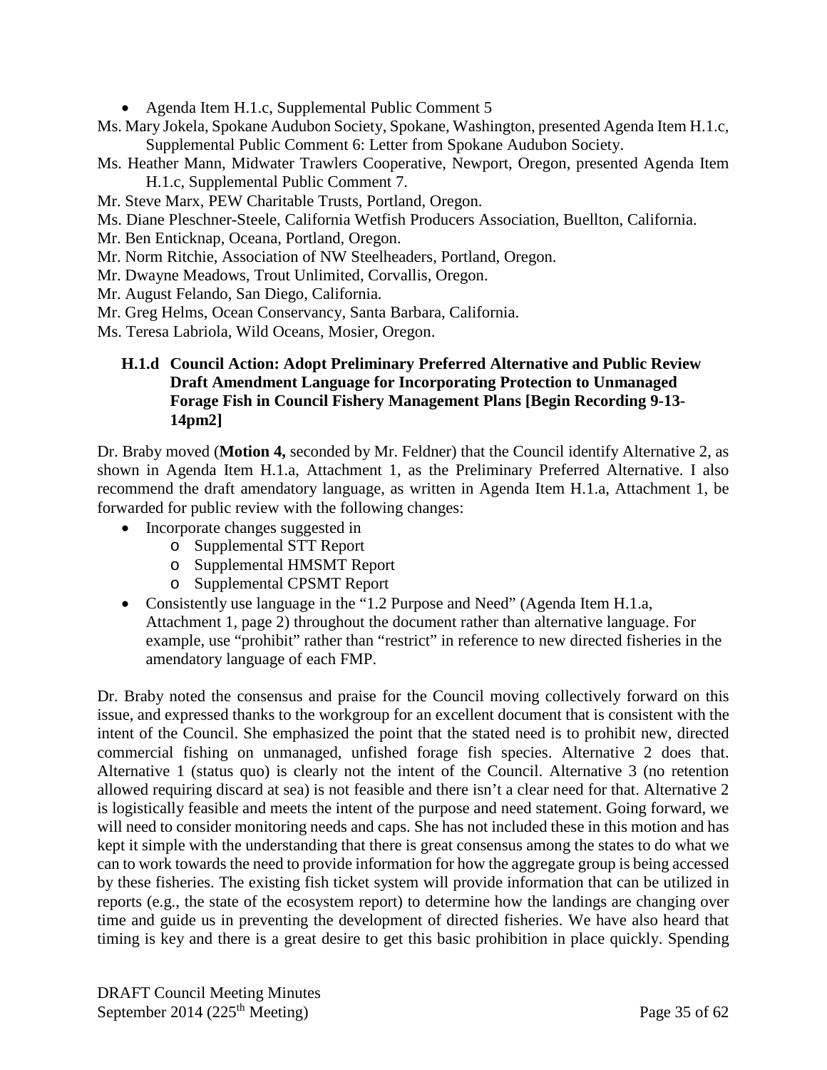- Agenda Item H.1.c, Supplemental Public Comment 5

Ms. Mary Jokela, Spokane Audubon Society, Spokane, Washington, presented Agenda Item H.1.c, Supplemental Public Comment 6: Letter from Spokane Audubon Society.

Ms. Heather Mann, Midwater Trawlers Cooperative, Newport, Oregon, presented Agenda Item H.1.c, Supplemental Public Comment 7.

Mr. Steve Marx, PEW Charitable Trusts, Portland, Oregon.

Ms. Diane Pleschner-Steele, California Wetfish Producers Association, Buellton, California.

Mr. Ben Enticknap, Oceana, Portland, Oregon.

Mr. Norm Ritchie, Association of NW Steelheaders, Portland, Oregon.

Mr. Dwayne Meadows, Trout Unlimited, Corvallis, Oregon.

Mr. August Felando, San Diego, California.

Mr. Greg Helms, Ocean Conservancy, Santa Barbara, California.

Ms. Teresa Labriola, Wild Oceans, Mosier, Oregon.

### H.1.d Council Action: Adopt Preliminary Preferred Alternative and Public Review Draft Amendment Language for Incorporating Protection to Unmanaged Forage Fish in Council Fishery Management Plans [Begin Recording 9-13-14pm2]

Dr. Braby moved (**Motion 4,** seconded by Mr. Feldner) that the Council identify Alternative 2, as shown in Agenda Item H.1.a, Attachment 1, as the Preliminary Preferred Alternative. I also recommend the draft amendatory language, as written in Agenda Item H.1.a, Attachment 1, be forwarded for public review with the following changes:

- Incorporate changes suggested in
  - Supplemental STT Report
  - Supplemental HMSMT Report
  - Supplemental CPSMT Report
- Consistently use language in the "1.2 Purpose and Need" (Agenda Item H.1.a, Attachment 1, page 2) throughout the document rather than alternative language. For example, use "prohibit" rather than "restrict" in reference to new directed fisheries in the amendatory language of each FMP.

Dr. Braby noted the consensus and praise for the Council moving collectively forward on this issue, and expressed thanks to the workgroup for an excellent document that is consistent with the intent of the Council. She emphasized the point that the stated need is to prohibit new, directed commercial fishing on unmanaged, unfished forage fish species. Alternative 2 does that. Alternative 1 (status quo) is clearly not the intent of the Council. Alternative 3 (no retention allowed requiring discard at sea) is not feasible and there isn't a clear need for that. Alternative 2 is logistically feasible and meets the intent of the purpose and need statement. Going forward, we will need to consider monitoring needs and caps. She has not included these in this motion and has kept it simple with the understanding that there is great consensus among the states to do what we can to work towards the need to provide information for how the aggregate group is being accessed by these fisheries. The existing fish ticket system will provide information that can be utilized in reports (e.g., the state of the ecosystem report) to determine how the landings are changing over time and guide us in preventing the development of directed fisheries. We have also heard that timing is key and there is a great desire to get this basic prohibition in place quickly. Spending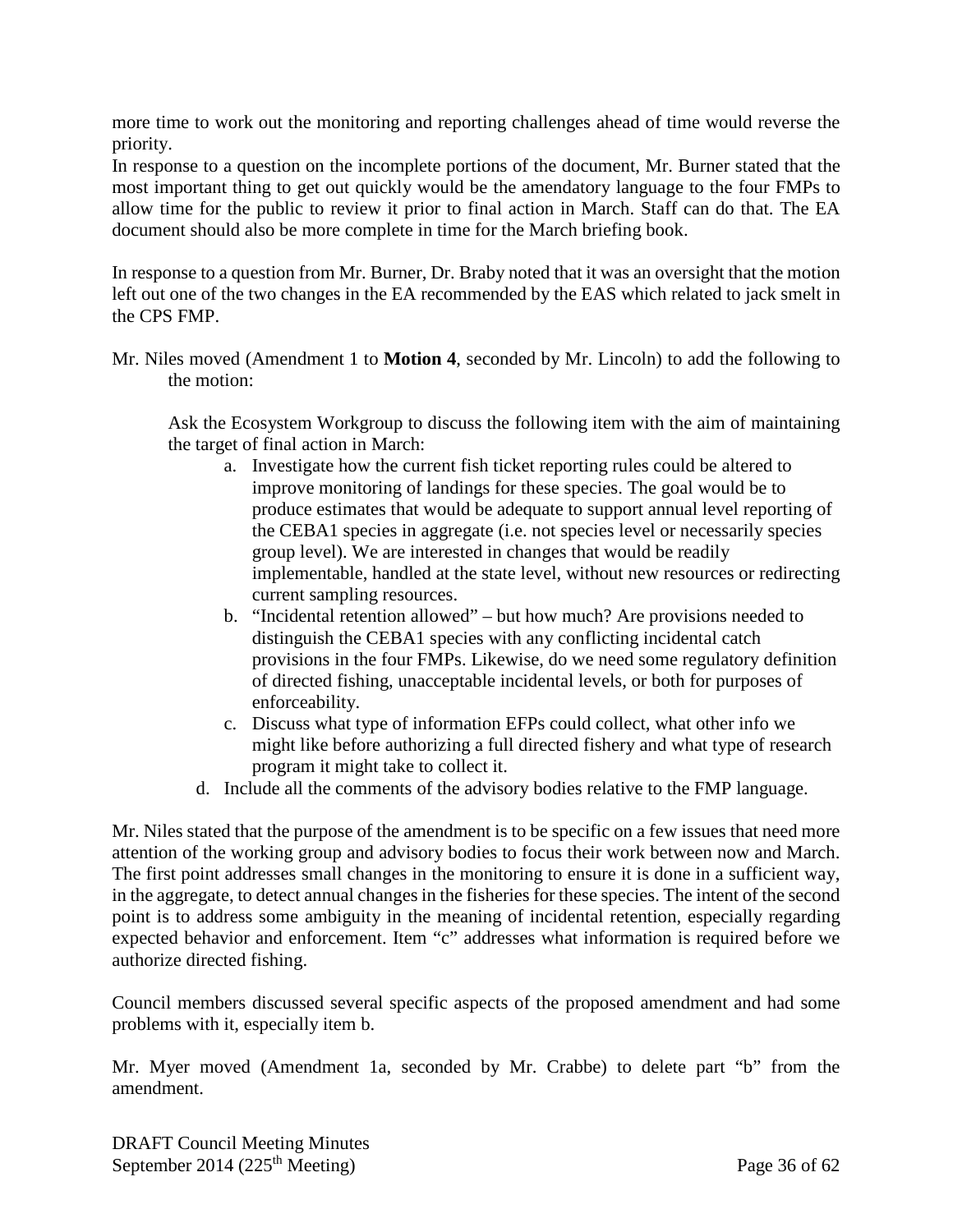more time to work out the monitoring and reporting challenges ahead of time would reverse the priority.

In response to a question on the incomplete portions of the document, Mr. Burner stated that the most important thing to get out quickly would be the amendatory language to the four FMPs to allow time for the public to review it prior to final action in March. Staff can do that. The EA document should also be more complete in time for the March briefing book.

In response to a question from Mr. Burner, Dr. Braby noted that it was an oversight that the motion left out one of the two changes in the EA recommended by the EAS which related to jack smelt in the CPS FMP.

Mr. Niles moved (Amendment 1 to **Motion 4**, seconded by Mr. Lincoln) to add the following to the motion:

> Ask the Ecosystem Workgroup to discuss the following item with the aim of maintaining the target of final action in March:
>
> a. Investigate how the current fish ticket reporting rules could be altered to improve monitoring of landings for these species. The goal would be to produce estimates that would be adequate to support annual level reporting of the CEBA1 species in aggregate (i.e. not species level or necessarily species group level). We are interested in changes that would be readily implementable, handled at the state level, without new resources or redirecting current sampling resources.
> b. "Incidental retention allowed" – but how much? Are provisions needed to distinguish the CEBA1 species with any conflicting incidental catch provisions in the four FMPs. Likewise, do we need some regulatory definition of directed fishing, unacceptable incidental levels, or both for purposes of enforceability.
> c. Discuss what type of information EFPs could collect, what other info we might like before authorizing a full directed fishery and what type of research program it might take to collect it.
> d. Include all the comments of the advisory bodies relative to the FMP language.

Mr. Niles stated that the purpose of the amendment is to be specific on a few issues that need more attention of the working group and advisory bodies to focus their work between now and March. The first point addresses small changes in the monitoring to ensure it is done in a sufficient way, in the aggregate, to detect annual changes in the fisheries for these species. The intent of the second point is to address some ambiguity in the meaning of incidental retention, especially regarding expected behavior and enforcement. Item "c" addresses what information is required before we authorize directed fishing.

Council members discussed several specific aspects of the proposed amendment and had some problems with it, especially item b.

Mr. Myer moved (Amendment 1a, seconded by Mr. Crabbe) to delete part "b" from the amendment.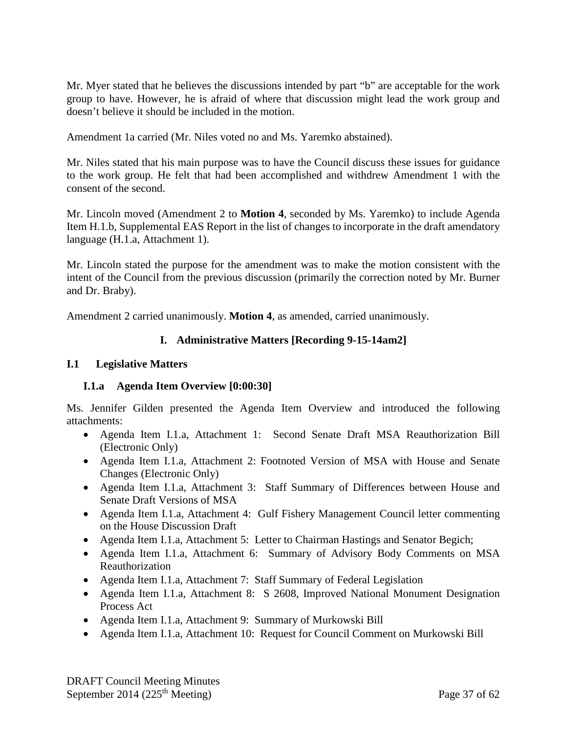Mr. Myer stated that he believes the discussions intended by part "b" are acceptable for the work group to have. However, he is afraid of where that discussion might lead the work group and doesn't believe it should be included in the motion.

Amendment 1a carried (Mr. Niles voted no and Ms. Yaremko abstained).

Mr. Niles stated that his main purpose was to have the Council discuss these issues for guidance to the work group. He felt that had been accomplished and withdrew Amendment 1 with the consent of the second.

Mr. Lincoln moved (Amendment 2 to **Motion 4**, seconded by Ms. Yaremko) to include Agenda Item H.1.b, Supplemental EAS Report in the list of changes to incorporate in the draft amendatory language (H.1.a, Attachment 1).

Mr. Lincoln stated the purpose for the amendment was to make the motion consistent with the intent of the Council from the previous discussion (primarily the correction noted by Mr. Burner and Dr. Braby).

Amendment 2 carried unanimously. **Motion 4**, as amended, carried unanimously.

## I. Administrative Matters [Recording 9-15-14am2]

### I.1 Legislative Matters

#### I.1.a Agenda Item Overview [0:00:30]

Ms. Jennifer Gilden presented the Agenda Item Overview and introduced the following attachments:

- Agenda Item I.1.a, Attachment 1: Second Senate Draft MSA Reauthorization Bill (Electronic Only)
- Agenda Item I.1.a, Attachment 2: Footnoted Version of MSA with House and Senate Changes (Electronic Only)
- Agenda Item I.1.a, Attachment 3: Staff Summary of Differences between House and Senate Draft Versions of MSA
- Agenda Item I.1.a, Attachment 4: Gulf Fishery Management Council letter commenting on the House Discussion Draft
- Agenda Item I.1.a, Attachment 5: Letter to Chairman Hastings and Senator Begich;
- Agenda Item I.1.a, Attachment 6: Summary of Advisory Body Comments on MSA Reauthorization
- Agenda Item I.1.a, Attachment 7: Staff Summary of Federal Legislation
- Agenda Item I.1.a, Attachment 8: S 2608, Improved National Monument Designation Process Act
- Agenda Item I.1.a, Attachment 9: Summary of Murkowski Bill
- Agenda Item I.1.a, Attachment 10: Request for Council Comment on Murkowski Bill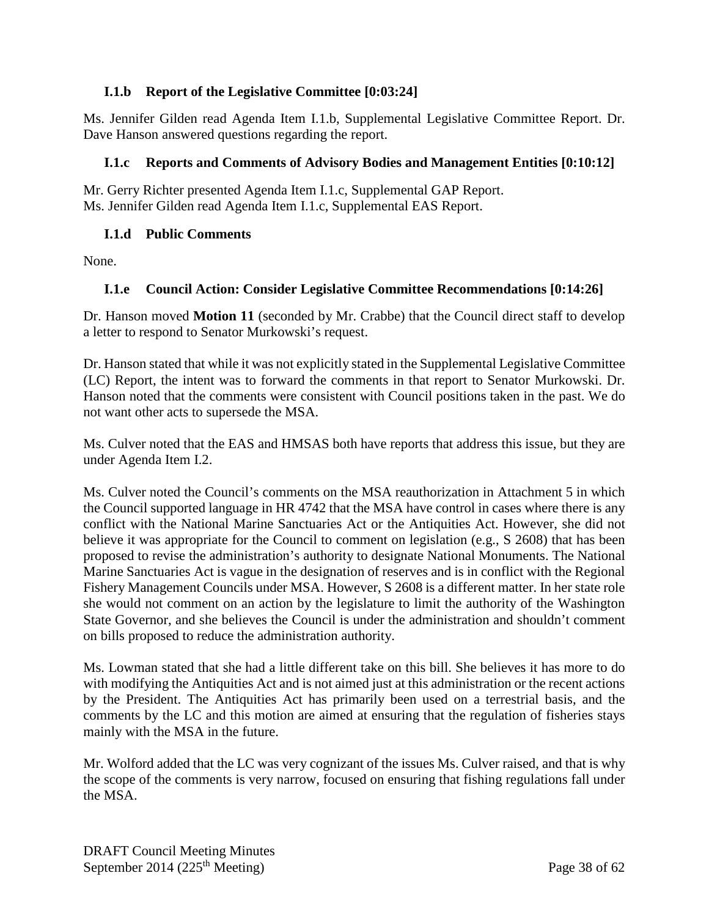### I.1.b Report of the Legislative Committee [0:03:24]

Ms. Jennifer Gilden read Agenda Item I.1.b, Supplemental Legislative Committee Report. Dr. Dave Hanson answered questions regarding the report.

### I.1.c Reports and Comments of Advisory Bodies and Management Entities [0:10:12]

Mr. Gerry Richter presented Agenda Item I.1.c, Supplemental GAP Report.
Ms. Jennifer Gilden read Agenda Item I.1.c, Supplemental EAS Report.

### I.1.d Public Comments

None.

### I.1.e Council Action: Consider Legislative Committee Recommendations [0:14:26]

Dr. Hanson moved **Motion 11** (seconded by Mr. Crabbe) that the Council direct staff to develop a letter to respond to Senator Murkowski's request.

Dr. Hanson stated that while it was not explicitly stated in the Supplemental Legislative Committee (LC) Report, the intent was to forward the comments in that report to Senator Murkowski. Dr. Hanson noted that the comments were consistent with Council positions taken in the past. We do not want other acts to supersede the MSA.

Ms. Culver noted that the EAS and HMSAS both have reports that address this issue, but they are under Agenda Item I.2.

Ms. Culver noted the Council's comments on the MSA reauthorization in Attachment 5 in which the Council supported language in HR 4742 that the MSA have control in cases where there is any conflict with the National Marine Sanctuaries Act or the Antiquities Act. However, she did not believe it was appropriate for the Council to comment on legislation (e.g., S 2608) that has been proposed to revise the administration's authority to designate National Monuments. The National Marine Sanctuaries Act is vague in the designation of reserves and is in conflict with the Regional Fishery Management Councils under MSA. However, S 2608 is a different matter. In her state role she would not comment on an action by the legislature to limit the authority of the Washington State Governor, and she believes the Council is under the administration and shouldn't comment on bills proposed to reduce the administration authority.

Ms. Lowman stated that she had a little different take on this bill. She believes it has more to do with modifying the Antiquities Act and is not aimed just at this administration or the recent actions by the President. The Antiquities Act has primarily been used on a terrestrial basis, and the comments by the LC and this motion are aimed at ensuring that the regulation of fisheries stays mainly with the MSA in the future.

Mr. Wolford added that the LC was very cognizant of the issues Ms. Culver raised, and that is why the scope of the comments is very narrow, focused on ensuring that fishing regulations fall under the MSA.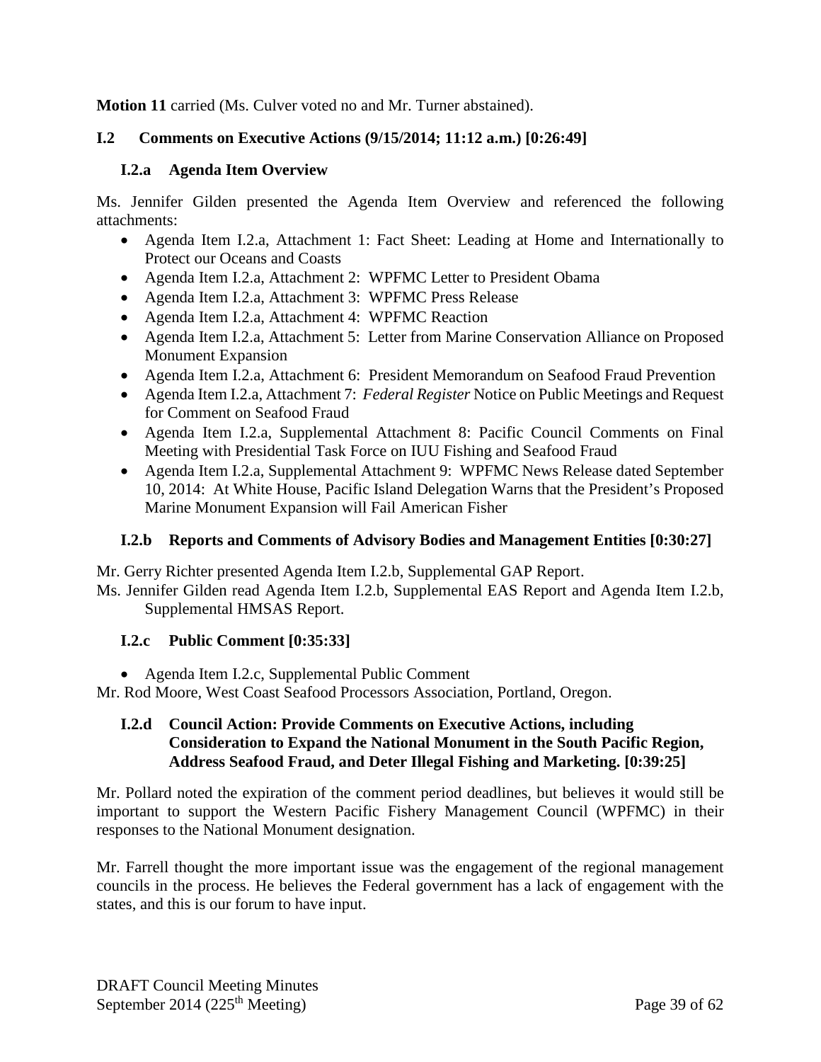**Motion 11** carried (Ms. Culver voted no and Mr. Turner abstained).

## I.2 Comments on Executive Actions (9/15/2014; 11:12 a.m.) [0:26:49]

### I.2.a Agenda Item Overview

Ms. Jennifer Gilden presented the Agenda Item Overview and referenced the following attachments:

- Agenda Item I.2.a, Attachment 1: Fact Sheet: Leading at Home and Internationally to Protect our Oceans and Coasts
- Agenda Item I.2.a, Attachment 2: WPFMC Letter to President Obama
- Agenda Item I.2.a, Attachment 3: WPFMC Press Release
- Agenda Item I.2.a, Attachment 4: WPFMC Reaction
- Agenda Item I.2.a, Attachment 5: Letter from Marine Conservation Alliance on Proposed Monument Expansion
- Agenda Item I.2.a, Attachment 6: President Memorandum on Seafood Fraud Prevention
- Agenda Item I.2.a, Attachment 7: *Federal Register* Notice on Public Meetings and Request for Comment on Seafood Fraud
- Agenda Item I.2.a, Supplemental Attachment 8: Pacific Council Comments on Final Meeting with Presidential Task Force on IUU Fishing and Seafood Fraud
- Agenda Item I.2.a, Supplemental Attachment 9: WPFMC News Release dated September 10, 2014: At White House, Pacific Island Delegation Warns that the President's Proposed Marine Monument Expansion will Fail American Fisher

### I.2.b Reports and Comments of Advisory Bodies and Management Entities [0:30:27]

Mr. Gerry Richter presented Agenda Item I.2.b, Supplemental GAP Report.

Ms. Jennifer Gilden read Agenda Item I.2.b, Supplemental EAS Report and Agenda Item I.2.b, Supplemental HMSAS Report.

### I.2.c Public Comment [0:35:33]

- Agenda Item I.2.c, Supplemental Public Comment

Mr. Rod Moore, West Coast Seafood Processors Association, Portland, Oregon.

### I.2.d Council Action: Provide Comments on Executive Actions, including Consideration to Expand the National Monument in the South Pacific Region, Address Seafood Fraud, and Deter Illegal Fishing and Marketing. [0:39:25]

Mr. Pollard noted the expiration of the comment period deadlines, but believes it would still be important to support the Western Pacific Fishery Management Council (WPFMC) in their responses to the National Monument designation.

Mr. Farrell thought the more important issue was the engagement of the regional management councils in the process. He believes the Federal government has a lack of engagement with the states, and this is our forum to have input.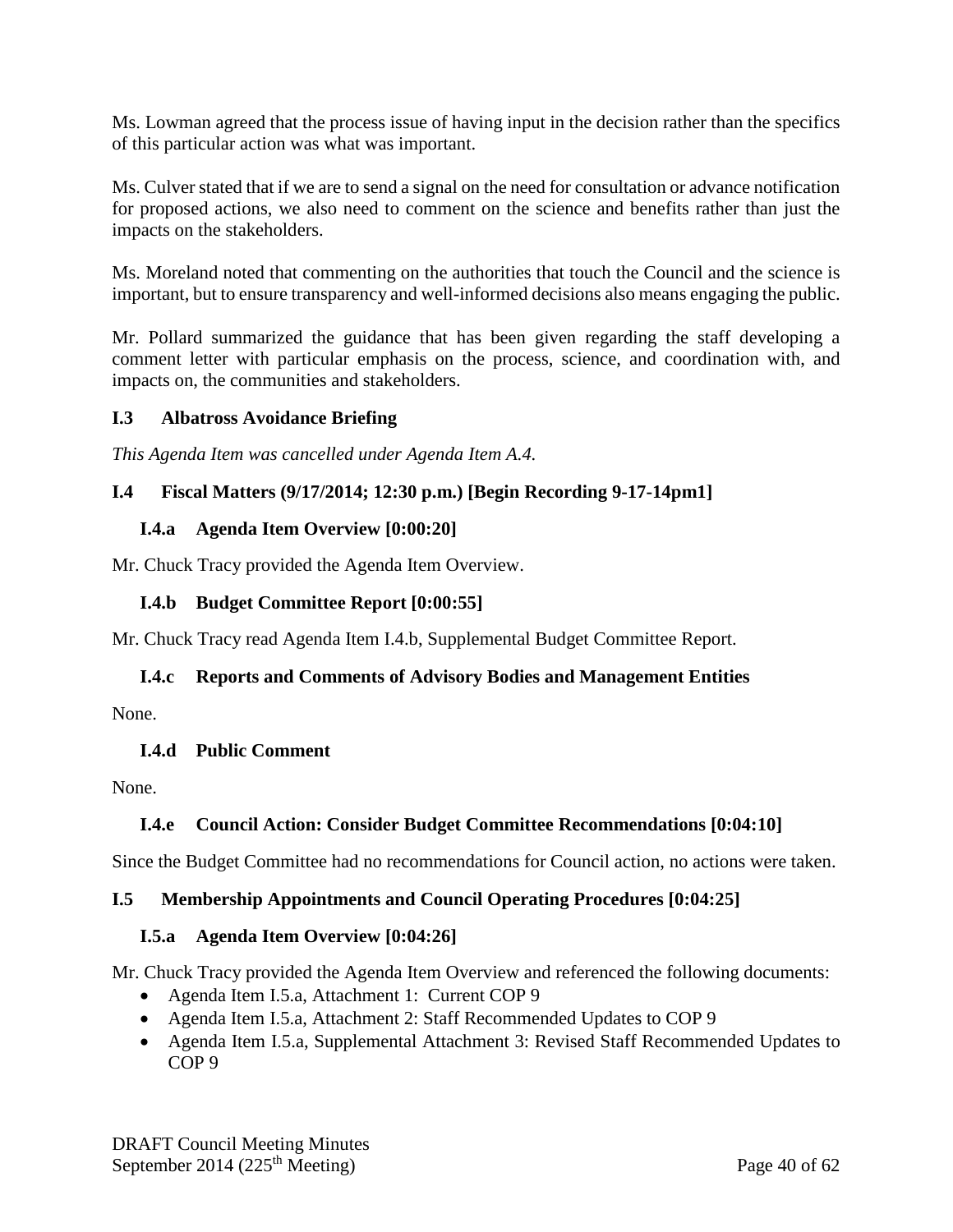Ms. Lowman agreed that the process issue of having input in the decision rather than the specifics of this particular action was what was important.

Ms. Culver stated that if we are to send a signal on the need for consultation or advance notification for proposed actions, we also need to comment on the science and benefits rather than just the impacts on the stakeholders.

Ms. Moreland noted that commenting on the authorities that touch the Council and the science is important, but to ensure transparency and well-informed decisions also means engaging the public.

Mr. Pollard summarized the guidance that has been given regarding the staff developing a comment letter with particular emphasis on the process, science, and coordination with, and impacts on, the communities and stakeholders.

### I.3 Albatross Avoidance Briefing

*This Agenda Item was cancelled under Agenda Item A.4.*

### I.4 Fiscal Matters (9/17/2014; 12:30 p.m.) [Begin Recording 9-17-14pm1]

#### I.4.a Agenda Item Overview [0:00:20]

Mr. Chuck Tracy provided the Agenda Item Overview.

#### I.4.b Budget Committee Report [0:00:55]

Mr. Chuck Tracy read Agenda Item I.4.b, Supplemental Budget Committee Report.

#### I.4.c Reports and Comments of Advisory Bodies and Management Entities

None.

#### I.4.d Public Comment

None.

#### I.4.e Council Action: Consider Budget Committee Recommendations [0:04:10]

Since the Budget Committee had no recommendations for Council action, no actions were taken.

### I.5 Membership Appointments and Council Operating Procedures [0:04:25]

#### I.5.a Agenda Item Overview [0:04:26]

Mr. Chuck Tracy provided the Agenda Item Overview and referenced the following documents:

- Agenda Item I.5.a, Attachment 1: Current COP 9
- Agenda Item I.5.a, Attachment 2: Staff Recommended Updates to COP 9
- Agenda Item I.5.a, Supplemental Attachment 3: Revised Staff Recommended Updates to COP 9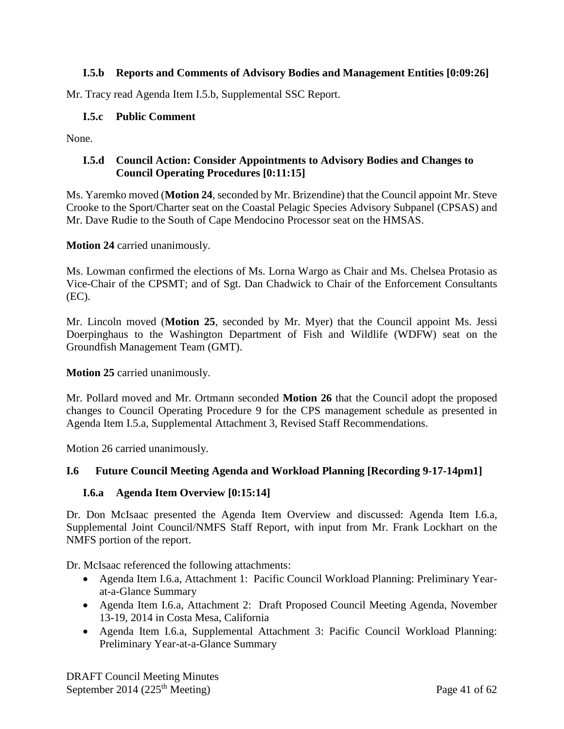### I.5.b Reports and Comments of Advisory Bodies and Management Entities [0:09:26]

Mr. Tracy read Agenda Item I.5.b, Supplemental SSC Report.

### I.5.c Public Comment

None.

### I.5.d Council Action: Consider Appointments to Advisory Bodies and Changes to Council Operating Procedures [0:11:15]

Ms. Yaremko moved (**Motion 24**, seconded by Mr. Brizendine) that the Council appoint Mr. Steve Crooke to the Sport/Charter seat on the Coastal Pelagic Species Advisory Subpanel (CPSAS) and Mr. Dave Rudie to the South of Cape Mendocino Processor seat on the HMSAS.

**Motion 24** carried unanimously.

Ms. Lowman confirmed the elections of Ms. Lorna Wargo as Chair and Ms. Chelsea Protasio as Vice-Chair of the CPSMT; and of Sgt. Dan Chadwick to Chair of the Enforcement Consultants (EC).

Mr. Lincoln moved (**Motion 25**, seconded by Mr. Myer) that the Council appoint Ms. Jessi Doerpinghaus to the Washington Department of Fish and Wildlife (WDFW) seat on the Groundfish Management Team (GMT).

**Motion 25** carried unanimously.

Mr. Pollard moved and Mr. Ortmann seconded **Motion 26** that the Council adopt the proposed changes to Council Operating Procedure 9 for the CPS management schedule as presented in Agenda Item I.5.a, Supplemental Attachment 3, Revised Staff Recommendations.

Motion 26 carried unanimously.

## I.6 Future Council Meeting Agenda and Workload Planning [Recording 9-17-14pm1]

### I.6.a Agenda Item Overview [0:15:14]

Dr. Don McIsaac presented the Agenda Item Overview and discussed: Agenda Item I.6.a, Supplemental Joint Council/NMFS Staff Report, with input from Mr. Frank Lockhart on the NMFS portion of the report.

Dr. McIsaac referenced the following attachments:

- Agenda Item I.6.a, Attachment 1: Pacific Council Workload Planning: Preliminary Year-at-a-Glance Summary
- Agenda Item I.6.a, Attachment 2: Draft Proposed Council Meeting Agenda, November 13-19, 2014 in Costa Mesa, California
- Agenda Item I.6.a, Supplemental Attachment 3: Pacific Council Workload Planning: Preliminary Year-at-a-Glance Summary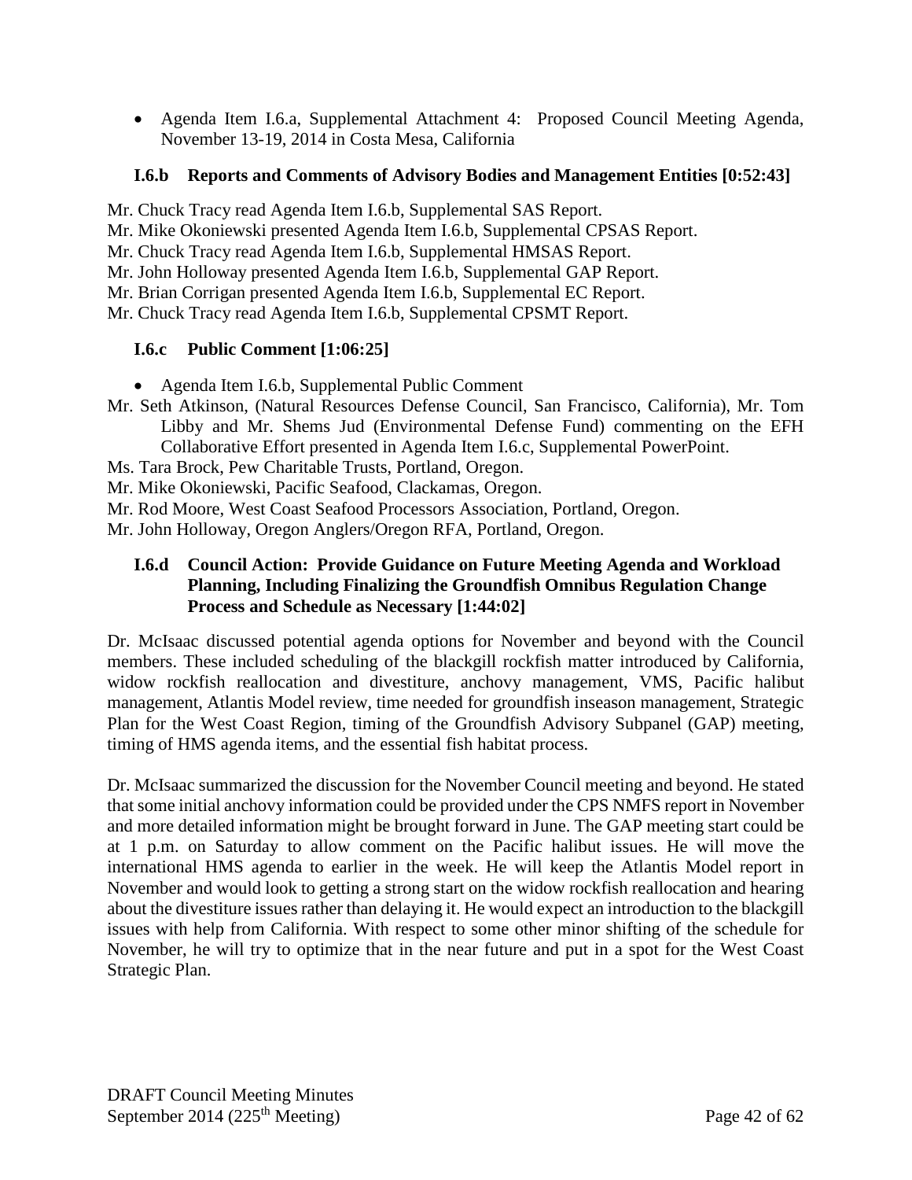- Agenda Item I.6.a, Supplemental Attachment 4: Proposed Council Meeting Agenda, November 13-19, 2014 in Costa Mesa, California

### I.6.b Reports and Comments of Advisory Bodies and Management Entities [0:52:43]

Mr. Chuck Tracy read Agenda Item I.6.b, Supplemental SAS Report.
Mr. Mike Okoniewski presented Agenda Item I.6.b, Supplemental CPSAS Report.
Mr. Chuck Tracy read Agenda Item I.6.b, Supplemental HMSAS Report.
Mr. John Holloway presented Agenda Item I.6.b, Supplemental GAP Report.
Mr. Brian Corrigan presented Agenda Item I.6.b, Supplemental EC Report.
Mr. Chuck Tracy read Agenda Item I.6.b, Supplemental CPSMT Report.

### I.6.c Public Comment [1:06:25]

- Agenda Item I.6.b, Supplemental Public Comment

Mr. Seth Atkinson, (Natural Resources Defense Council, San Francisco, California), Mr. Tom Libby and Mr. Shems Jud (Environmental Defense Fund) commenting on the EFH Collaborative Effort presented in Agenda Item I.6.c, Supplemental PowerPoint.
Ms. Tara Brock, Pew Charitable Trusts, Portland, Oregon.
Mr. Mike Okoniewski, Pacific Seafood, Clackamas, Oregon.
Mr. Rod Moore, West Coast Seafood Processors Association, Portland, Oregon.
Mr. John Holloway, Oregon Anglers/Oregon RFA, Portland, Oregon.

### I.6.d Council Action: Provide Guidance on Future Meeting Agenda and Workload Planning, Including Finalizing the Groundfish Omnibus Regulation Change Process and Schedule as Necessary [1:44:02]

Dr. McIsaac discussed potential agenda options for November and beyond with the Council members. These included scheduling of the blackgill rockfish matter introduced by California, widow rockfish reallocation and divestiture, anchovy management, VMS, Pacific halibut management, Atlantis Model review, time needed for groundfish inseason management, Strategic Plan for the West Coast Region, timing of the Groundfish Advisory Subpanel (GAP) meeting, timing of HMS agenda items, and the essential fish habitat process.

Dr. McIsaac summarized the discussion for the November Council meeting and beyond. He stated that some initial anchovy information could be provided under the CPS NMFS report in November and more detailed information might be brought forward in June. The GAP meeting start could be at 1 p.m. on Saturday to allow comment on the Pacific halibut issues. He will move the international HMS agenda to earlier in the week. He will keep the Atlantis Model report in November and would look to getting a strong start on the widow rockfish reallocation and hearing about the divestiture issues rather than delaying it. He would expect an introduction to the blackgill issues with help from California. With respect to some other minor shifting of the schedule for November, he will try to optimize that in the near future and put in a spot for the West Coast Strategic Plan.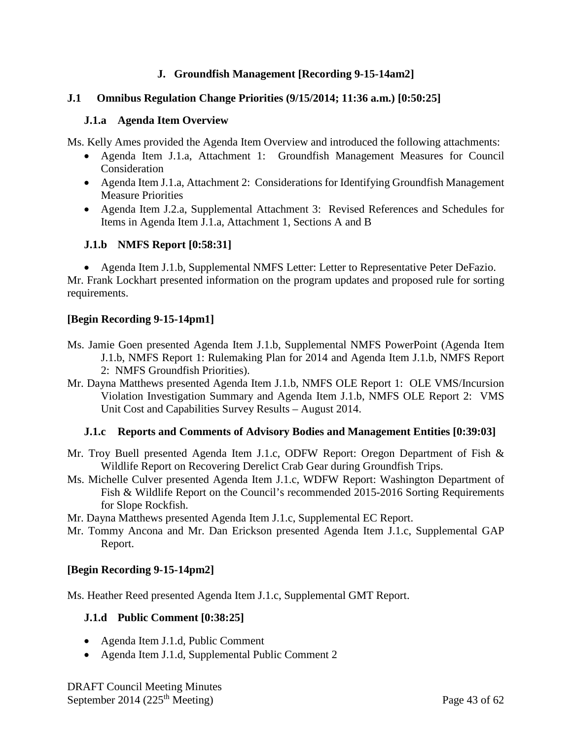## J. Groundfish Management [Recording 9-15-14am2]

### J.1 Omnibus Regulation Change Priorities (9/15/2014; 11:36 a.m.) [0:50:25]

#### J.1.a Agenda Item Overview

Ms. Kelly Ames provided the Agenda Item Overview and introduced the following attachments:

- Agenda Item J.1.a, Attachment 1: Groundfish Management Measures for Council Consideration
- Agenda Item J.1.a, Attachment 2: Considerations for Identifying Groundfish Management Measure Priorities
- Agenda Item J.2.a, Supplemental Attachment 3: Revised References and Schedules for Items in Agenda Item J.1.a, Attachment 1, Sections A and B

#### J.1.b NMFS Report [0:58:31]

- Agenda Item J.1.b, Supplemental NMFS Letter: Letter to Representative Peter DeFazio.

Mr. Frank Lockhart presented information on the program updates and proposed rule for sorting requirements.

**[Begin Recording 9-15-14pm1]**

Ms. Jamie Goen presented Agenda Item J.1.b, Supplemental NMFS PowerPoint (Agenda Item J.1.b, NMFS Report 1: Rulemaking Plan for 2014 and Agenda Item J.1.b, NMFS Report 2: NMFS Groundfish Priorities).

Mr. Dayna Matthews presented Agenda Item J.1.b, NMFS OLE Report 1: OLE VMS/Incursion Violation Investigation Summary and Agenda Item J.1.b, NMFS OLE Report 2: VMS Unit Cost and Capabilities Survey Results – August 2014.

#### J.1.c Reports and Comments of Advisory Bodies and Management Entities [0:39:03]

Mr. Troy Buell presented Agenda Item J.1.c, ODFW Report: Oregon Department of Fish & Wildlife Report on Recovering Derelict Crab Gear during Groundfish Trips.

Ms. Michelle Culver presented Agenda Item J.1.c, WDFW Report: Washington Department of Fish & Wildlife Report on the Council's recommended 2015-2016 Sorting Requirements for Slope Rockfish.

Mr. Dayna Matthews presented Agenda Item J.1.c, Supplemental EC Report.

Mr. Tommy Ancona and Mr. Dan Erickson presented Agenda Item J.1.c, Supplemental GAP Report.

**[Begin Recording 9-15-14pm2]**

Ms. Heather Reed presented Agenda Item J.1.c, Supplemental GMT Report.

#### J.1.d Public Comment [0:38:25]

- Agenda Item J.1.d, Public Comment
- Agenda Item J.1.d, Supplemental Public Comment 2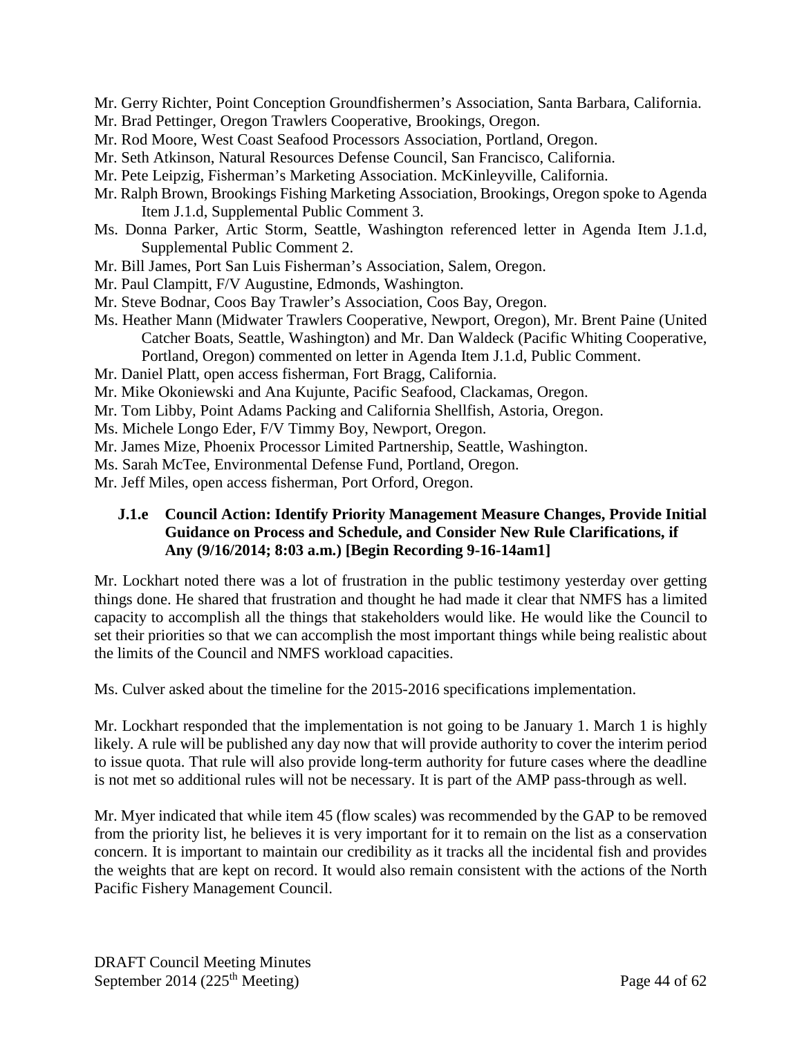Mr. Gerry Richter, Point Conception Groundfishermen's Association, Santa Barbara, California.
Mr. Brad Pettinger, Oregon Trawlers Cooperative, Brookings, Oregon.
Mr. Rod Moore, West Coast Seafood Processors Association, Portland, Oregon.
Mr. Seth Atkinson, Natural Resources Defense Council, San Francisco, California.
Mr. Pete Leipzig, Fisherman's Marketing Association. McKinleyville, California.
Mr. Ralph Brown, Brookings Fishing Marketing Association, Brookings, Oregon spoke to Agenda Item J.1.d, Supplemental Public Comment 3.
Ms. Donna Parker, Artic Storm, Seattle, Washington referenced letter in Agenda Item J.1.d, Supplemental Public Comment 2.
Mr. Bill James, Port San Luis Fisherman's Association, Salem, Oregon.
Mr. Paul Clampitt, F/V Augustine, Edmonds, Washington.
Mr. Steve Bodnar, Coos Bay Trawler's Association, Coos Bay, Oregon.
Ms. Heather Mann (Midwater Trawlers Cooperative, Newport, Oregon), Mr. Brent Paine (United Catcher Boats, Seattle, Washington) and Mr. Dan Waldeck (Pacific Whiting Cooperative, Portland, Oregon) commented on letter in Agenda Item J.1.d, Public Comment.
Mr. Daniel Platt, open access fisherman, Fort Bragg, California.
Mr. Mike Okoniewski and Ana Kujunte, Pacific Seafood, Clackamas, Oregon.
Mr. Tom Libby, Point Adams Packing and California Shellfish, Astoria, Oregon.
Ms. Michele Longo Eder, F/V Timmy Boy, Newport, Oregon.
Mr. James Mize, Phoenix Processor Limited Partnership, Seattle, Washington.
Ms. Sarah McTee, Environmental Defense Fund, Portland, Oregon.
Mr. Jeff Miles, open access fisherman, Port Orford, Oregon.

### J.1.e Council Action: Identify Priority Management Measure Changes, Provide Initial Guidance on Process and Schedule, and Consider New Rule Clarifications, if Any (9/16/2014; 8:03 a.m.) [Begin Recording 9-16-14am1]

Mr. Lockhart noted there was a lot of frustration in the public testimony yesterday over getting things done. He shared that frustration and thought he had made it clear that NMFS has a limited capacity to accomplish all the things that stakeholders would like. He would like the Council to set their priorities so that we can accomplish the most important things while being realistic about the limits of the Council and NMFS workload capacities.

Ms. Culver asked about the timeline for the 2015-2016 specifications implementation.

Mr. Lockhart responded that the implementation is not going to be January 1. March 1 is highly likely. A rule will be published any day now that will provide authority to cover the interim period to issue quota. That rule will also provide long-term authority for future cases where the deadline is not met so additional rules will not be necessary. It is part of the AMP pass-through as well.

Mr. Myer indicated that while item 45 (flow scales) was recommended by the GAP to be removed from the priority list, he believes it is very important for it to remain on the list as a conservation concern. It is important to maintain our credibility as it tracks all the incidental fish and provides the weights that are kept on record. It would also remain consistent with the actions of the North Pacific Fishery Management Council.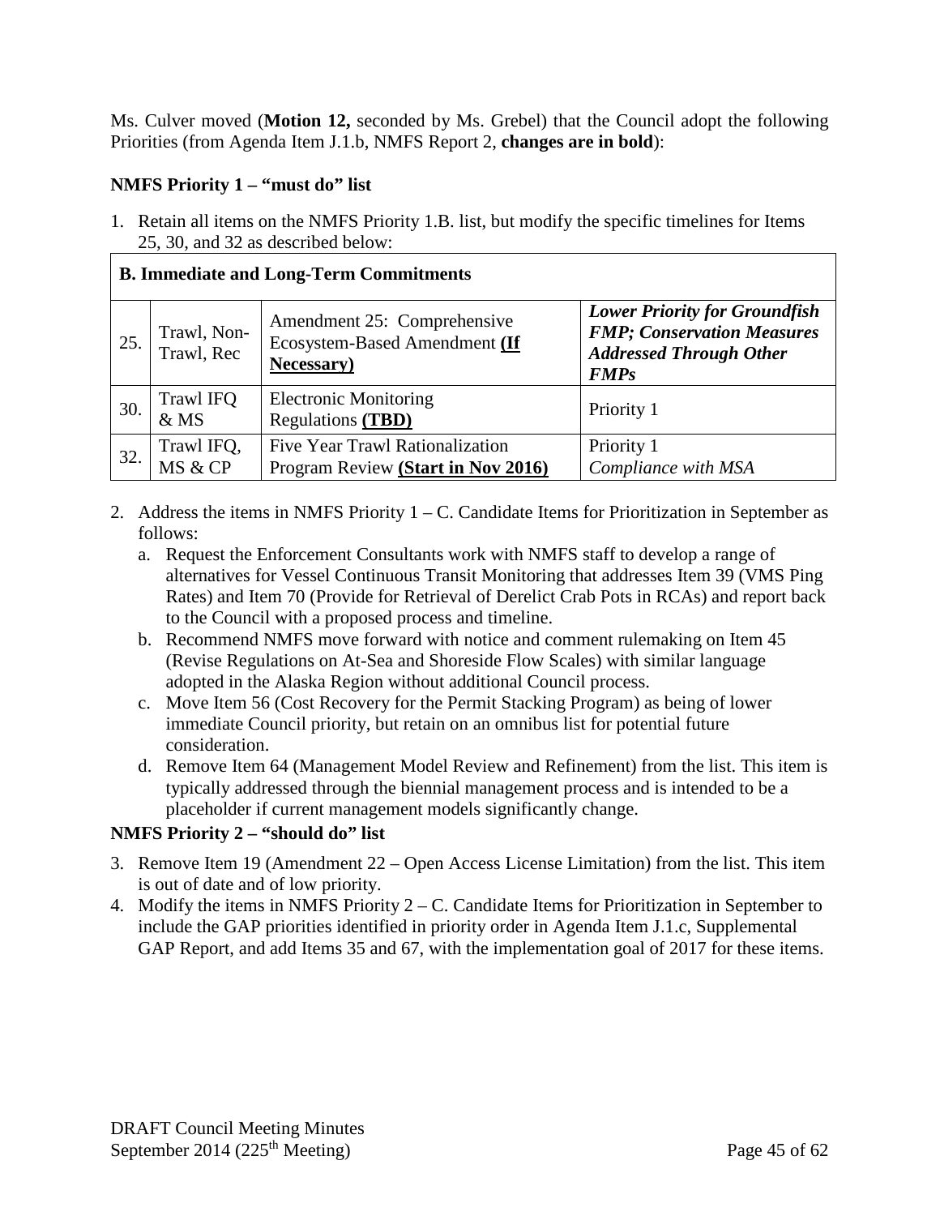Ms. Culver moved (**Motion 12,** seconded by Ms. Grebel) that the Council adopt the following Priorities (from Agenda Item J.1.b, NMFS Report 2, **changes are in bold**):

**NMFS Priority 1 – "must do" list**

1. Retain all items on the NMFS Priority 1.B. list, but modify the specific timelines for Items 25, 30, and 32 as described below:

| **B. Immediate and Long-Term Commitments** | | | |
|---|---|---|---|
| 25. | Trawl, Non-Trawl, Rec | Amendment 25: Comprehensive Ecosystem-Based Amendment **(If Necessary)** | ***Lower Priority for Groundfish FMP; Conservation Measures Addressed Through Other FMPs*** |
| 30. | Trawl IFQ & MS | Electronic Monitoring Regulations **(TBD)** | Priority 1 |
| 32. | Trawl IFQ, MS & CP | Five Year Trawl Rationalization Program Review **(Start in Nov 2016)** | Priority 1 *Compliance with MSA* |

2. Address the items in NMFS Priority 1 – C. Candidate Items for Prioritization in September as follows:
   a. Request the Enforcement Consultants work with NMFS staff to develop a range of alternatives for Vessel Continuous Transit Monitoring that addresses Item 39 (VMS Ping Rates) and Item 70 (Provide for Retrieval of Derelict Crab Pots in RCAs) and report back to the Council with a proposed process and timeline.
   b. Recommend NMFS move forward with notice and comment rulemaking on Item 45 (Revise Regulations on At-Sea and Shoreside Flow Scales) with similar language adopted in the Alaska Region without additional Council process.
   c. Move Item 56 (Cost Recovery for the Permit Stacking Program) as being of lower immediate Council priority, but retain on an omnibus list for potential future consideration.
   d. Remove Item 64 (Management Model Review and Refinement) from the list. This item is typically addressed through the biennial management process and is intended to be a placeholder if current management models significantly change.

**NMFS Priority 2 – "should do" list**

3. Remove Item 19 (Amendment 22 – Open Access License Limitation) from the list. This item is out of date and of low priority.
4. Modify the items in NMFS Priority 2 – C. Candidate Items for Prioritization in September to include the GAP priorities identified in priority order in Agenda Item J.1.c, Supplemental GAP Report, and add Items 35 and 67, with the implementation goal of 2017 for these items.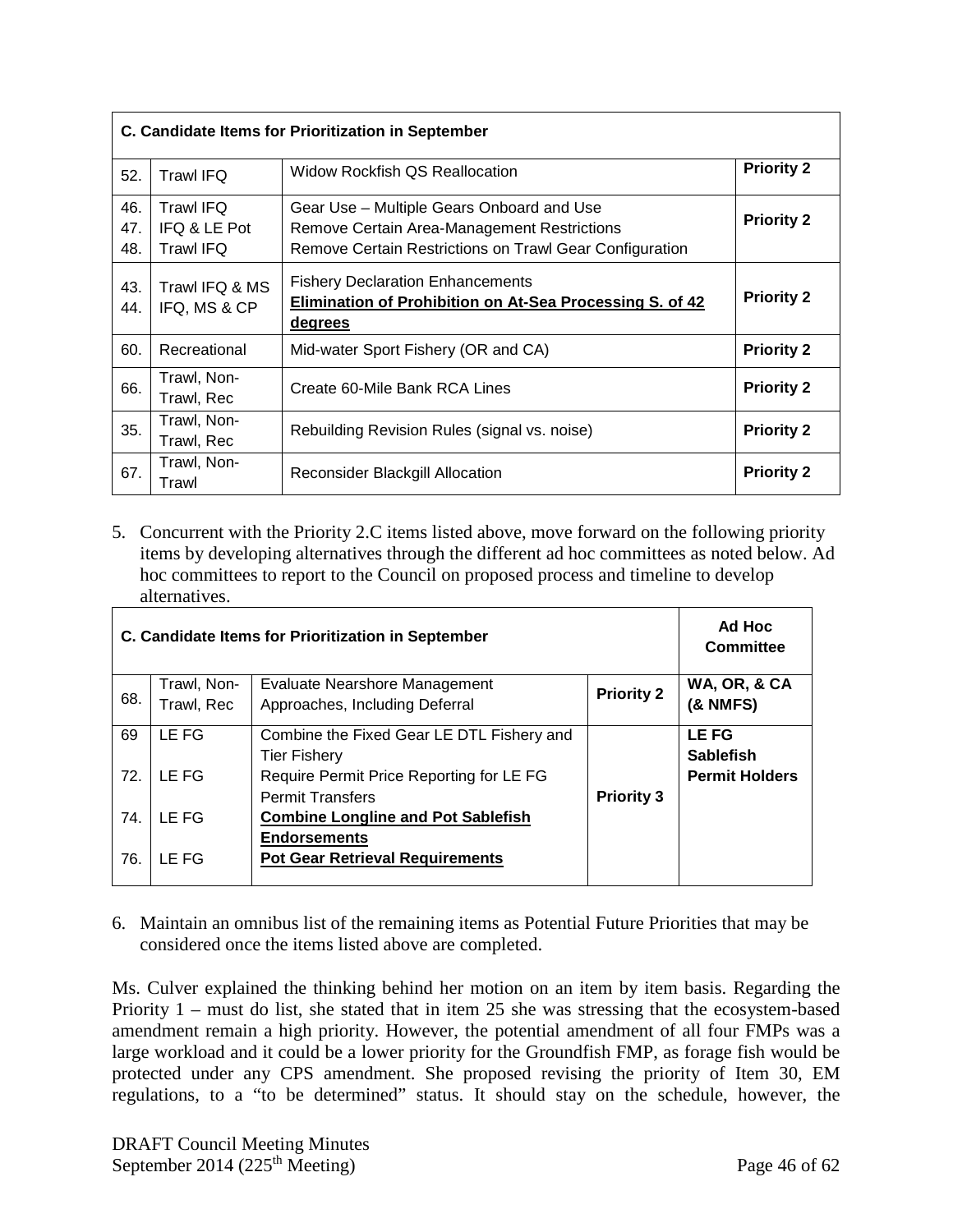| C. Candidate Items for Prioritization in September | | | |
|---|---|---|---|
| 52. | Trawl IFQ | Widow Rockfish QS Reallocation | **Priority 2** |
| 46.<br>47.<br>48. | Trawl IFQ<br>IFQ & LE Pot<br>Trawl IFQ | Gear Use – Multiple Gears Onboard and Use<br>Remove Certain Area-Management Restrictions<br>Remove Certain Restrictions on Trawl Gear Configuration | **Priority 2** |
| 43.<br>44. | Trawl IFQ & MS<br>IFQ, MS & CP | Fishery Declaration Enhancements<br>**Elimination of Prohibition on At-Sea Processing S. of 42 degrees** | **Priority 2** |
| 60. | Recreational | Mid-water Sport Fishery (OR and CA) | **Priority 2** |
| 66. | Trawl, Non-Trawl, Rec | Create 60-Mile Bank RCA Lines | **Priority 2** |
| 35. | Trawl, Non-Trawl, Rec | Rebuilding Revision Rules (signal vs. noise) | **Priority 2** |
| 67. | Trawl, Non-Trawl | Reconsider Blackgill Allocation | **Priority 2** |

5. Concurrent with the Priority 2.C items listed above, move forward on the following priority items by developing alternatives through the different ad hoc committees as noted below. Ad hoc committees to report to the Council on proposed process and timeline to develop alternatives.

| C. Candidate Items for Prioritization in September | | | | Ad Hoc Committee |
|---|---|---|---|---|
| 68. | Trawl, Non-Trawl, Rec | Evaluate Nearshore Management Approaches, Including Deferral | **Priority 2** | **WA, OR, & CA (& NMFS)** |
| 69<br>72.<br>74.<br>76. | LE FG<br>LE FG<br>LE FG<br>LE FG | Combine the Fixed Gear LE DTL Fishery and Tier Fishery<br>Require Permit Price Reporting for LE FG Permit Transfers<br>**Combine Longline and Pot Sablefish Endorsements**<br>**Pot Gear Retrieval Requirements** | **Priority 3** | **LE FG Sablefish Permit Holders** |

6. Maintain an omnibus list of the remaining items as Potential Future Priorities that may be considered once the items listed above are completed.

Ms. Culver explained the thinking behind her motion on an item by item basis. Regarding the Priority 1 – must do list, she stated that in item 25 she was stressing that the ecosystem-based amendment remain a high priority. However, the potential amendment of all four FMPs was a large workload and it could be a lower priority for the Groundfish FMP, as forage fish would be protected under any CPS amendment. She proposed revising the priority of Item 30, EM regulations, to a "to be determined" status. It should stay on the schedule, however, the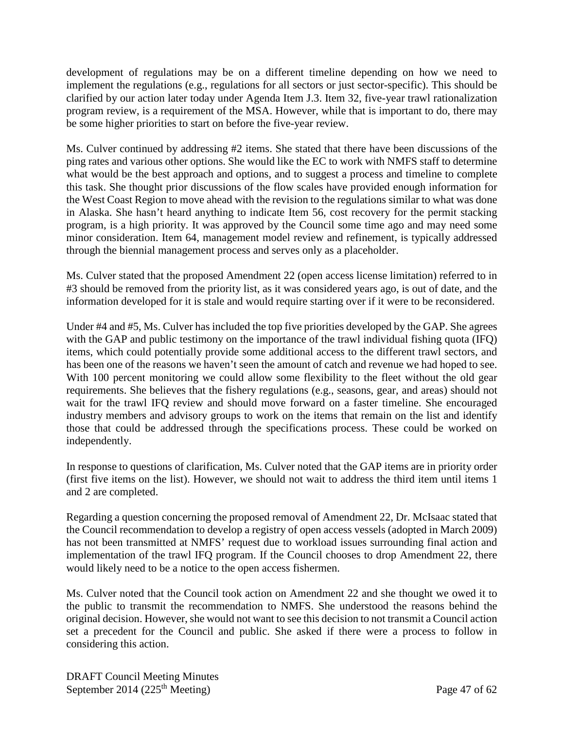development of regulations may be on a different timeline depending on how we need to implement the regulations (e.g., regulations for all sectors or just sector-specific). This should be clarified by our action later today under Agenda Item J.3. Item 32, five-year trawl rationalization program review, is a requirement of the MSA. However, while that is important to do, there may be some higher priorities to start on before the five-year review.

Ms. Culver continued by addressing #2 items. She stated that there have been discussions of the ping rates and various other options. She would like the EC to work with NMFS staff to determine what would be the best approach and options, and to suggest a process and timeline to complete this task. She thought prior discussions of the flow scales have provided enough information for the West Coast Region to move ahead with the revision to the regulations similar to what was done in Alaska. She hasn't heard anything to indicate Item 56, cost recovery for the permit stacking program, is a high priority. It was approved by the Council some time ago and may need some minor consideration. Item 64, management model review and refinement, is typically addressed through the biennial management process and serves only as a placeholder.

Ms. Culver stated that the proposed Amendment 22 (open access license limitation) referred to in #3 should be removed from the priority list, as it was considered years ago, is out of date, and the information developed for it is stale and would require starting over if it were to be reconsidered.

Under #4 and #5, Ms. Culver has included the top five priorities developed by the GAP. She agrees with the GAP and public testimony on the importance of the trawl individual fishing quota (IFQ) items, which could potentially provide some additional access to the different trawl sectors, and has been one of the reasons we haven't seen the amount of catch and revenue we had hoped to see. With 100 percent monitoring we could allow some flexibility to the fleet without the old gear requirements. She believes that the fishery regulations (e.g., seasons, gear, and areas) should not wait for the trawl IFQ review and should move forward on a faster timeline. She encouraged industry members and advisory groups to work on the items that remain on the list and identify those that could be addressed through the specifications process. These could be worked on independently.

In response to questions of clarification, Ms. Culver noted that the GAP items are in priority order (first five items on the list). However, we should not wait to address the third item until items 1 and 2 are completed.

Regarding a question concerning the proposed removal of Amendment 22, Dr. McIsaac stated that the Council recommendation to develop a registry of open access vessels (adopted in March 2009) has not been transmitted at NMFS' request due to workload issues surrounding final action and implementation of the trawl IFQ program. If the Council chooses to drop Amendment 22, there would likely need to be a notice to the open access fishermen.

Ms. Culver noted that the Council took action on Amendment 22 and she thought we owed it to the public to transmit the recommendation to NMFS. She understood the reasons behind the original decision. However, she would not want to see this decision to not transmit a Council action set a precedent for the Council and public. She asked if there were a process to follow in considering this action.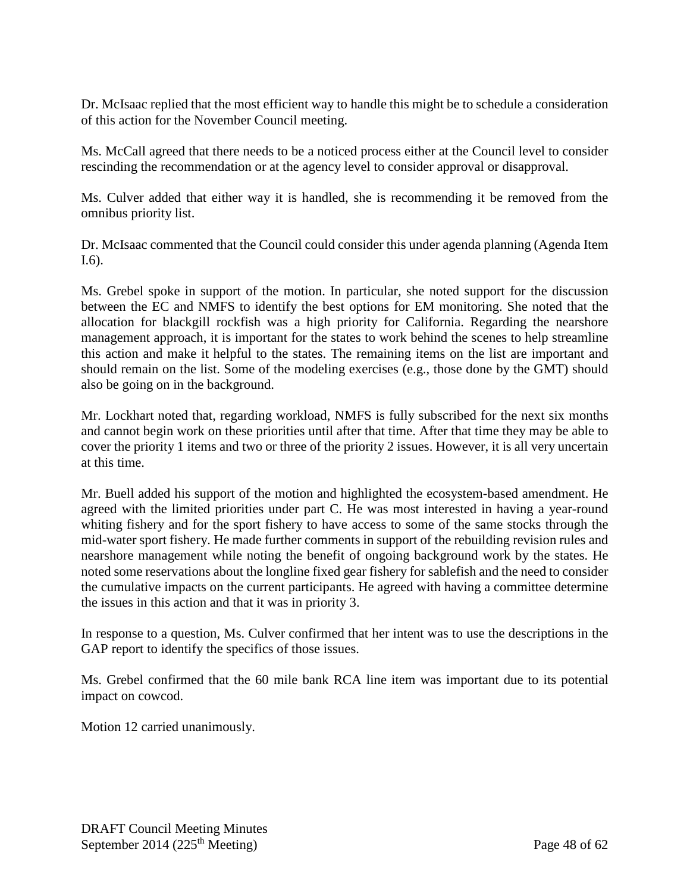Dr. McIsaac replied that the most efficient way to handle this might be to schedule a consideration of this action for the November Council meeting.

Ms. McCall agreed that there needs to be a noticed process either at the Council level to consider rescinding the recommendation or at the agency level to consider approval or disapproval.

Ms. Culver added that either way it is handled, she is recommending it be removed from the omnibus priority list.

Dr. McIsaac commented that the Council could consider this under agenda planning (Agenda Item I.6).

Ms. Grebel spoke in support of the motion. In particular, she noted support for the discussion between the EC and NMFS to identify the best options for EM monitoring. She noted that the allocation for blackgill rockfish was a high priority for California. Regarding the nearshore management approach, it is important for the states to work behind the scenes to help streamline this action and make it helpful to the states. The remaining items on the list are important and should remain on the list. Some of the modeling exercises (e.g., those done by the GMT) should also be going on in the background.

Mr. Lockhart noted that, regarding workload, NMFS is fully subscribed for the next six months and cannot begin work on these priorities until after that time. After that time they may be able to cover the priority 1 items and two or three of the priority 2 issues. However, it is all very uncertain at this time.

Mr. Buell added his support of the motion and highlighted the ecosystem-based amendment. He agreed with the limited priorities under part C. He was most interested in having a year-round whiting fishery and for the sport fishery to have access to some of the same stocks through the mid-water sport fishery. He made further comments in support of the rebuilding revision rules and nearshore management while noting the benefit of ongoing background work by the states. He noted some reservations about the longline fixed gear fishery for sablefish and the need to consider the cumulative impacts on the current participants. He agreed with having a committee determine the issues in this action and that it was in priority 3.

In response to a question, Ms. Culver confirmed that her intent was to use the descriptions in the GAP report to identify the specifics of those issues.

Ms. Grebel confirmed that the 60 mile bank RCA line item was important due to its potential impact on cowcod.

Motion 12 carried unanimously.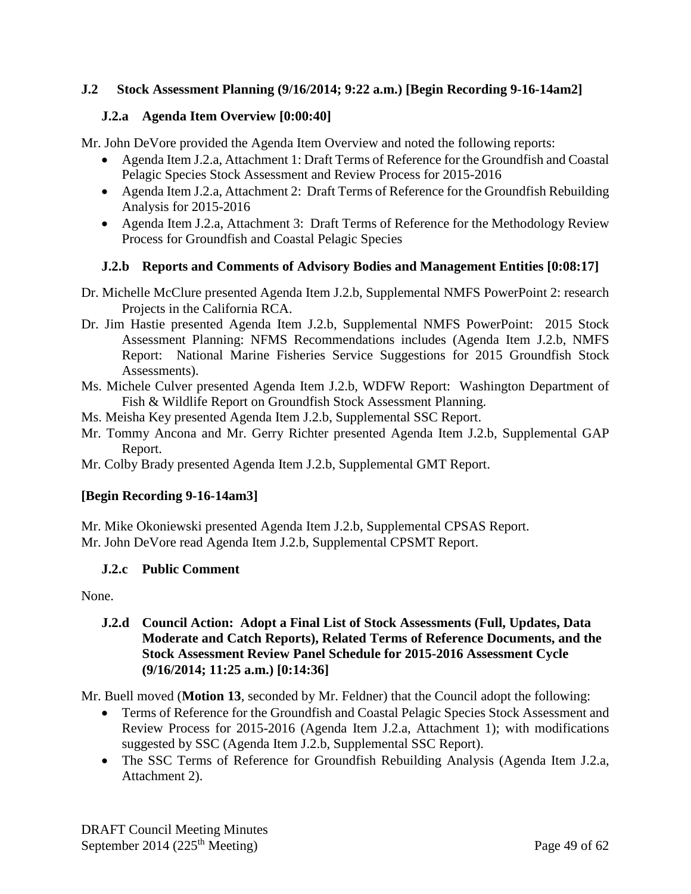## J.2 Stock Assessment Planning (9/16/2014; 9:22 a.m.) [Begin Recording 9-16-14am2]

### J.2.a Agenda Item Overview [0:00:40]

Mr. John DeVore provided the Agenda Item Overview and noted the following reports:

- Agenda Item J.2.a, Attachment 1: Draft Terms of Reference for the Groundfish and Coastal Pelagic Species Stock Assessment and Review Process for 2015-2016
- Agenda Item J.2.a, Attachment 2: Draft Terms of Reference for the Groundfish Rebuilding Analysis for 2015-2016
- Agenda Item J.2.a, Attachment 3: Draft Terms of Reference for the Methodology Review Process for Groundfish and Coastal Pelagic Species

### J.2.b Reports and Comments of Advisory Bodies and Management Entities [0:08:17]

Dr. Michelle McClure presented Agenda Item J.2.b, Supplemental NMFS PowerPoint 2: research Projects in the California RCA.

Dr. Jim Hastie presented Agenda Item J.2.b, Supplemental NMFS PowerPoint: 2015 Stock Assessment Planning: NFMS Recommendations includes (Agenda Item J.2.b, NMFS Report: National Marine Fisheries Service Suggestions for 2015 Groundfish Stock Assessments).

Ms. Michele Culver presented Agenda Item J.2.b, WDFW Report: Washington Department of Fish & Wildlife Report on Groundfish Stock Assessment Planning.

Ms. Meisha Key presented Agenda Item J.2.b, Supplemental SSC Report.

Mr. Tommy Ancona and Mr. Gerry Richter presented Agenda Item J.2.b, Supplemental GAP Report.

Mr. Colby Brady presented Agenda Item J.2.b, Supplemental GMT Report.

**[Begin Recording 9-16-14am3]**

Mr. Mike Okoniewski presented Agenda Item J.2.b, Supplemental CPSAS Report.
Mr. John DeVore read Agenda Item J.2.b, Supplemental CPSMT Report.

### J.2.c Public Comment

None.

### J.2.d Council Action: Adopt a Final List of Stock Assessments (Full, Updates, Data Moderate and Catch Reports), Related Terms of Reference Documents, and the Stock Assessment Review Panel Schedule for 2015-2016 Assessment Cycle (9/16/2014; 11:25 a.m.) [0:14:36]

Mr. Buell moved (**Motion 13**, seconded by Mr. Feldner) that the Council adopt the following:

- Terms of Reference for the Groundfish and Coastal Pelagic Species Stock Assessment and Review Process for 2015-2016 (Agenda Item J.2.a, Attachment 1); with modifications suggested by SSC (Agenda Item J.2.b, Supplemental SSC Report).
- The SSC Terms of Reference for Groundfish Rebuilding Analysis (Agenda Item J.2.a, Attachment 2).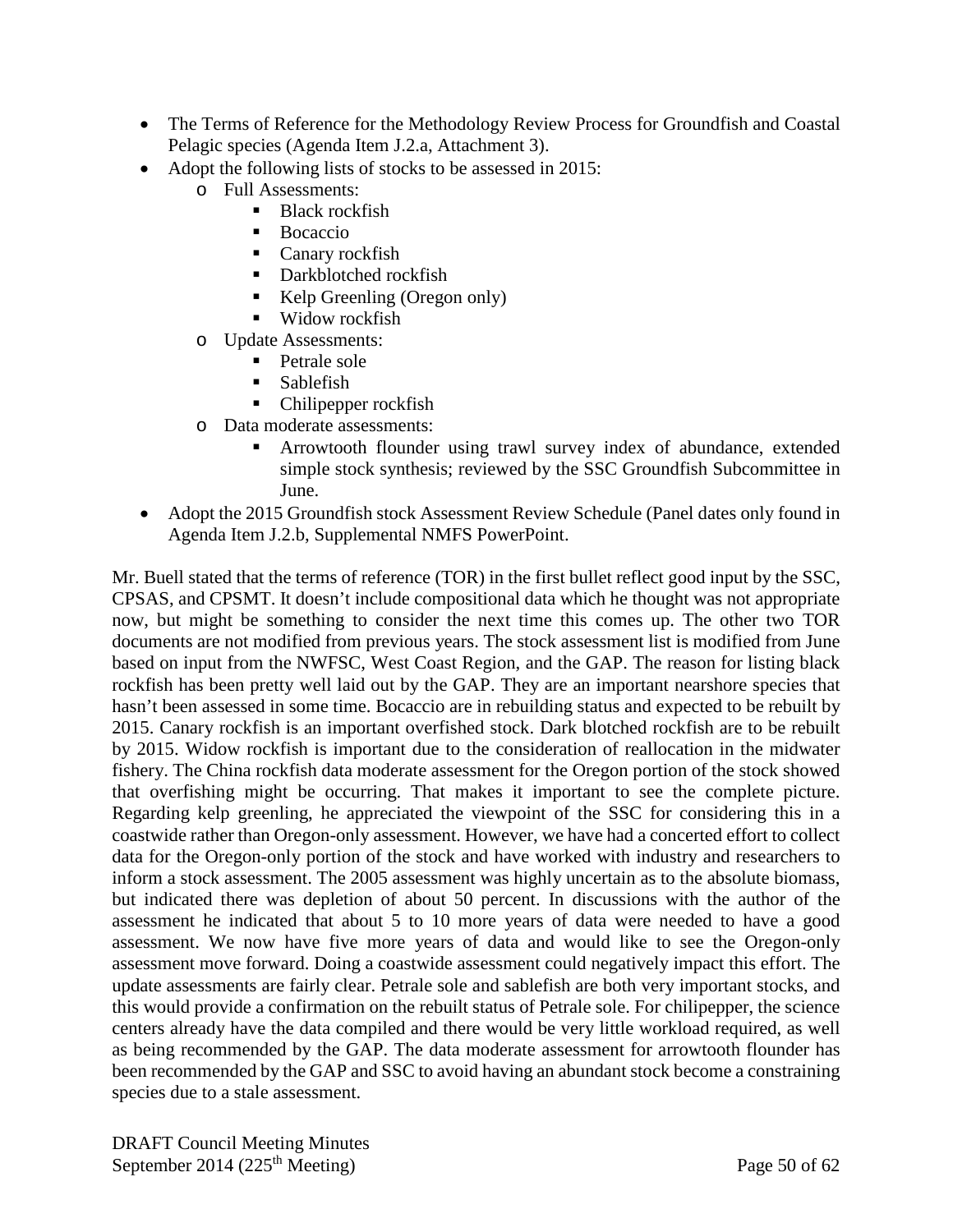- The Terms of Reference for the Methodology Review Process for Groundfish and Coastal Pelagic species (Agenda Item J.2.a, Attachment 3).
- Adopt the following lists of stocks to be assessed in 2015:
  - Full Assessments:
    - Black rockfish
    - Bocaccio
    - Canary rockfish
    - Darkblotched rockfish
    - Kelp Greenling (Oregon only)
    - Widow rockfish
  - Update Assessments:
    - Petrale sole
    - Sablefish
    - Chilipepper rockfish
  - Data moderate assessments:
    - Arrowtooth flounder using trawl survey index of abundance, extended simple stock synthesis; reviewed by the SSC Groundfish Subcommittee in June.
- Adopt the 2015 Groundfish stock Assessment Review Schedule (Panel dates only found in Agenda Item J.2.b, Supplemental NMFS PowerPoint.

Mr. Buell stated that the terms of reference (TOR) in the first bullet reflect good input by the SSC, CPSAS, and CPSMT. It doesn't include compositional data which he thought was not appropriate now, but might be something to consider the next time this comes up. The other two TOR documents are not modified from previous years. The stock assessment list is modified from June based on input from the NWFSC, West Coast Region, and the GAP. The reason for listing black rockfish has been pretty well laid out by the GAP. They are an important nearshore species that hasn't been assessed in some time. Bocaccio are in rebuilding status and expected to be rebuilt by 2015. Canary rockfish is an important overfished stock. Dark blotched rockfish are to be rebuilt by 2015. Widow rockfish is important due to the consideration of reallocation in the midwater fishery. The China rockfish data moderate assessment for the Oregon portion of the stock showed that overfishing might be occurring. That makes it important to see the complete picture. Regarding kelp greenling, he appreciated the viewpoint of the SSC for considering this in a coastwide rather than Oregon-only assessment. However, we have had a concerted effort to collect data for the Oregon-only portion of the stock and have worked with industry and researchers to inform a stock assessment. The 2005 assessment was highly uncertain as to the absolute biomass, but indicated there was depletion of about 50 percent. In discussions with the author of the assessment he indicated that about 5 to 10 more years of data were needed to have a good assessment. We now have five more years of data and would like to see the Oregon-only assessment move forward. Doing a coastwide assessment could negatively impact this effort. The update assessments are fairly clear. Petrale sole and sablefish are both very important stocks, and this would provide a confirmation on the rebuilt status of Petrale sole. For chilipepper, the science centers already have the data compiled and there would be very little workload required, as well as being recommended by the GAP. The data moderate assessment for arrowtooth flounder has been recommended by the GAP and SSC to avoid having an abundant stock become a constraining species due to a stale assessment.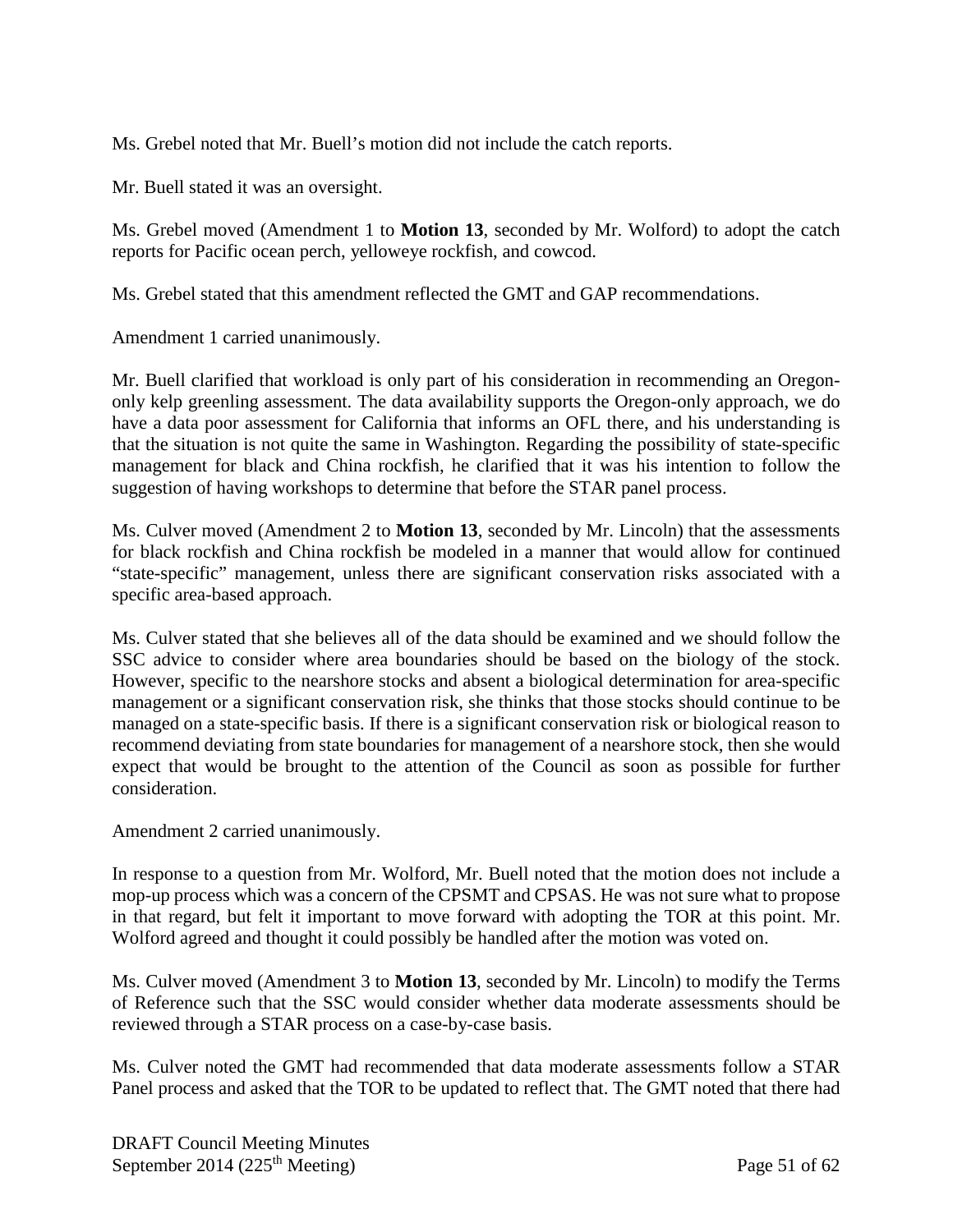Ms. Grebel noted that Mr. Buell's motion did not include the catch reports.

Mr. Buell stated it was an oversight.

Ms. Grebel moved (Amendment 1 to **Motion 13**, seconded by Mr. Wolford) to adopt the catch reports for Pacific ocean perch, yelloweye rockfish, and cowcod.

Ms. Grebel stated that this amendment reflected the GMT and GAP recommendations.

Amendment 1 carried unanimously.

Mr. Buell clarified that workload is only part of his consideration in recommending an Oregon-only kelp greenling assessment. The data availability supports the Oregon-only approach, we do have a data poor assessment for California that informs an OFL there, and his understanding is that the situation is not quite the same in Washington. Regarding the possibility of state-specific management for black and China rockfish, he clarified that it was his intention to follow the suggestion of having workshops to determine that before the STAR panel process.

Ms. Culver moved (Amendment 2 to **Motion 13**, seconded by Mr. Lincoln) that the assessments for black rockfish and China rockfish be modeled in a manner that would allow for continued "state-specific" management, unless there are significant conservation risks associated with a specific area-based approach.

Ms. Culver stated that she believes all of the data should be examined and we should follow the SSC advice to consider where area boundaries should be based on the biology of the stock. However, specific to the nearshore stocks and absent a biological determination for area-specific management or a significant conservation risk, she thinks that those stocks should continue to be managed on a state-specific basis. If there is a significant conservation risk or biological reason to recommend deviating from state boundaries for management of a nearshore stock, then she would expect that would be brought to the attention of the Council as soon as possible for further consideration.

Amendment 2 carried unanimously.

In response to a question from Mr. Wolford, Mr. Buell noted that the motion does not include a mop-up process which was a concern of the CPSMT and CPSAS. He was not sure what to propose in that regard, but felt it important to move forward with adopting the TOR at this point. Mr. Wolford agreed and thought it could possibly be handled after the motion was voted on.

Ms. Culver moved (Amendment 3 to **Motion 13**, seconded by Mr. Lincoln) to modify the Terms of Reference such that the SSC would consider whether data moderate assessments should be reviewed through a STAR process on a case-by-case basis.

Ms. Culver noted the GMT had recommended that data moderate assessments follow a STAR Panel process and asked that the TOR to be updated to reflect that. The GMT noted that there had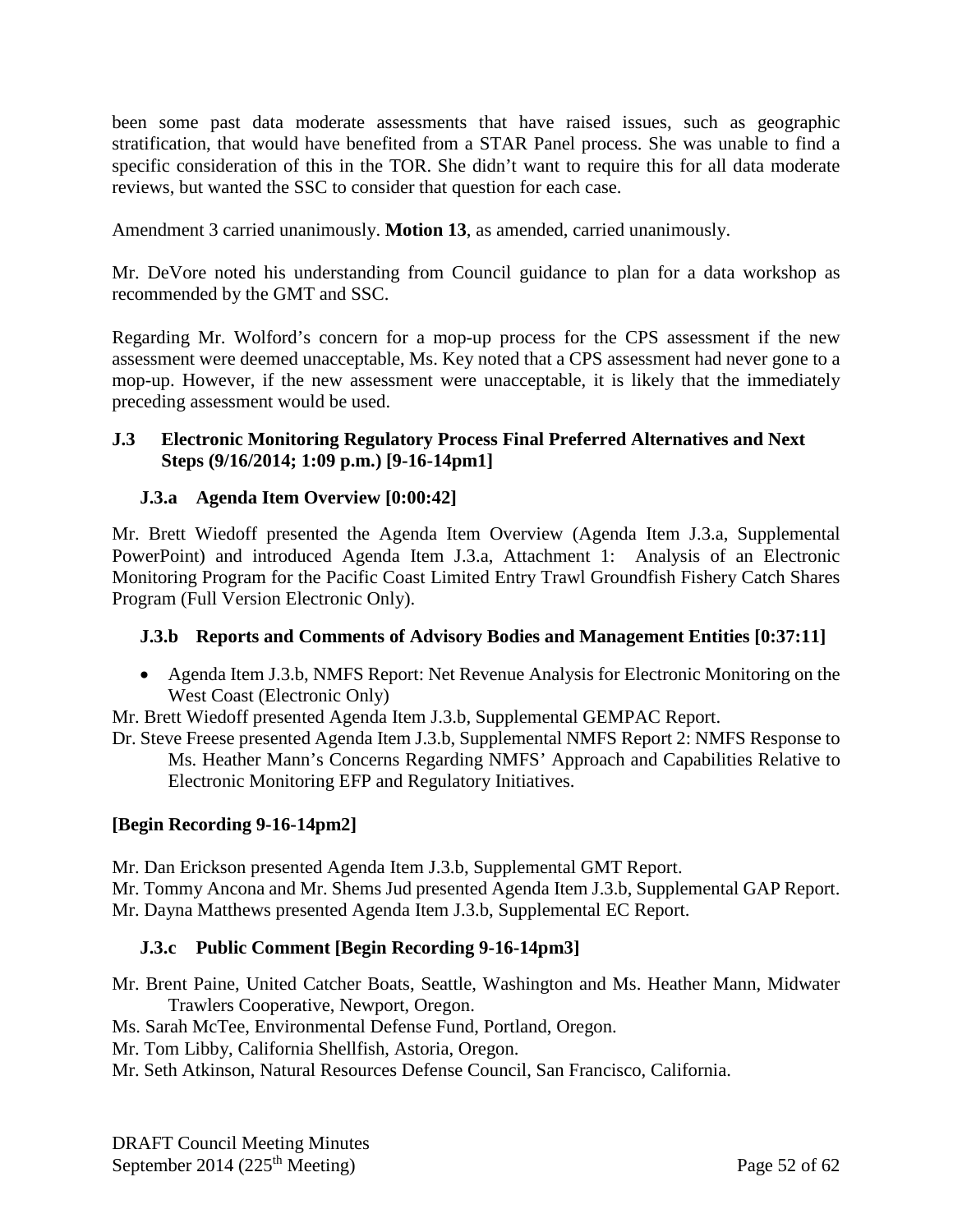been some past data moderate assessments that have raised issues, such as geographic stratification, that would have benefited from a STAR Panel process. She was unable to find a specific consideration of this in the TOR. She didn't want to require this for all data moderate reviews, but wanted the SSC to consider that question for each case.

Amendment 3 carried unanimously. **Motion 13**, as amended, carried unanimously.

Mr. DeVore noted his understanding from Council guidance to plan for a data workshop as recommended by the GMT and SSC.

Regarding Mr. Wolford's concern for a mop-up process for the CPS assessment if the new assessment were deemed unacceptable, Ms. Key noted that a CPS assessment had never gone to a mop-up. However, if the new assessment were unacceptable, it is likely that the immediately preceding assessment would be used.

### J.3 Electronic Monitoring Regulatory Process Final Preferred Alternatives and Next Steps (9/16/2014; 1:09 p.m.) [9-16-14pm1]

#### J.3.a Agenda Item Overview [0:00:42]

Mr. Brett Wiedoff presented the Agenda Item Overview (Agenda Item J.3.a, Supplemental PowerPoint) and introduced Agenda Item J.3.a, Attachment 1: Analysis of an Electronic Monitoring Program for the Pacific Coast Limited Entry Trawl Groundfish Fishery Catch Shares Program (Full Version Electronic Only).

#### J.3.b Reports and Comments of Advisory Bodies and Management Entities [0:37:11]

- Agenda Item J.3.b, NMFS Report: Net Revenue Analysis for Electronic Monitoring on the West Coast (Electronic Only)

Mr. Brett Wiedoff presented Agenda Item J.3.b, Supplemental GEMPAC Report.

Dr. Steve Freese presented Agenda Item J.3.b, Supplemental NMFS Report 2: NMFS Response to Ms. Heather Mann's Concerns Regarding NMFS' Approach and Capabilities Relative to Electronic Monitoring EFP and Regulatory Initiatives.

**[Begin Recording 9-16-14pm2]**

Mr. Dan Erickson presented Agenda Item J.3.b, Supplemental GMT Report.

Mr. Tommy Ancona and Mr. Shems Jud presented Agenda Item J.3.b, Supplemental GAP Report.

Mr. Dayna Matthews presented Agenda Item J.3.b, Supplemental EC Report.

#### J.3.c Public Comment [Begin Recording 9-16-14pm3]

Mr. Brent Paine, United Catcher Boats, Seattle, Washington and Ms. Heather Mann, Midwater Trawlers Cooperative, Newport, Oregon.

Ms. Sarah McTee, Environmental Defense Fund, Portland, Oregon.

Mr. Tom Libby, California Shellfish, Astoria, Oregon.

Mr. Seth Atkinson, Natural Resources Defense Council, San Francisco, California.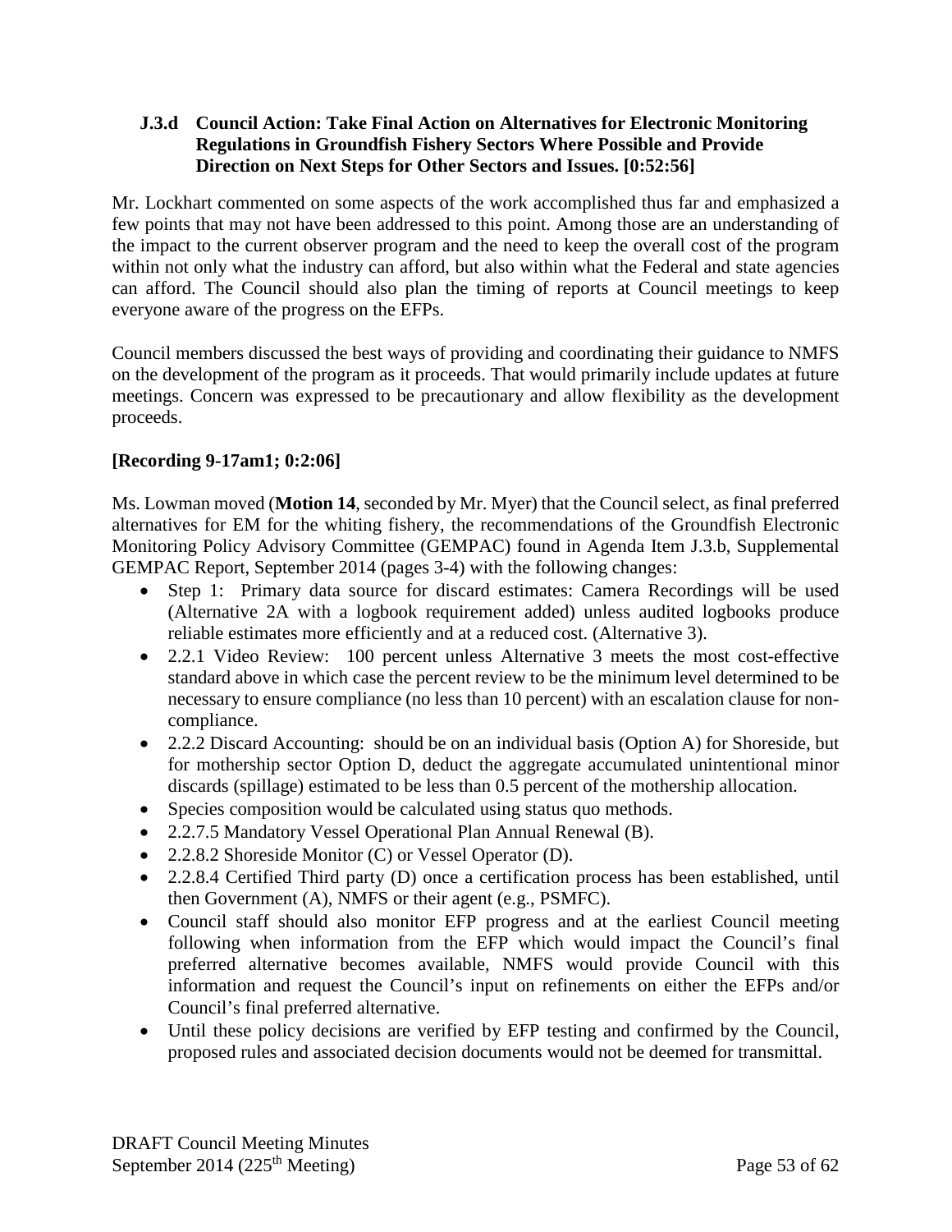### J.3.d Council Action: Take Final Action on Alternatives for Electronic Monitoring Regulations in Groundfish Fishery Sectors Where Possible and Provide Direction on Next Steps for Other Sectors and Issues. [0:52:56]

Mr. Lockhart commented on some aspects of the work accomplished thus far and emphasized a few points that may not have been addressed to this point. Among those are an understanding of the impact to the current observer program and the need to keep the overall cost of the program within not only what the industry can afford, but also within what the Federal and state agencies can afford. The Council should also plan the timing of reports at Council meetings to keep everyone aware of the progress on the EFPs.

Council members discussed the best ways of providing and coordinating their guidance to NMFS on the development of the program as it proceeds. That would primarily include updates at future meetings. Concern was expressed to be precautionary and allow flexibility as the development proceeds.

**[Recording 9-17am1; 0:2:06]**

Ms. Lowman moved (**Motion 14**, seconded by Mr. Myer) that the Council select, as final preferred alternatives for EM for the whiting fishery, the recommendations of the Groundfish Electronic Monitoring Policy Advisory Committee (GEMPAC) found in Agenda Item J.3.b, Supplemental GEMPAC Report, September 2014 (pages 3-4) with the following changes:

- Step 1: Primary data source for discard estimates: Camera Recordings will be used (Alternative 2A with a logbook requirement added) unless audited logbooks produce reliable estimates more efficiently and at a reduced cost. (Alternative 3).
- 2.2.1 Video Review: 100 percent unless Alternative 3 meets the most cost-effective standard above in which case the percent review to be the minimum level determined to be necessary to ensure compliance (no less than 10 percent) with an escalation clause for non-compliance.
- 2.2.2 Discard Accounting: should be on an individual basis (Option A) for Shoreside, but for mothership sector Option D, deduct the aggregate accumulated unintentional minor discards (spillage) estimated to be less than 0.5 percent of the mothership allocation.
- Species composition would be calculated using status quo methods.
- 2.2.7.5 Mandatory Vessel Operational Plan Annual Renewal (B).
- 2.2.8.2 Shoreside Monitor (C) or Vessel Operator (D).
- 2.2.8.4 Certified Third party (D) once a certification process has been established, until then Government (A), NMFS or their agent (e.g., PSMFC).
- Council staff should also monitor EFP progress and at the earliest Council meeting following when information from the EFP which would impact the Council's final preferred alternative becomes available, NMFS would provide Council with this information and request the Council's input on refinements on either the EFPs and/or Council's final preferred alternative.
- Until these policy decisions are verified by EFP testing and confirmed by the Council, proposed rules and associated decision documents would not be deemed for transmittal.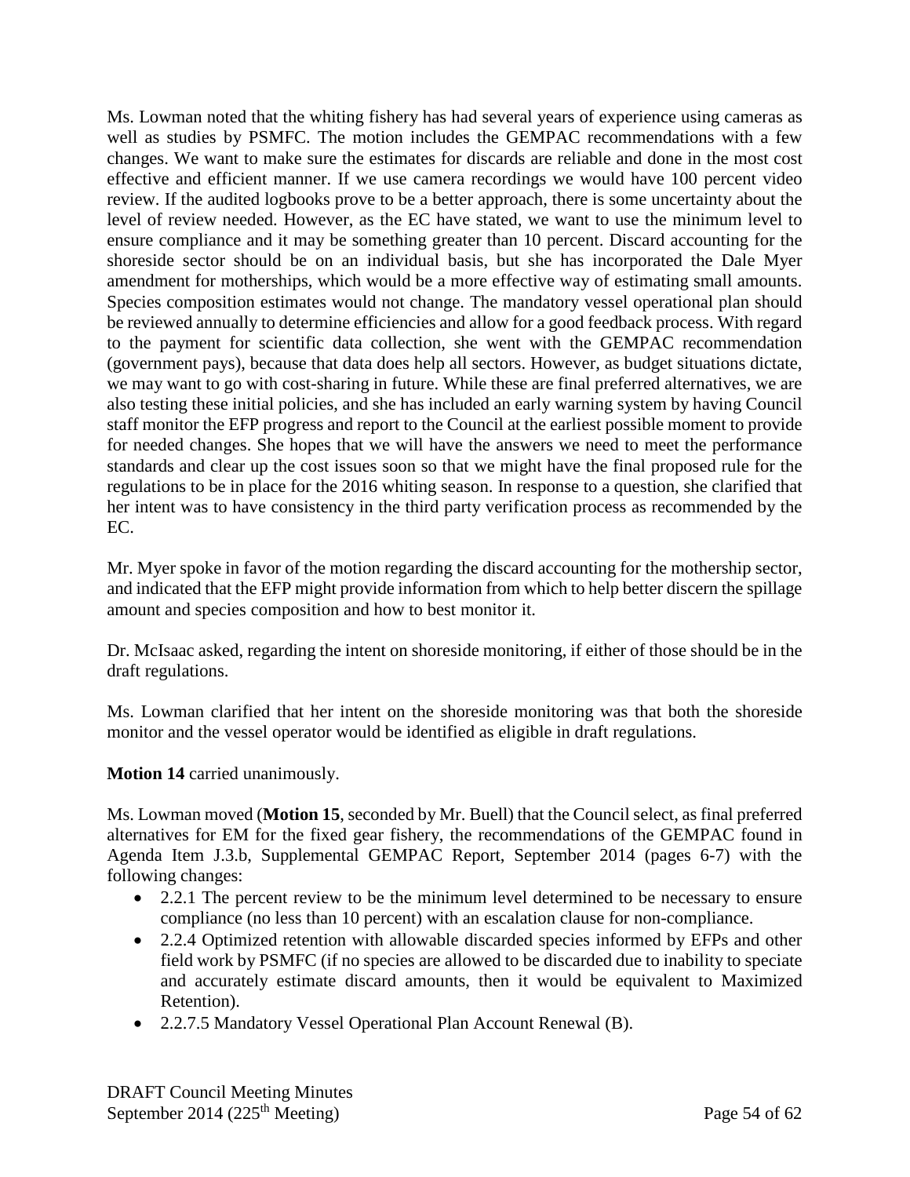Ms. Lowman noted that the whiting fishery has had several years of experience using cameras as well as studies by PSMFC. The motion includes the GEMPAC recommendations with a few changes. We want to make sure the estimates for discards are reliable and done in the most cost effective and efficient manner. If we use camera recordings we would have 100 percent video review. If the audited logbooks prove to be a better approach, there is some uncertainty about the level of review needed. However, as the EC have stated, we want to use the minimum level to ensure compliance and it may be something greater than 10 percent. Discard accounting for the shoreside sector should be on an individual basis, but she has incorporated the Dale Myer amendment for motherships, which would be a more effective way of estimating small amounts. Species composition estimates would not change. The mandatory vessel operational plan should be reviewed annually to determine efficiencies and allow for a good feedback process. With regard to the payment for scientific data collection, she went with the GEMPAC recommendation (government pays), because that data does help all sectors. However, as budget situations dictate, we may want to go with cost-sharing in future. While these are final preferred alternatives, we are also testing these initial policies, and she has included an early warning system by having Council staff monitor the EFP progress and report to the Council at the earliest possible moment to provide for needed changes. She hopes that we will have the answers we need to meet the performance standards and clear up the cost issues soon so that we might have the final proposed rule for the regulations to be in place for the 2016 whiting season. In response to a question, she clarified that her intent was to have consistency in the third party verification process as recommended by the EC.

Mr. Myer spoke in favor of the motion regarding the discard accounting for the mothership sector, and indicated that the EFP might provide information from which to help better discern the spillage amount and species composition and how to best monitor it.

Dr. McIsaac asked, regarding the intent on shoreside monitoring, if either of those should be in the draft regulations.

Ms. Lowman clarified that her intent on the shoreside monitoring was that both the shoreside monitor and the vessel operator would be identified as eligible in draft regulations.

**Motion 14** carried unanimously.

Ms. Lowman moved (**Motion 15**, seconded by Mr. Buell) that the Council select, as final preferred alternatives for EM for the fixed gear fishery, the recommendations of the GEMPAC found in Agenda Item J.3.b, Supplemental GEMPAC Report, September 2014 (pages 6-7) with the following changes:

- 2.2.1 The percent review to be the minimum level determined to be necessary to ensure compliance (no less than 10 percent) with an escalation clause for non-compliance.
- 2.2.4 Optimized retention with allowable discarded species informed by EFPs and other field work by PSMFC (if no species are allowed to be discarded due to inability to speciate and accurately estimate discard amounts, then it would be equivalent to Maximized Retention).
- 2.2.7.5 Mandatory Vessel Operational Plan Account Renewal (B).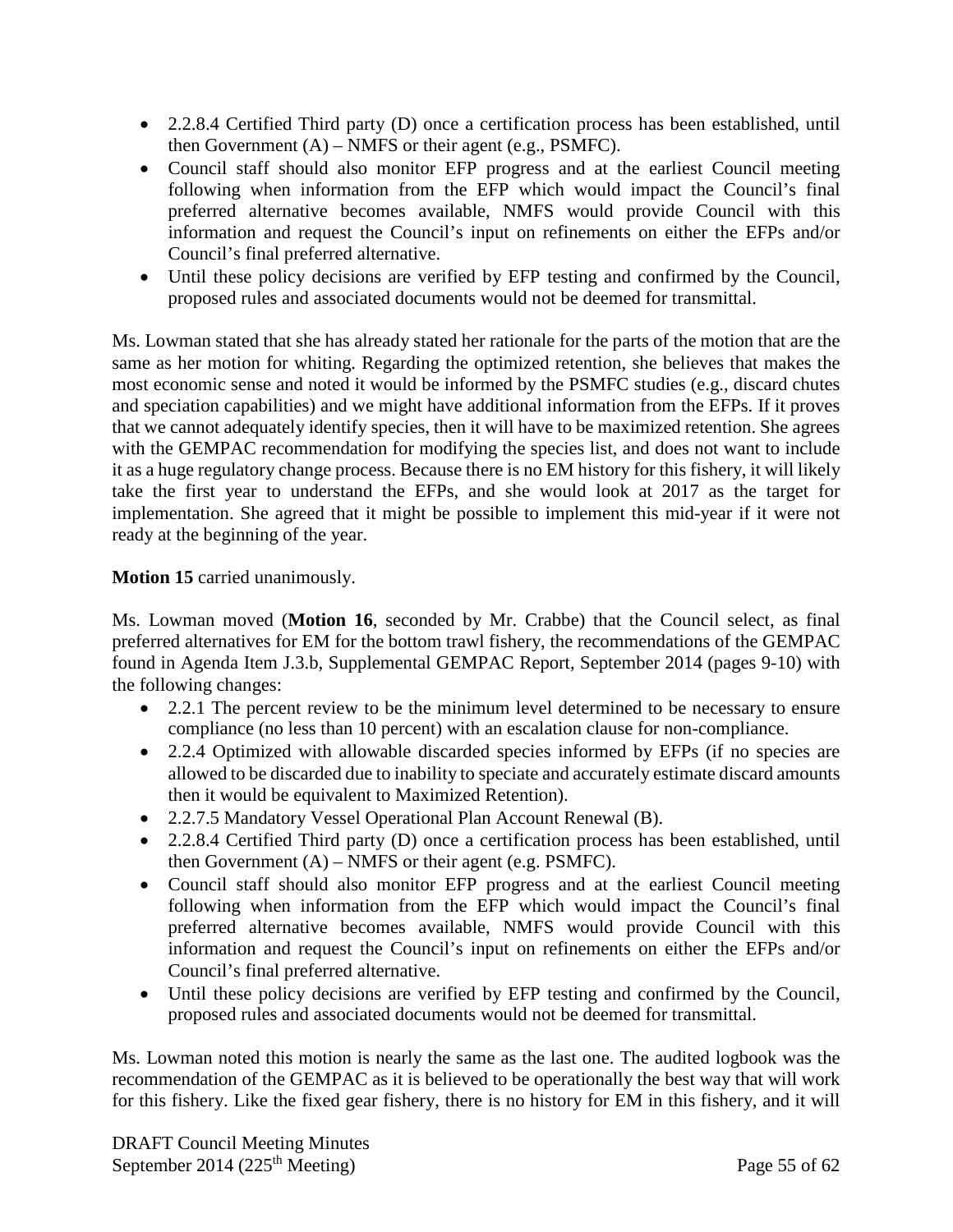- 2.2.8.4 Certified Third party (D) once a certification process has been established, until then Government (A) – NMFS or their agent (e.g., PSMFC).
- Council staff should also monitor EFP progress and at the earliest Council meeting following when information from the EFP which would impact the Council's final preferred alternative becomes available, NMFS would provide Council with this information and request the Council's input on refinements on either the EFPs and/or Council's final preferred alternative.
- Until these policy decisions are verified by EFP testing and confirmed by the Council, proposed rules and associated documents would not be deemed for transmittal.

Ms. Lowman stated that she has already stated her rationale for the parts of the motion that are the same as her motion for whiting. Regarding the optimized retention, she believes that makes the most economic sense and noted it would be informed by the PSMFC studies (e.g., discard chutes and speciation capabilities) and we might have additional information from the EFPs. If it proves that we cannot adequately identify species, then it will have to be maximized retention. She agrees with the GEMPAC recommendation for modifying the species list, and does not want to include it as a huge regulatory change process. Because there is no EM history for this fishery, it will likely take the first year to understand the EFPs, and she would look at 2017 as the target for implementation. She agreed that it might be possible to implement this mid-year if it were not ready at the beginning of the year.

**Motion 15** carried unanimously.

Ms. Lowman moved (**Motion 16**, seconded by Mr. Crabbe) that the Council select, as final preferred alternatives for EM for the bottom trawl fishery, the recommendations of the GEMPAC found in Agenda Item J.3.b, Supplemental GEMPAC Report, September 2014 (pages 9-10) with the following changes:

- 2.2.1 The percent review to be the minimum level determined to be necessary to ensure compliance (no less than 10 percent) with an escalation clause for non-compliance.
- 2.2.4 Optimized with allowable discarded species informed by EFPs (if no species are allowed to be discarded due to inability to speciate and accurately estimate discard amounts then it would be equivalent to Maximized Retention).
- 2.2.7.5 Mandatory Vessel Operational Plan Account Renewal (B).
- 2.2.8.4 Certified Third party (D) once a certification process has been established, until then Government (A) – NMFS or their agent (e.g. PSMFC).
- Council staff should also monitor EFP progress and at the earliest Council meeting following when information from the EFP which would impact the Council's final preferred alternative becomes available, NMFS would provide Council with this information and request the Council's input on refinements on either the EFPs and/or Council's final preferred alternative.
- Until these policy decisions are verified by EFP testing and confirmed by the Council, proposed rules and associated documents would not be deemed for transmittal.

Ms. Lowman noted this motion is nearly the same as the last one. The audited logbook was the recommendation of the GEMPAC as it is believed to be operationally the best way that will work for this fishery. Like the fixed gear fishery, there is no history for EM in this fishery, and it will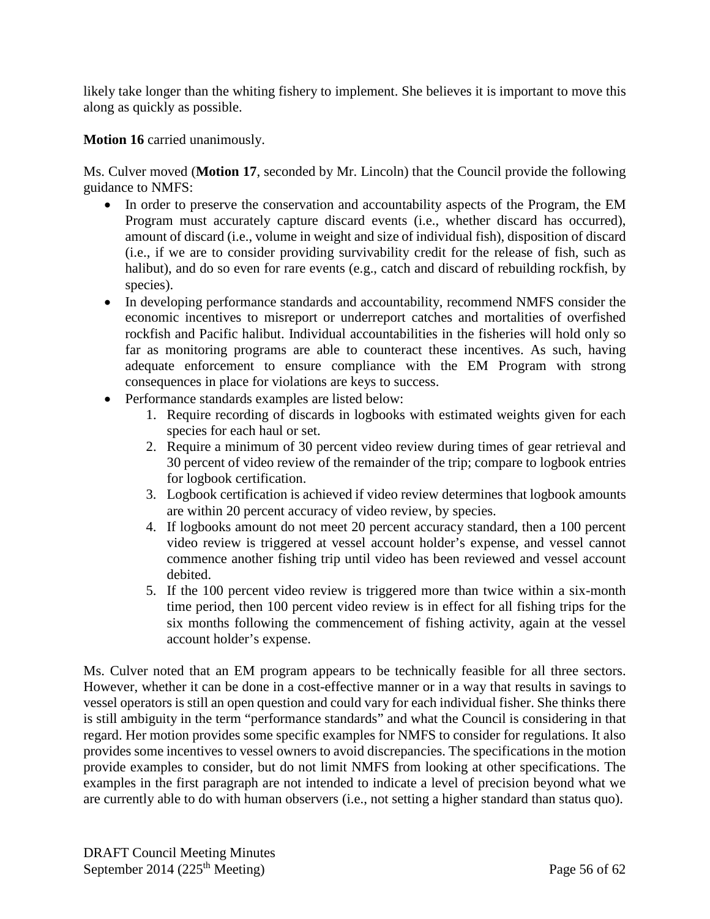likely take longer than the whiting fishery to implement. She believes it is important to move this along as quickly as possible.

**Motion 16** carried unanimously.

Ms. Culver moved (**Motion 17**, seconded by Mr. Lincoln) that the Council provide the following guidance to NMFS:

- In order to preserve the conservation and accountability aspects of the Program, the EM Program must accurately capture discard events (i.e., whether discard has occurred), amount of discard (i.e., volume in weight and size of individual fish), disposition of discard (i.e., if we are to consider providing survivability credit for the release of fish, such as halibut), and do so even for rare events (e.g., catch and discard of rebuilding rockfish, by species).
- In developing performance standards and accountability, recommend NMFS consider the economic incentives to misreport or underreport catches and mortalities of overfished rockfish and Pacific halibut. Individual accountabilities in the fisheries will hold only so far as monitoring programs are able to counteract these incentives. As such, having adequate enforcement to ensure compliance with the EM Program with strong consequences in place for violations are keys to success.
- Performance standards examples are listed below:
    1. Require recording of discards in logbooks with estimated weights given for each species for each haul or set.
    2. Require a minimum of 30 percent video review during times of gear retrieval and 30 percent of video review of the remainder of the trip; compare to logbook entries for logbook certification.
    3. Logbook certification is achieved if video review determines that logbook amounts are within 20 percent accuracy of video review, by species.
    4. If logbooks amount do not meet 20 percent accuracy standard, then a 100 percent video review is triggered at vessel account holder's expense, and vessel cannot commence another fishing trip until video has been reviewed and vessel account debited.
    5. If the 100 percent video review is triggered more than twice within a six-month time period, then 100 percent video review is in effect for all fishing trips for the six months following the commencement of fishing activity, again at the vessel account holder's expense.

Ms. Culver noted that an EM program appears to be technically feasible for all three sectors. However, whether it can be done in a cost-effective manner or in a way that results in savings to vessel operators is still an open question and could vary for each individual fisher. She thinks there is still ambiguity in the term "performance standards" and what the Council is considering in that regard. Her motion provides some specific examples for NMFS to consider for regulations. It also provides some incentives to vessel owners to avoid discrepancies. The specifications in the motion provide examples to consider, but do not limit NMFS from looking at other specifications. The examples in the first paragraph are not intended to indicate a level of precision beyond what we are currently able to do with human observers (i.e., not setting a higher standard than status quo).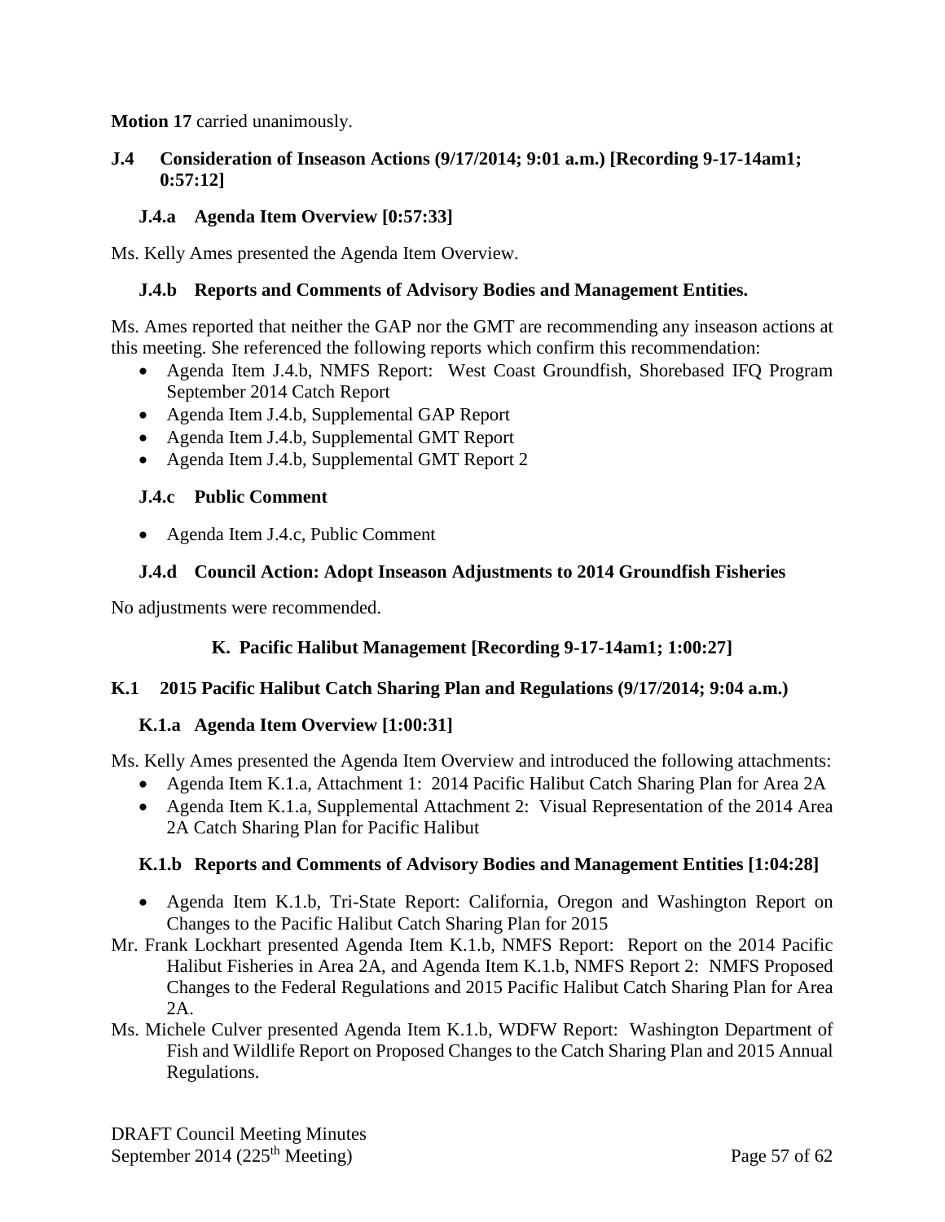**Motion 17** carried unanimously.

### J.4 Consideration of Inseason Actions (9/17/2014; 9:01 a.m.) [Recording 9-17-14am1; 0:57:12]

#### J.4.a Agenda Item Overview [0:57:33]

Ms. Kelly Ames presented the Agenda Item Overview.

#### J.4.b Reports and Comments of Advisory Bodies and Management Entities.

Ms. Ames reported that neither the GAP nor the GMT are recommending any inseason actions at this meeting. She referenced the following reports which confirm this recommendation:

- Agenda Item J.4.b, NMFS Report: West Coast Groundfish, Shorebased IFQ Program September 2014 Catch Report
- Agenda Item J.4.b, Supplemental GAP Report
- Agenda Item J.4.b, Supplemental GMT Report
- Agenda Item J.4.b, Supplemental GMT Report 2

#### J.4.c Public Comment

- Agenda Item J.4.c, Public Comment

#### J.4.d Council Action: Adopt Inseason Adjustments to 2014 Groundfish Fisheries

No adjustments were recommended.

## K. Pacific Halibut Management [Recording 9-17-14am1; 1:00:27]

### K.1 2015 Pacific Halibut Catch Sharing Plan and Regulations (9/17/2014; 9:04 a.m.)

#### K.1.a Agenda Item Overview [1:00:31]

Ms. Kelly Ames presented the Agenda Item Overview and introduced the following attachments:

- Agenda Item K.1.a, Attachment 1: 2014 Pacific Halibut Catch Sharing Plan for Area 2A
- Agenda Item K.1.a, Supplemental Attachment 2: Visual Representation of the 2014 Area 2A Catch Sharing Plan for Pacific Halibut

#### K.1.b Reports and Comments of Advisory Bodies and Management Entities [1:04:28]

- Agenda Item K.1.b, Tri-State Report: California, Oregon and Washington Report on Changes to the Pacific Halibut Catch Sharing Plan for 2015

Mr. Frank Lockhart presented Agenda Item K.1.b, NMFS Report: Report on the 2014 Pacific Halibut Fisheries in Area 2A, and Agenda Item K.1.b, NMFS Report 2: NMFS Proposed Changes to the Federal Regulations and 2015 Pacific Halibut Catch Sharing Plan for Area 2A.

Ms. Michele Culver presented Agenda Item K.1.b, WDFW Report: Washington Department of Fish and Wildlife Report on Proposed Changes to the Catch Sharing Plan and 2015 Annual Regulations.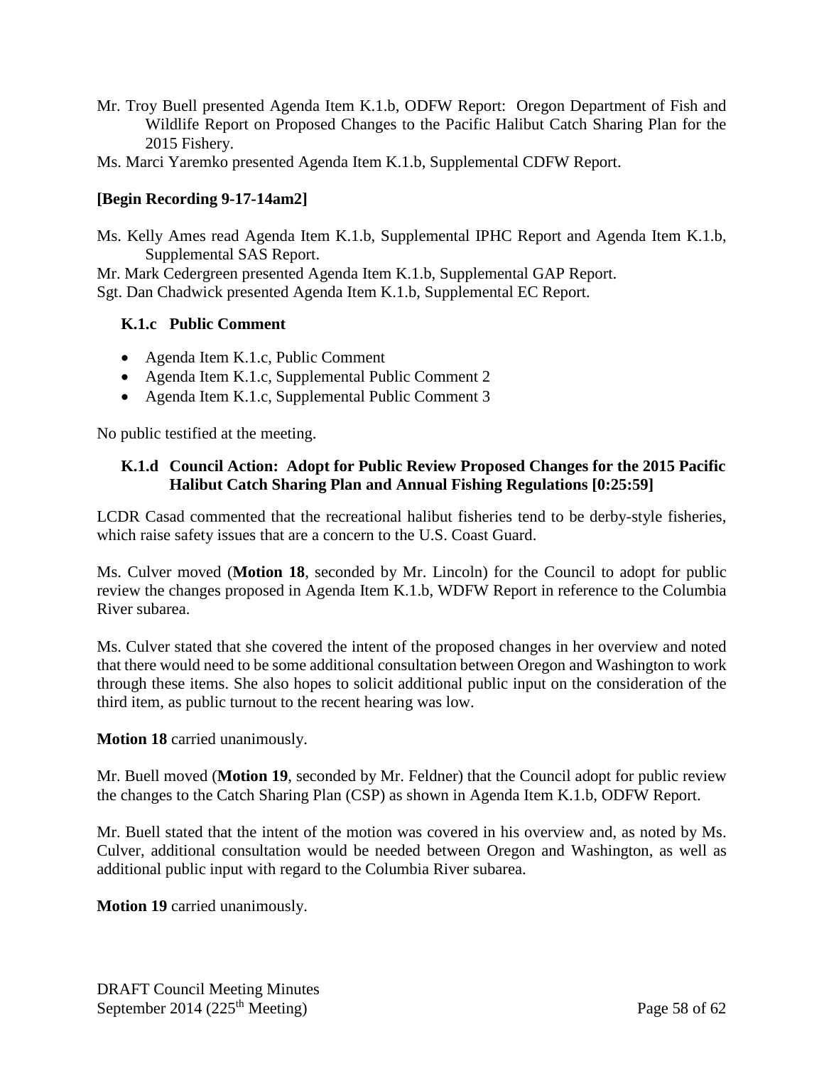Mr. Troy Buell presented Agenda Item K.1.b, ODFW Report: Oregon Department of Fish and Wildlife Report on Proposed Changes to the Pacific Halibut Catch Sharing Plan for the 2015 Fishery.

Ms. Marci Yaremko presented Agenda Item K.1.b, Supplemental CDFW Report.

**[Begin Recording 9-17-14am2]**

Ms. Kelly Ames read Agenda Item K.1.b, Supplemental IPHC Report and Agenda Item K.1.b, Supplemental SAS Report.

Mr. Mark Cedergreen presented Agenda Item K.1.b, Supplemental GAP Report.

Sgt. Dan Chadwick presented Agenda Item K.1.b, Supplemental EC Report.

### K.1.c Public Comment

- Agenda Item K.1.c, Public Comment
- Agenda Item K.1.c, Supplemental Public Comment 2
- Agenda Item K.1.c, Supplemental Public Comment 3

No public testified at the meeting.

### K.1.d Council Action: Adopt for Public Review Proposed Changes for the 2015 Pacific Halibut Catch Sharing Plan and Annual Fishing Regulations [0:25:59]

LCDR Casad commented that the recreational halibut fisheries tend to be derby-style fisheries, which raise safety issues that are a concern to the U.S. Coast Guard.

Ms. Culver moved (**Motion 18**, seconded by Mr. Lincoln) for the Council to adopt for public review the changes proposed in Agenda Item K.1.b, WDFW Report in reference to the Columbia River subarea.

Ms. Culver stated that she covered the intent of the proposed changes in her overview and noted that there would need to be some additional consultation between Oregon and Washington to work through these items. She also hopes to solicit additional public input on the consideration of the third item, as public turnout to the recent hearing was low.

**Motion 18** carried unanimously.

Mr. Buell moved (**Motion 19**, seconded by Mr. Feldner) that the Council adopt for public review the changes to the Catch Sharing Plan (CSP) as shown in Agenda Item K.1.b, ODFW Report.

Mr. Buell stated that the intent of the motion was covered in his overview and, as noted by Ms. Culver, additional consultation would be needed between Oregon and Washington, as well as additional public input with regard to the Columbia River subarea.

**Motion 19** carried unanimously.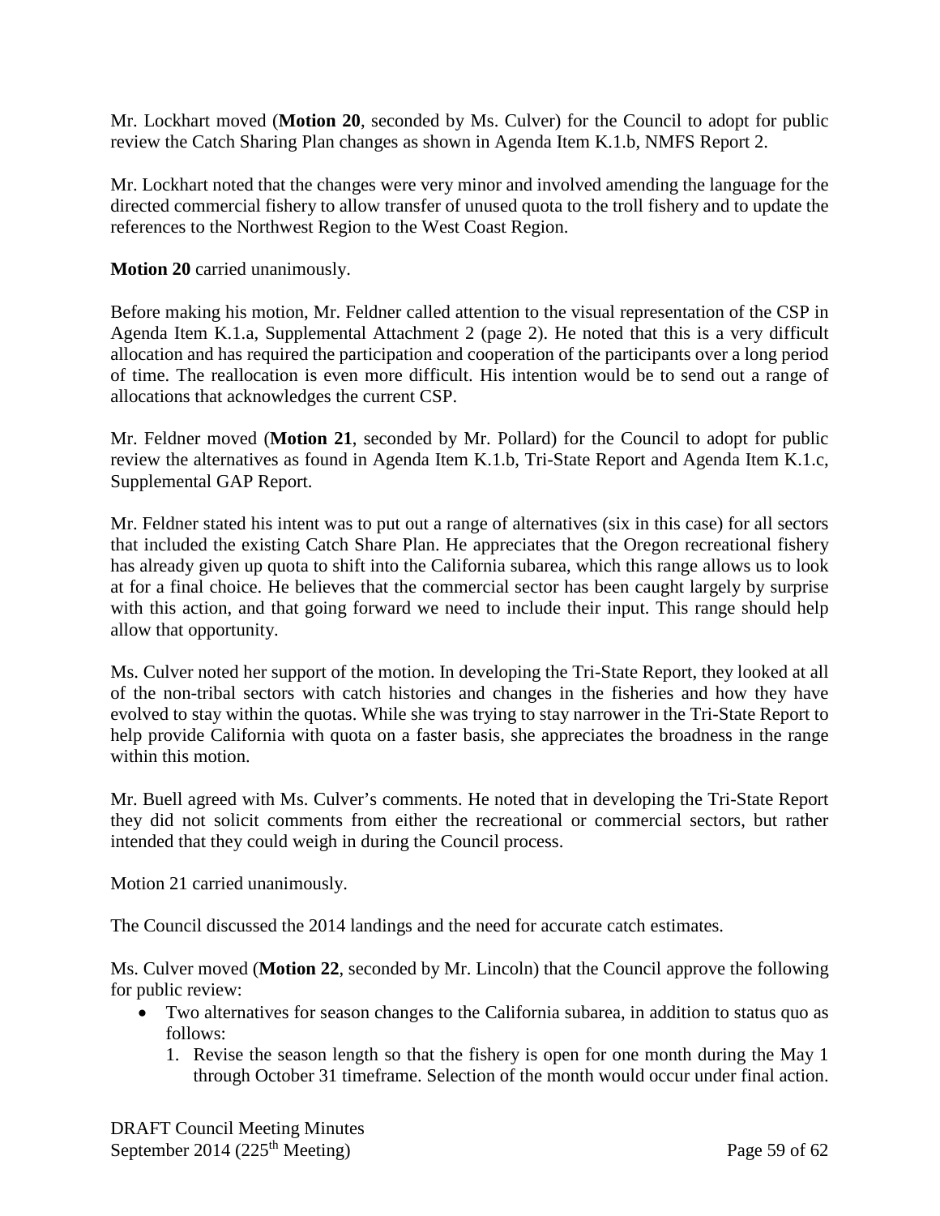Mr. Lockhart moved (**Motion 20**, seconded by Ms. Culver) for the Council to adopt for public review the Catch Sharing Plan changes as shown in Agenda Item K.1.b, NMFS Report 2.

Mr. Lockhart noted that the changes were very minor and involved amending the language for the directed commercial fishery to allow transfer of unused quota to the troll fishery and to update the references to the Northwest Region to the West Coast Region.

**Motion 20** carried unanimously.

Before making his motion, Mr. Feldner called attention to the visual representation of the CSP in Agenda Item K.1.a, Supplemental Attachment 2 (page 2). He noted that this is a very difficult allocation and has required the participation and cooperation of the participants over a long period of time. The reallocation is even more difficult. His intention would be to send out a range of allocations that acknowledges the current CSP.

Mr. Feldner moved (**Motion 21**, seconded by Mr. Pollard) for the Council to adopt for public review the alternatives as found in Agenda Item K.1.b, Tri-State Report and Agenda Item K.1.c, Supplemental GAP Report.

Mr. Feldner stated his intent was to put out a range of alternatives (six in this case) for all sectors that included the existing Catch Share Plan. He appreciates that the Oregon recreational fishery has already given up quota to shift into the California subarea, which this range allows us to look at for a final choice. He believes that the commercial sector has been caught largely by surprise with this action, and that going forward we need to include their input. This range should help allow that opportunity.

Ms. Culver noted her support of the motion. In developing the Tri-State Report, they looked at all of the non-tribal sectors with catch histories and changes in the fisheries and how they have evolved to stay within the quotas. While she was trying to stay narrower in the Tri-State Report to help provide California with quota on a faster basis, she appreciates the broadness in the range within this motion.

Mr. Buell agreed with Ms. Culver's comments. He noted that in developing the Tri-State Report they did not solicit comments from either the recreational or commercial sectors, but rather intended that they could weigh in during the Council process.

Motion 21 carried unanimously.

The Council discussed the 2014 landings and the need for accurate catch estimates.

Ms. Culver moved (**Motion 22**, seconded by Mr. Lincoln) that the Council approve the following for public review:

- Two alternatives for season changes to the California subarea, in addition to status quo as follows:
    1. Revise the season length so that the fishery is open for one month during the May 1 through October 31 timeframe. Selection of the month would occur under final action.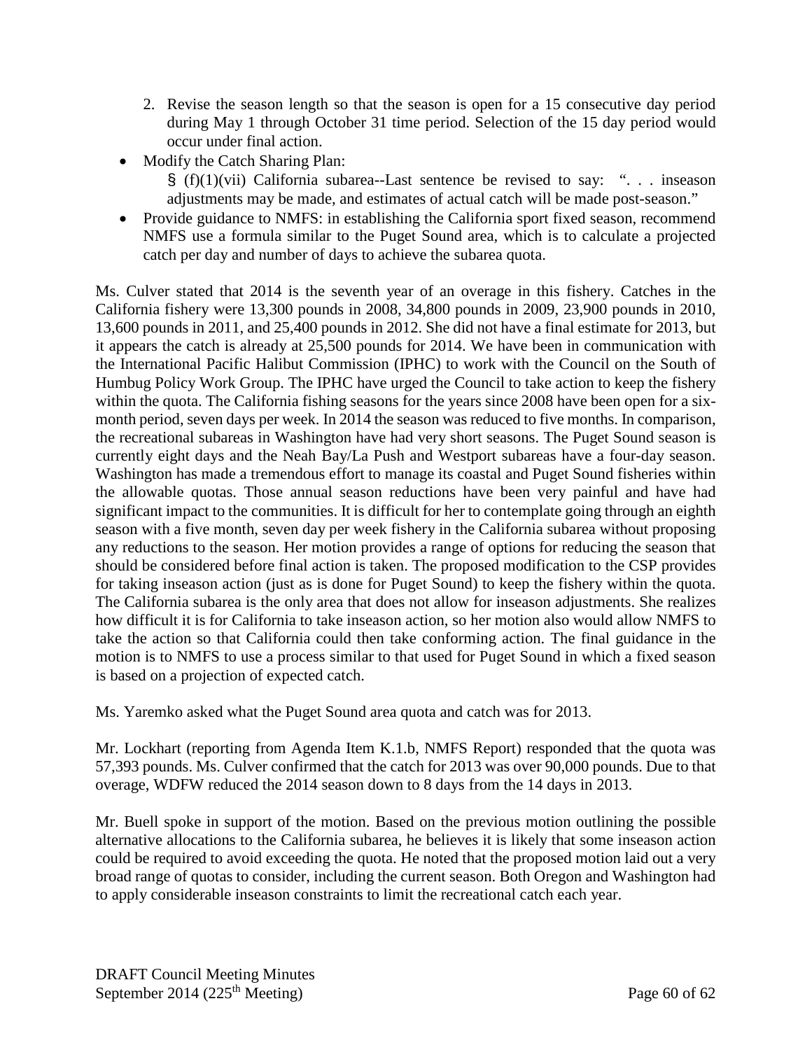2. Revise the season length so that the season is open for a 15 consecutive day period during May 1 through October 31 time period. Selection of the 15 day period would occur under final action.

- Modify the Catch Sharing Plan:
  § (f)(1)(vii) California subarea--Last sentence be revised to say: ". . . inseason adjustments may be made, and estimates of actual catch will be made post-season."
- Provide guidance to NMFS: in establishing the California sport fixed season, recommend NMFS use a formula similar to the Puget Sound area, which is to calculate a projected catch per day and number of days to achieve the subarea quota.

Ms. Culver stated that 2014 is the seventh year of an overage in this fishery. Catches in the California fishery were 13,300 pounds in 2008, 34,800 pounds in 2009, 23,900 pounds in 2010, 13,600 pounds in 2011, and 25,400 pounds in 2012. She did not have a final estimate for 2013, but it appears the catch is already at 25,500 pounds for 2014. We have been in communication with the International Pacific Halibut Commission (IPHC) to work with the Council on the South of Humbug Policy Work Group. The IPHC have urged the Council to take action to keep the fishery within the quota. The California fishing seasons for the years since 2008 have been open for a six-month period, seven days per week. In 2014 the season was reduced to five months. In comparison, the recreational subareas in Washington have had very short seasons. The Puget Sound season is currently eight days and the Neah Bay/La Push and Westport subareas have a four-day season. Washington has made a tremendous effort to manage its coastal and Puget Sound fisheries within the allowable quotas. Those annual season reductions have been very painful and have had significant impact to the communities. It is difficult for her to contemplate going through an eighth season with a five month, seven day per week fishery in the California subarea without proposing any reductions to the season. Her motion provides a range of options for reducing the season that should be considered before final action is taken. The proposed modification to the CSP provides for taking inseason action (just as is done for Puget Sound) to keep the fishery within the quota. The California subarea is the only area that does not allow for inseason adjustments. She realizes how difficult it is for California to take inseason action, so her motion also would allow NMFS to take the action so that California could then take conforming action. The final guidance in the motion is to NMFS to use a process similar to that used for Puget Sound in which a fixed season is based on a projection of expected catch.

Ms. Yaremko asked what the Puget Sound area quota and catch was for 2013.

Mr. Lockhart (reporting from Agenda Item K.1.b, NMFS Report) responded that the quota was 57,393 pounds. Ms. Culver confirmed that the catch for 2013 was over 90,000 pounds. Due to that overage, WDFW reduced the 2014 season down to 8 days from the 14 days in 2013.

Mr. Buell spoke in support of the motion. Based on the previous motion outlining the possible alternative allocations to the California subarea, he believes it is likely that some inseason action could be required to avoid exceeding the quota. He noted that the proposed motion laid out a very broad range of quotas to consider, including the current season. Both Oregon and Washington had to apply considerable inseason constraints to limit the recreational catch each year.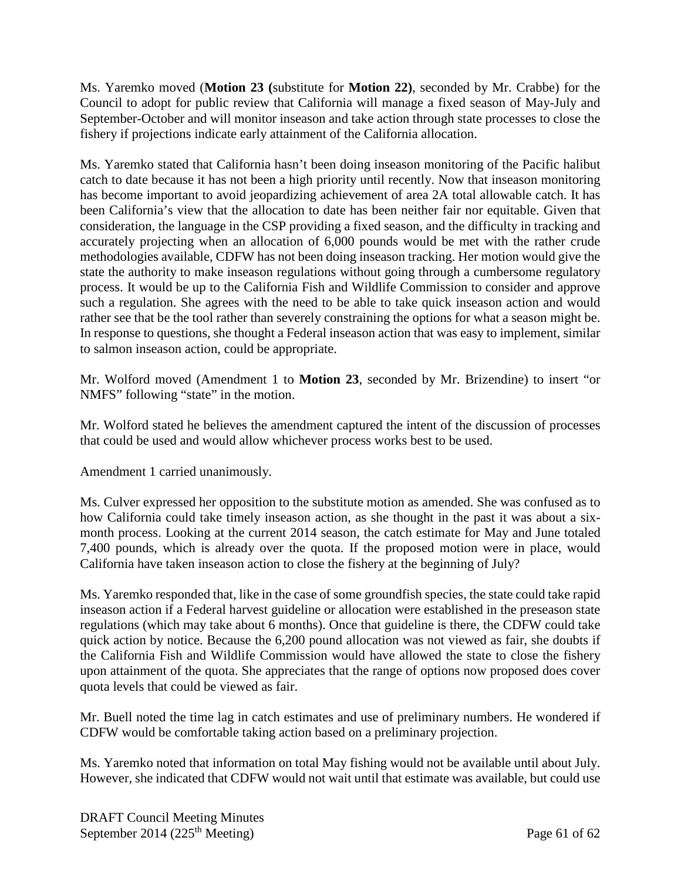Ms. Yaremko moved (**Motion 23 (**substitute for **Motion 22)**, seconded by Mr. Crabbe) for the Council to adopt for public review that California will manage a fixed season of May-July and September-October and will monitor inseason and take action through state processes to close the fishery if projections indicate early attainment of the California allocation.

Ms. Yaremko stated that California hasn't been doing inseason monitoring of the Pacific halibut catch to date because it has not been a high priority until recently. Now that inseason monitoring has become important to avoid jeopardizing achievement of area 2A total allowable catch. It has been California's view that the allocation to date has been neither fair nor equitable. Given that consideration, the language in the CSP providing a fixed season, and the difficulty in tracking and accurately projecting when an allocation of 6,000 pounds would be met with the rather crude methodologies available, CDFW has not been doing inseason tracking. Her motion would give the state the authority to make inseason regulations without going through a cumbersome regulatory process. It would be up to the California Fish and Wildlife Commission to consider and approve such a regulation. She agrees with the need to be able to take quick inseason action and would rather see that be the tool rather than severely constraining the options for what a season might be. In response to questions, she thought a Federal inseason action that was easy to implement, similar to salmon inseason action, could be appropriate.

Mr. Wolford moved (Amendment 1 to **Motion 23**, seconded by Mr. Brizendine) to insert "or NMFS" following "state" in the motion.

Mr. Wolford stated he believes the amendment captured the intent of the discussion of processes that could be used and would allow whichever process works best to be used.

Amendment 1 carried unanimously.

Ms. Culver expressed her opposition to the substitute motion as amended. She was confused as to how California could take timely inseason action, as she thought in the past it was about a six-month process. Looking at the current 2014 season, the catch estimate for May and June totaled 7,400 pounds, which is already over the quota. If the proposed motion were in place, would California have taken inseason action to close the fishery at the beginning of July?

Ms. Yaremko responded that, like in the case of some groundfish species, the state could take rapid inseason action if a Federal harvest guideline or allocation were established in the preseason state regulations (which may take about 6 months). Once that guideline is there, the CDFW could take quick action by notice. Because the 6,200 pound allocation was not viewed as fair, she doubts if the California Fish and Wildlife Commission would have allowed the state to close the fishery upon attainment of the quota. She appreciates that the range of options now proposed does cover quota levels that could be viewed as fair.

Mr. Buell noted the time lag in catch estimates and use of preliminary numbers. He wondered if CDFW would be comfortable taking action based on a preliminary projection.

Ms. Yaremko noted that information on total May fishing would not be available until about July. However, she indicated that CDFW would not wait until that estimate was available, but could use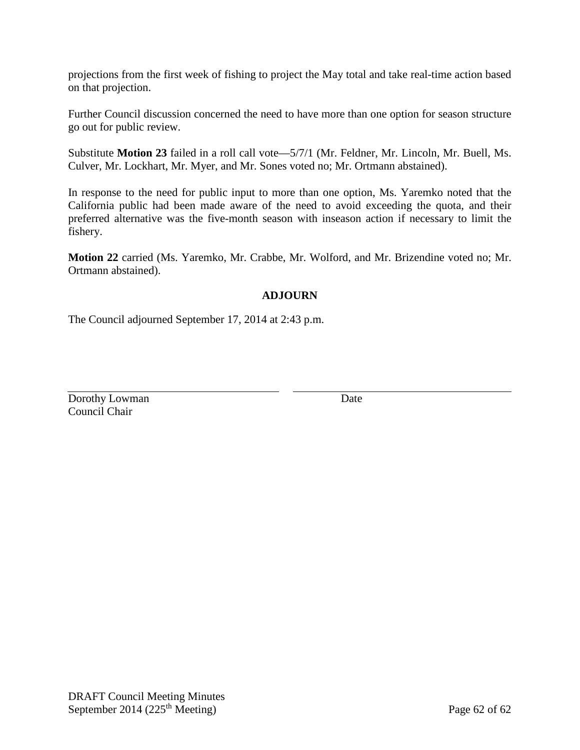projections from the first week of fishing to project the May total and take real-time action based on that projection.

Further Council discussion concerned the need to have more than one option for season structure go out for public review.

Substitute **Motion 23** failed in a roll call vote—5/7/1 (Mr. Feldner, Mr. Lincoln, Mr. Buell, Ms. Culver, Mr. Lockhart, Mr. Myer, and Mr. Sones voted no; Mr. Ortmann abstained).

In response to the need for public input to more than one option, Ms. Yaremko noted that the California public had been made aware of the need to avoid exceeding the quota, and their preferred alternative was the five-month season with inseason action if necessary to limit the fishery.

**Motion 22** carried (Ms. Yaremko, Mr. Crabbe, Mr. Wolford, and Mr. Brizendine voted no; Mr. Ortmann abstained).

## ADJOURN

The Council adjourned September 17, 2014 at 2:43 p.m.

| | |
|---|---|
| Dorothy Lowman<br>Council Chair | Date |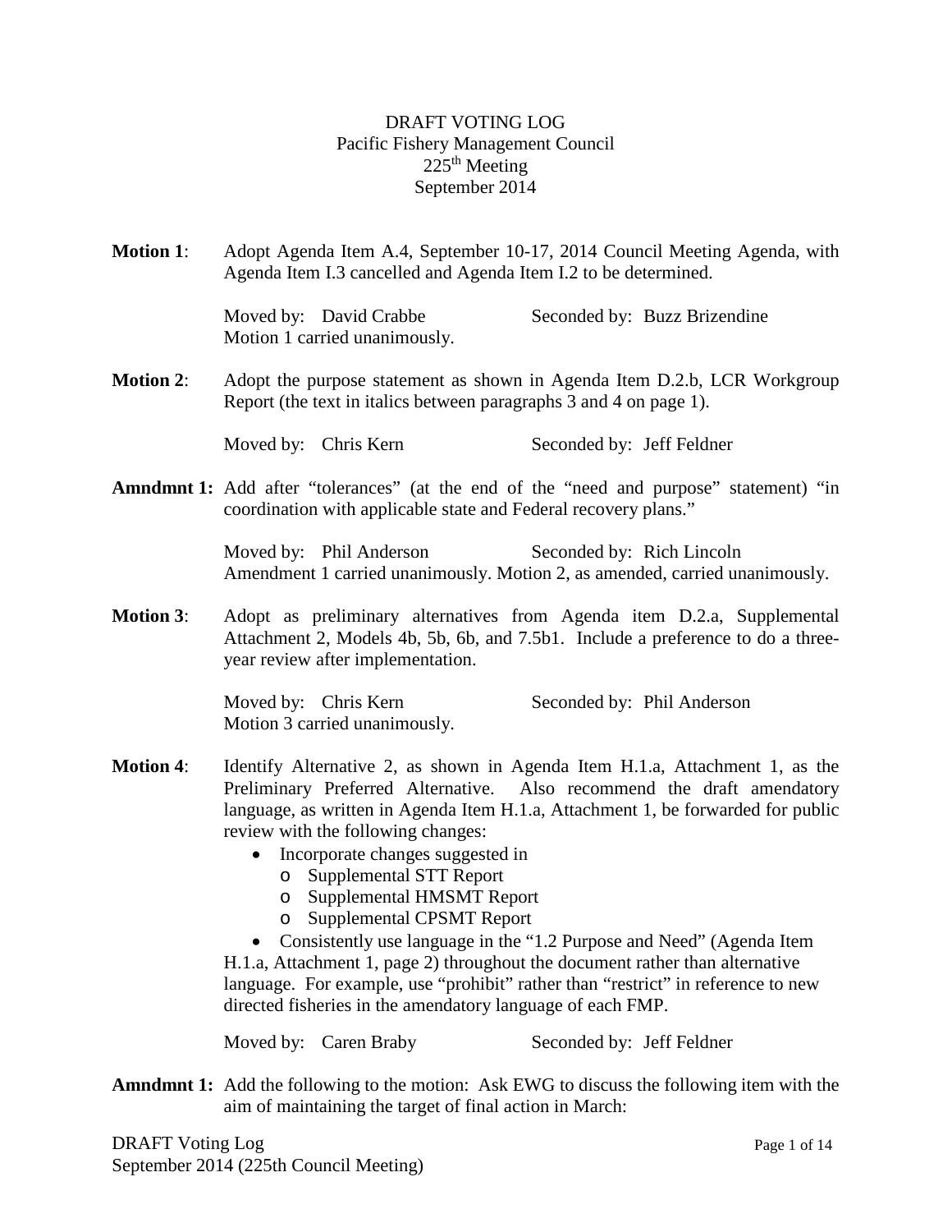DRAFT VOTING LOG
Pacific Fishery Management Council
225th Meeting
September 2014

**Motion 1**: Adopt Agenda Item A.4, September 10-17, 2014 Council Meeting Agenda, with Agenda Item I.3 cancelled and Agenda Item I.2 to be determined.

Moved by: David Crabbe Seconded by: Buzz Brizendine
Motion 1 carried unanimously.

**Motion 2**: Adopt the purpose statement as shown in Agenda Item D.2.b, LCR Workgroup Report (the text in italics between paragraphs 3 and 4 on page 1).

Moved by: Chris Kern Seconded by: Jeff Feldner

**Amndmnt 1:** Add after "tolerances" (at the end of the "need and purpose" statement) "in coordination with applicable state and Federal recovery plans."

Moved by: Phil Anderson Seconded by: Rich Lincoln
Amendment 1 carried unanimously. Motion 2, as amended, carried unanimously.

**Motion 3**: Adopt as preliminary alternatives from Agenda item D.2.a, Supplemental Attachment 2, Models 4b, 5b, 6b, and 7.5b1. Include a preference to do a three-year review after implementation.

Moved by: Chris Kern Seconded by: Phil Anderson
Motion 3 carried unanimously.

**Motion 4**: Identify Alternative 2, as shown in Agenda Item H.1.a, Attachment 1, as the Preliminary Preferred Alternative. Also recommend the draft amendatory language, as written in Agenda Item H.1.a, Attachment 1, be forwarded for public review with the following changes:

- Incorporate changes suggested in
  - Supplemental STT Report
  - Supplemental HMSMT Report
  - Supplemental CPSMT Report
- Consistently use language in the "1.2 Purpose and Need" (Agenda Item H.1.a, Attachment 1, page 2) throughout the document rather than alternative language. For example, use "prohibit" rather than "restrict" in reference to new directed fisheries in the amendatory language of each FMP.

Moved by: Caren Braby Seconded by: Jeff Feldner

**Amndmnt 1:** Add the following to the motion: Ask EWG to discuss the following item with the aim of maintaining the target of final action in March: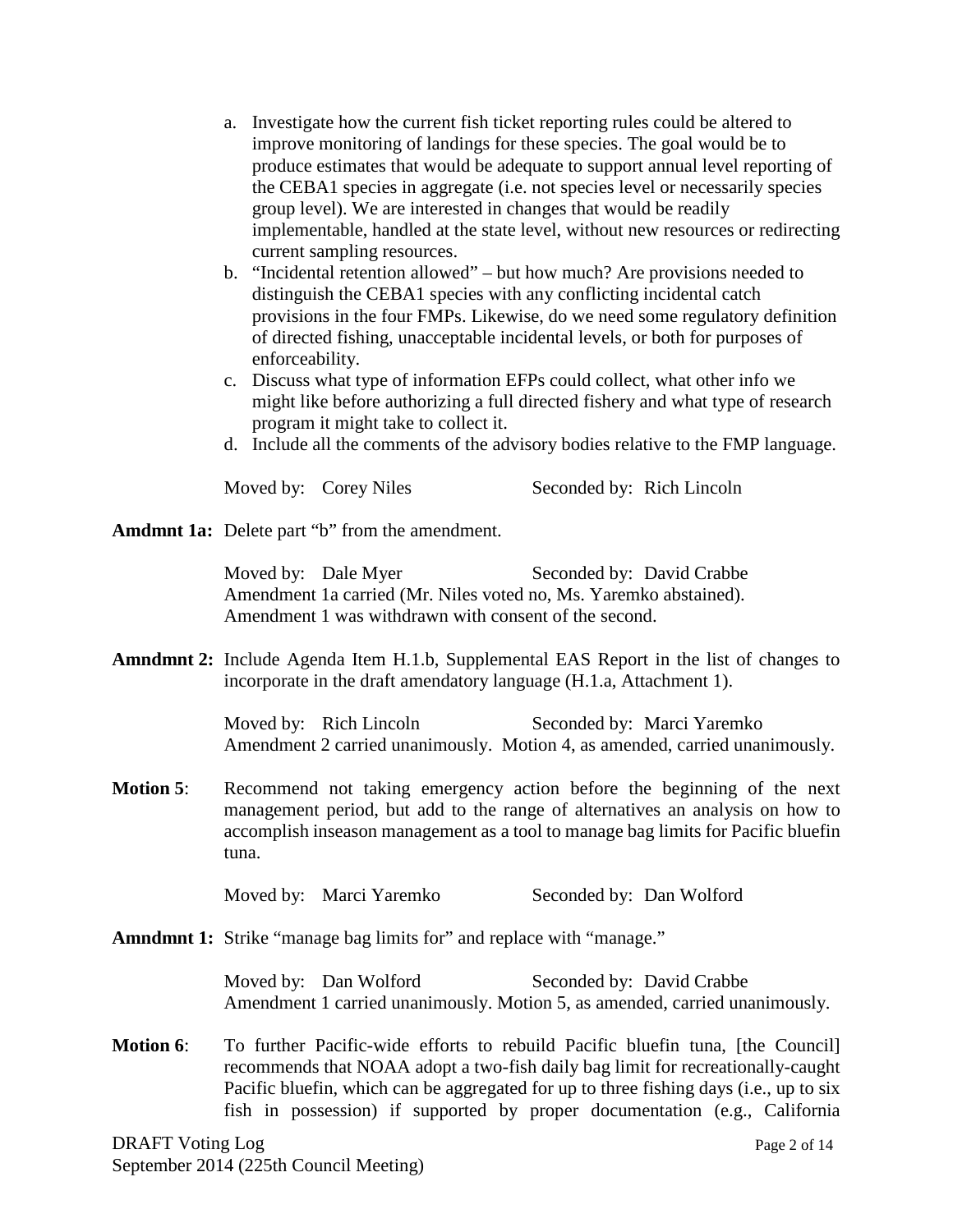a. Investigate how the current fish ticket reporting rules could be altered to improve monitoring of landings for these species. The goal would be to produce estimates that would be adequate to support annual level reporting of the CEBA1 species in aggregate (i.e. not species level or necessarily species group level). We are interested in changes that would be readily implementable, handled at the state level, without new resources or redirecting current sampling resources.
b. "Incidental retention allowed" – but how much? Are provisions needed to distinguish the CEBA1 species with any conflicting incidental catch provisions in the four FMPs. Likewise, do we need some regulatory definition of directed fishing, unacceptable incidental levels, or both for purposes of enforceability.
c. Discuss what type of information EFPs could collect, what other info we might like before authorizing a full directed fishery and what type of research program it might take to collect it.
d. Include all the comments of the advisory bodies relative to the FMP language.

Moved by: Corey Niles　　　　Seconded by: Rich Lincoln

**Amdmnt 1a:** Delete part "b" from the amendment.

Moved by: Dale Myer　　　　Seconded by: David Crabbe
Amendment 1a carried (Mr. Niles voted no, Ms. Yaremko abstained).
Amendment 1 was withdrawn with consent of the second.

**Amndmnt 2:** Include Agenda Item H.1.b, Supplemental EAS Report in the list of changes to incorporate in the draft amendatory language (H.1.a, Attachment 1).

Moved by: Rich Lincoln　　　　Seconded by: Marci Yaremko
Amendment 2 carried unanimously. Motion 4, as amended, carried unanimously.

**Motion 5**: Recommend not taking emergency action before the beginning of the next management period, but add to the range of alternatives an analysis on how to accomplish inseason management as a tool to manage bag limits for Pacific bluefin tuna.

Moved by: Marci Yaremko　　　　Seconded by: Dan Wolford

**Amndmnt 1:** Strike "manage bag limits for" and replace with "manage."

Moved by: Dan Wolford　　　　Seconded by: David Crabbe
Amendment 1 carried unanimously. Motion 5, as amended, carried unanimously.

**Motion 6**: To further Pacific-wide efforts to rebuild Pacific bluefin tuna, [the Council] recommends that NOAA adopt a two-fish daily bag limit for recreationally-caught Pacific bluefin, which can be aggregated for up to three fishing days (i.e., up to six fish in possession) if supported by proper documentation (e.g., California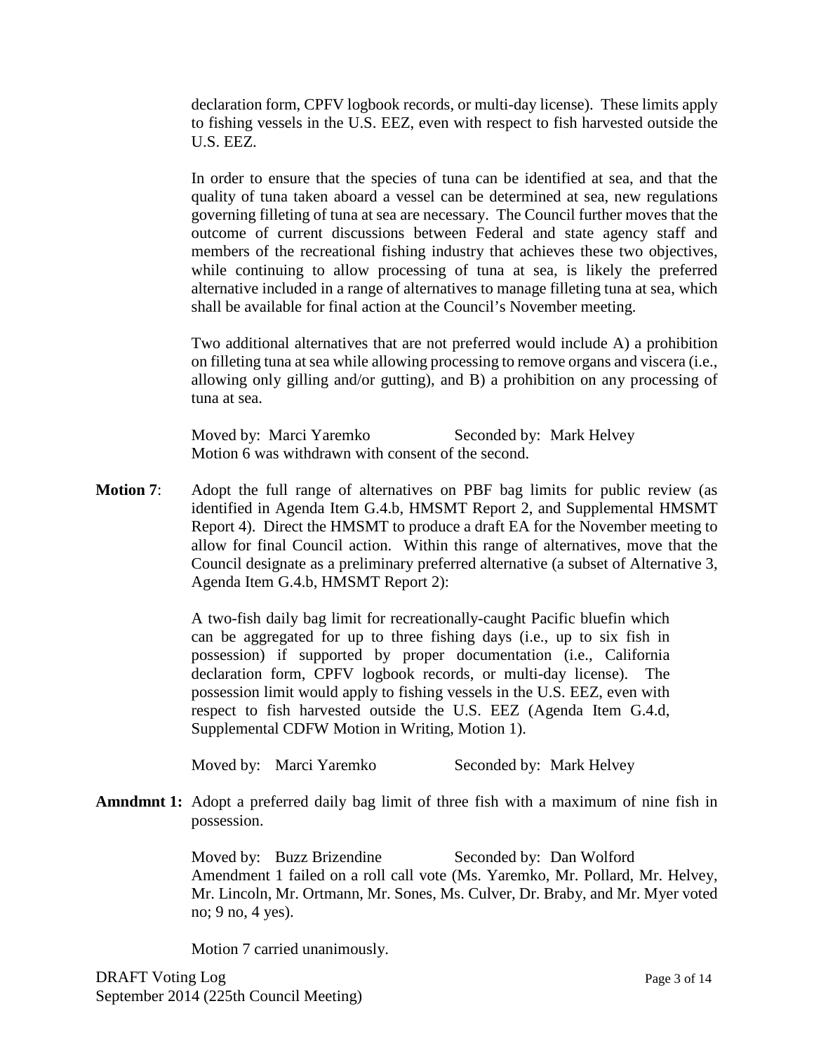declaration form, CPFV logbook records, or multi-day license). These limits apply to fishing vessels in the U.S. EEZ, even with respect to fish harvested outside the U.S. EEZ.

In order to ensure that the species of tuna can be identified at sea, and that the quality of tuna taken aboard a vessel can be determined at sea, new regulations governing filleting of tuna at sea are necessary. The Council further moves that the outcome of current discussions between Federal and state agency staff and members of the recreational fishing industry that achieves these two objectives, while continuing to allow processing of tuna at sea, is likely the preferred alternative included in a range of alternatives to manage filleting tuna at sea, which shall be available for final action at the Council's November meeting.

Two additional alternatives that are not preferred would include A) a prohibition on filleting tuna at sea while allowing processing to remove organs and viscera (i.e., allowing only gilling and/or gutting), and B) a prohibition on any processing of tuna at sea.

Moved by: Marci Yaremko Seconded by: Mark Helvey
Motion 6 was withdrawn with consent of the second.

**Motion 7**: Adopt the full range of alternatives on PBF bag limits for public review (as identified in Agenda Item G.4.b, HMSMT Report 2, and Supplemental HMSMT Report 4). Direct the HMSMT to produce a draft EA for the November meeting to allow for final Council action. Within this range of alternatives, move that the Council designate as a preliminary preferred alternative (a subset of Alternative 3, Agenda Item G.4.b, HMSMT Report 2):

> A two-fish daily bag limit for recreationally-caught Pacific bluefin which can be aggregated for up to three fishing days (i.e., up to six fish in possession) if supported by proper documentation (i.e., California declaration form, CPFV logbook records, or multi-day license). The possession limit would apply to fishing vessels in the U.S. EEZ, even with respect to fish harvested outside the U.S. EEZ (Agenda Item G.4.d, Supplemental CDFW Motion in Writing, Motion 1).

Moved by: Marci Yaremko Seconded by: Mark Helvey

**Amndmnt 1:** Adopt a preferred daily bag limit of three fish with a maximum of nine fish in possession.

Moved by: Buzz Brizendine Seconded by: Dan Wolford
Amendment 1 failed on a roll call vote (Ms. Yaremko, Mr. Pollard, Mr. Helvey, Mr. Lincoln, Mr. Ortmann, Mr. Sones, Ms. Culver, Dr. Braby, and Mr. Myer voted no; 9 no, 4 yes).

Motion 7 carried unanimously.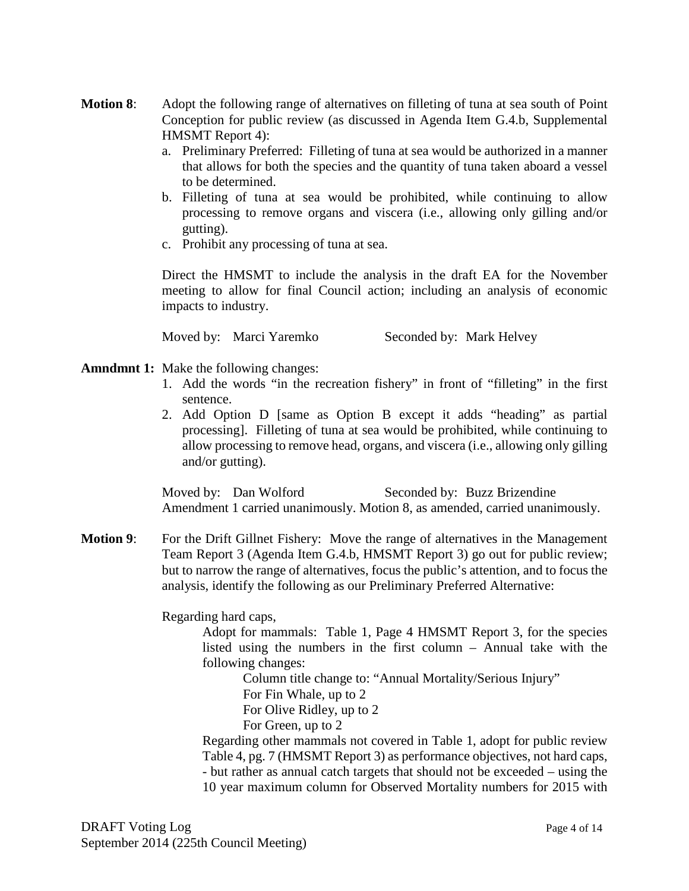**Motion 8**: Adopt the following range of alternatives on filleting of tuna at sea south of Point Conception for public review (as discussed in Agenda Item G.4.b, Supplemental HMSMT Report 4):

a. Preliminary Preferred: Filleting of tuna at sea would be authorized in a manner that allows for both the species and the quantity of tuna taken aboard a vessel to be determined.
b. Filleting of tuna at sea would be prohibited, while continuing to allow processing to remove organs and viscera (i.e., allowing only gilling and/or gutting).
c. Prohibit any processing of tuna at sea.

Direct the HMSMT to include the analysis in the draft EA for the November meeting to allow for final Council action; including an analysis of economic impacts to industry.

Moved by: Marci Yaremko Seconded by: Mark Helvey

**Amndmnt 1:** Make the following changes:

1. Add the words "in the recreation fishery" in front of "filleting" in the first sentence.
2. Add Option D [same as Option B except it adds "heading" as partial processing]. Filleting of tuna at sea would be prohibited, while continuing to allow processing to remove head, organs, and viscera (i.e., allowing only gilling and/or gutting).

Moved by: Dan Wolford Seconded by: Buzz Brizendine
Amendment 1 carried unanimously. Motion 8, as amended, carried unanimously.

**Motion 9**: For the Drift Gillnet Fishery: Move the range of alternatives in the Management Team Report 3 (Agenda Item G.4.b, HMSMT Report 3) go out for public review; but to narrow the range of alternatives, focus the public's attention, and to focus the analysis, identify the following as our Preliminary Preferred Alternative:

Regarding hard caps,

Adopt for mammals: Table 1, Page 4 HMSMT Report 3, for the species listed using the numbers in the first column – Annual take with the following changes:

Column title change to: "Annual Mortality/Serious Injury"
For Fin Whale, up to 2
For Olive Ridley, up to 2
For Green, up to 2

Regarding other mammals not covered in Table 1, adopt for public review Table 4, pg. 7 (HMSMT Report 3) as performance objectives, not hard caps, - but rather as annual catch targets that should not be exceeded – using the 10 year maximum column for Observed Mortality numbers for 2015 with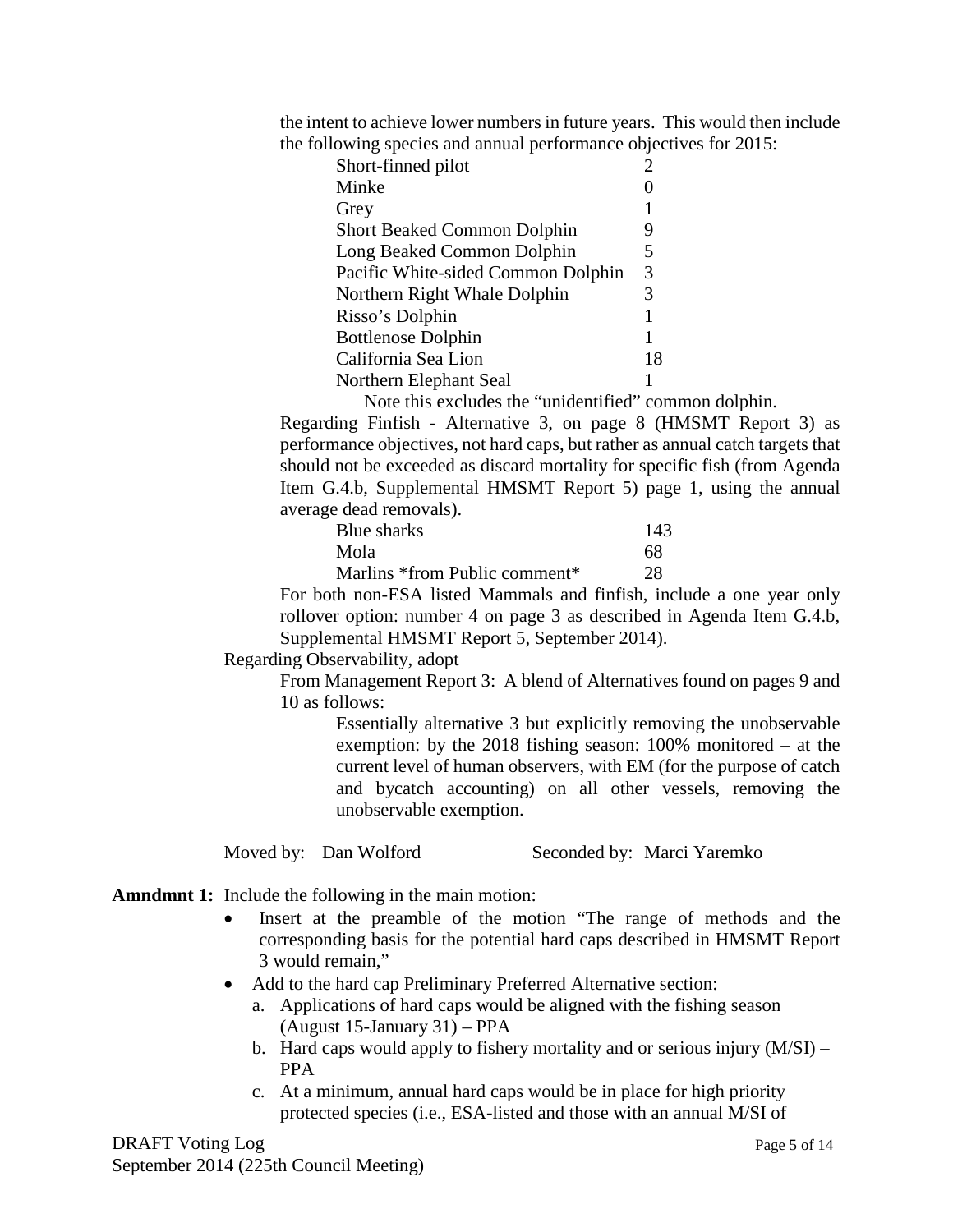the intent to achieve lower numbers in future years. This would then include the following species and annual performance objectives for 2015:

| | |
|---|---|
| Short-finned pilot | 2 |
| Minke | 0 |
| Grey | 1 |
| Short Beaked Common Dolphin | 9 |
| Long Beaked Common Dolphin | 5 |
| Pacific White-sided Common Dolphin | 3 |
| Northern Right Whale Dolphin | 3 |
| Risso's Dolphin | 1 |
| Bottlenose Dolphin | 1 |
| California Sea Lion | 18 |
| Northern Elephant Seal | 1 |

Note this excludes the "unidentified" common dolphin.

Regarding Finfish - Alternative 3, on page 8 (HMSMT Report 3) as performance objectives, not hard caps, but rather as annual catch targets that should not be exceeded as discard mortality for specific fish (from Agenda Item G.4.b, Supplemental HMSMT Report 5) page 1, using the annual average dead removals).

| | |
|---|---|
| Blue sharks | 143 |
| Mola | 68 |
| Marlins *from Public comment* | 28 |

For both non-ESA listed Mammals and finfish, include a one year only rollover option: number 4 on page 3 as described in Agenda Item G.4.b, Supplemental HMSMT Report 5, September 2014).

Regarding Observability, adopt

From Management Report 3: A blend of Alternatives found on pages 9 and 10 as follows:

Essentially alternative 3 but explicitly removing the unobservable exemption: by the 2018 fishing season: 100% monitored – at the current level of human observers, with EM (for the purpose of catch and bycatch accounting) on all other vessels, removing the unobservable exemption.

Moved by: Dan Wolford Seconded by: Marci Yaremko

**Amndmnt 1:** Include the following in the main motion:

- Insert at the preamble of the motion "The range of methods and the corresponding basis for the potential hard caps described in HMSMT Report 3 would remain,"
- Add to the hard cap Preliminary Preferred Alternative section:
  a. Applications of hard caps would be aligned with the fishing season (August 15-January 31) – PPA
  b. Hard caps would apply to fishery mortality and or serious injury (M/SI) – PPA
  c. At a minimum, annual hard caps would be in place for high priority protected species (i.e., ESA-listed and those with an annual M/SI of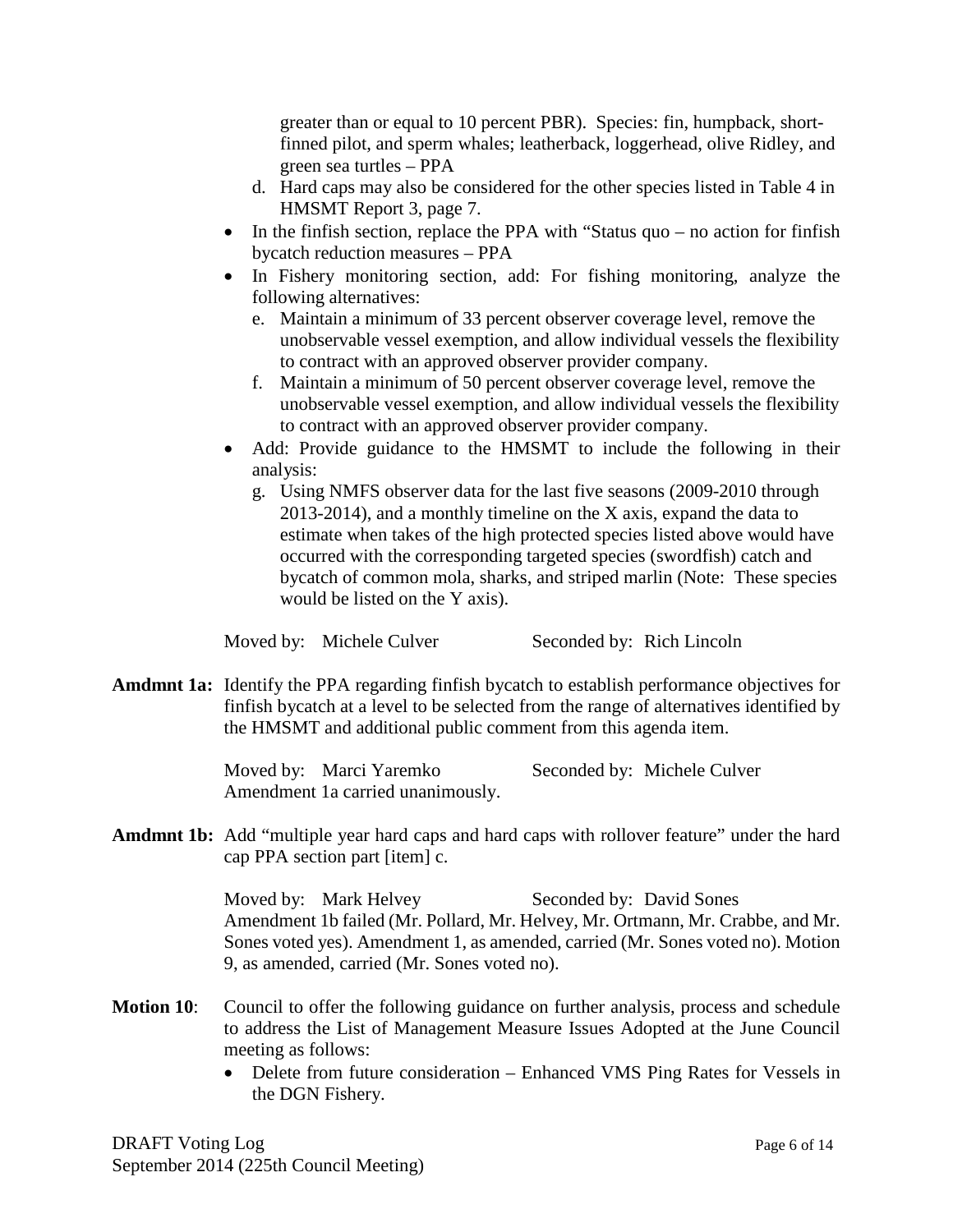greater than or equal to 10 percent PBR). Species: fin, humpback, short-finned pilot, and sperm whales; leatherback, loggerhead, olive Ridley, and green sea turtles – PPA

d. Hard caps may also be considered for the other species listed in Table 4 in HMSMT Report 3, page 7.

- In the finfish section, replace the PPA with "Status quo – no action for finfish bycatch reduction measures – PPA
- In Fishery monitoring section, add: For fishing monitoring, analyze the following alternatives:
  - e. Maintain a minimum of 33 percent observer coverage level, remove the unobservable vessel exemption, and allow individual vessels the flexibility to contract with an approved observer provider company.
  - f. Maintain a minimum of 50 percent observer coverage level, remove the unobservable vessel exemption, and allow individual vessels the flexibility to contract with an approved observer provider company.
- Add: Provide guidance to the HMSMT to include the following in their analysis:
  - g. Using NMFS observer data for the last five seasons (2009-2010 through 2013-2014), and a monthly timeline on the X axis, expand the data to estimate when takes of the high protected species listed above would have occurred with the corresponding targeted species (swordfish) catch and bycatch of common mola, sharks, and striped marlin (Note: These species would be listed on the Y axis).

Moved by: Michele Culver Seconded by: Rich Lincoln

**Amdmnt 1a:** Identify the PPA regarding finfish bycatch to establish performance objectives for finfish bycatch at a level to be selected from the range of alternatives identified by the HMSMT and additional public comment from this agenda item.

Moved by: Marci Yaremko Seconded by: Michele Culver
Amendment 1a carried unanimously.

**Amdmnt 1b:** Add "multiple year hard caps and hard caps with rollover feature" under the hard cap PPA section part [item] c.

Moved by: Mark Helvey Seconded by: David Sones
Amendment 1b failed (Mr. Pollard, Mr. Helvey, Mr. Ortmann, Mr. Crabbe, and Mr. Sones voted yes). Amendment 1, as amended, carried (Mr. Sones voted no). Motion 9, as amended, carried (Mr. Sones voted no).

**Motion 10**: Council to offer the following guidance on further analysis, process and schedule to address the List of Management Measure Issues Adopted at the June Council meeting as follows:

- Delete from future consideration – Enhanced VMS Ping Rates for Vessels in the DGN Fishery.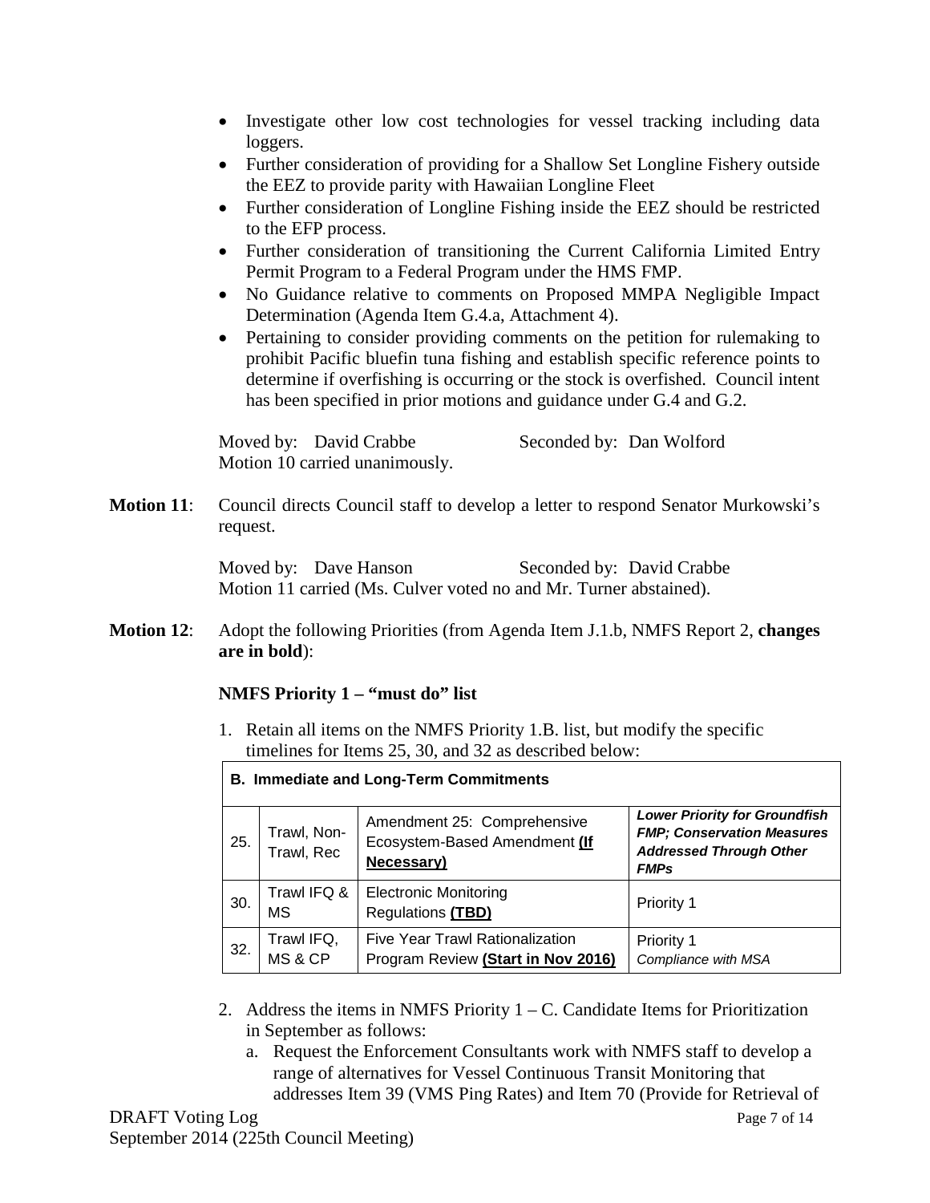- Investigate other low cost technologies for vessel tracking including data loggers.
- Further consideration of providing for a Shallow Set Longline Fishery outside the EEZ to provide parity with Hawaiian Longline Fleet
- Further consideration of Longline Fishing inside the EEZ should be restricted to the EFP process.
- Further consideration of transitioning the Current California Limited Entry Permit Program to a Federal Program under the HMS FMP.
- No Guidance relative to comments on Proposed MMPA Negligible Impact Determination (Agenda Item G.4.a, Attachment 4).
- Pertaining to consider providing comments on the petition for rulemaking to prohibit Pacific bluefin tuna fishing and establish specific reference points to determine if overfishing is occurring or the stock is overfished. Council intent has been specified in prior motions and guidance under G.4 and G.2.

Moved by: David Crabbe Seconded by: Dan Wolford
Motion 10 carried unanimously.

**Motion 11**: Council directs Council staff to develop a letter to respond Senator Murkowski's request.

Moved by: Dave Hanson Seconded by: David Crabbe
Motion 11 carried (Ms. Culver voted no and Mr. Turner abstained).

**Motion 12**: Adopt the following Priorities (from Agenda Item J.1.b, NMFS Report 2, **changes are in bold**):

**NMFS Priority 1 – "must do" list**

1. Retain all items on the NMFS Priority 1.B. list, but modify the specific timelines for Items 25, 30, and 32 as described below:

| **B. Immediate and Long-Term Commitments** | | | |
|---|---|---|---|
| 25. | Trawl, Non-Trawl, Rec | Amendment 25: Comprehensive Ecosystem-Based Amendment **(If Necessary)** | ***Lower Priority for Groundfish FMP; Conservation Measures Addressed Through Other FMPs*** |
| 30. | Trawl IFQ & MS | Electronic Monitoring Regulations **(TBD)** | Priority 1 |
| 32. | Trawl IFQ, MS & CP | Five Year Trawl Rationalization Program Review **(Start in Nov 2016)** | Priority 1 *Compliance with MSA* |

2. Address the items in NMFS Priority 1 – C. Candidate Items for Prioritization in September as follows:
   a. Request the Enforcement Consultants work with NMFS staff to develop a range of alternatives for Vessel Continuous Transit Monitoring that addresses Item 39 (VMS Ping Rates) and Item 70 (Provide for Retrieval of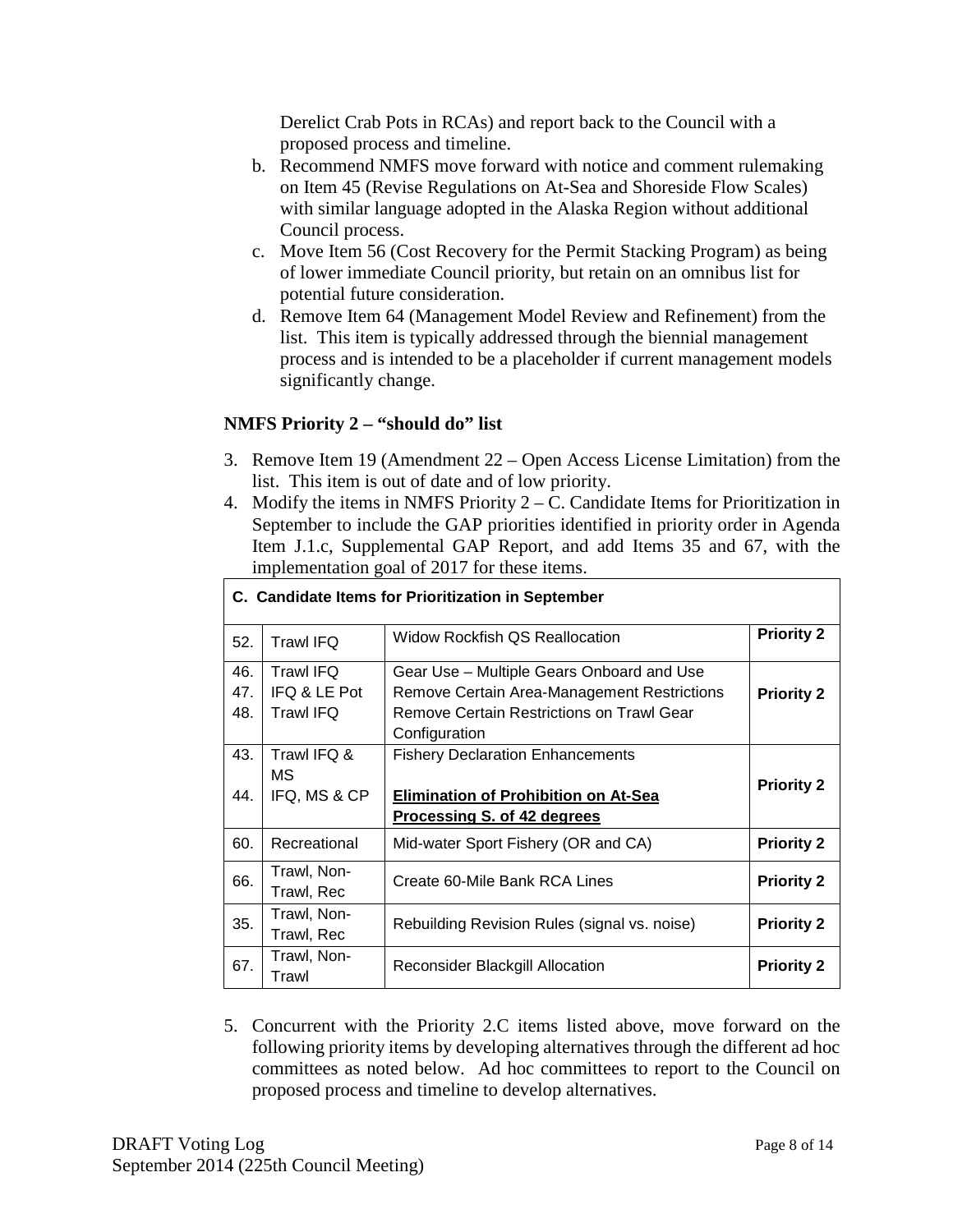Derelict Crab Pots in RCAs) and report back to the Council with a proposed process and timeline.

b. Recommend NMFS move forward with notice and comment rulemaking on Item 45 (Revise Regulations on At-Sea and Shoreside Flow Scales) with similar language adopted in the Alaska Region without additional Council process.
c. Move Item 56 (Cost Recovery for the Permit Stacking Program) as being of lower immediate Council priority, but retain on an omnibus list for potential future consideration.
d. Remove Item 64 (Management Model Review and Refinement) from the list. This item is typically addressed through the biennial management process and is intended to be a placeholder if current management models significantly change.

**NMFS Priority 2 – "should do" list**

3. Remove Item 19 (Amendment 22 – Open Access License Limitation) from the list. This item is out of date and of low priority.
4. Modify the items in NMFS Priority 2 – C. Candidate Items for Prioritization in September to include the GAP priorities identified in priority order in Agenda Item J.1.c, Supplemental GAP Report, and add Items 35 and 67, with the implementation goal of 2017 for these items.

| **C. Candidate Items for Prioritization in September** | | | |
|---|---|---|---|
| 52. | Trawl IFQ | Widow Rockfish QS Reallocation | **Priority 2** |
| 46.<br>47.<br>48. | Trawl IFQ<br>IFQ & LE Pot<br>Trawl IFQ | Gear Use – Multiple Gears Onboard and Use<br>Remove Certain Area-Management Restrictions<br>Remove Certain Restrictions on Trawl Gear Configuration | **Priority 2** |
| 43.<br>44. | Trawl IFQ & MS<br>IFQ, MS & CP | Fishery Declaration Enhancements<br>**Elimination of Prohibition on At-Sea Processing S. of 42 degrees** | **Priority 2** |
| 60. | Recreational | Mid-water Sport Fishery (OR and CA) | **Priority 2** |
| 66. | Trawl, Non-Trawl, Rec | Create 60-Mile Bank RCA Lines | **Priority 2** |
| 35. | Trawl, Non-Trawl, Rec | Rebuilding Revision Rules (signal vs. noise) | **Priority 2** |
| 67. | Trawl, Non-Trawl | Reconsider Blackgill Allocation | **Priority 2** |

5. Concurrent with the Priority 2.C items listed above, move forward on the following priority items by developing alternatives through the different ad hoc committees as noted below. Ad hoc committees to report to the Council on proposed process and timeline to develop alternatives.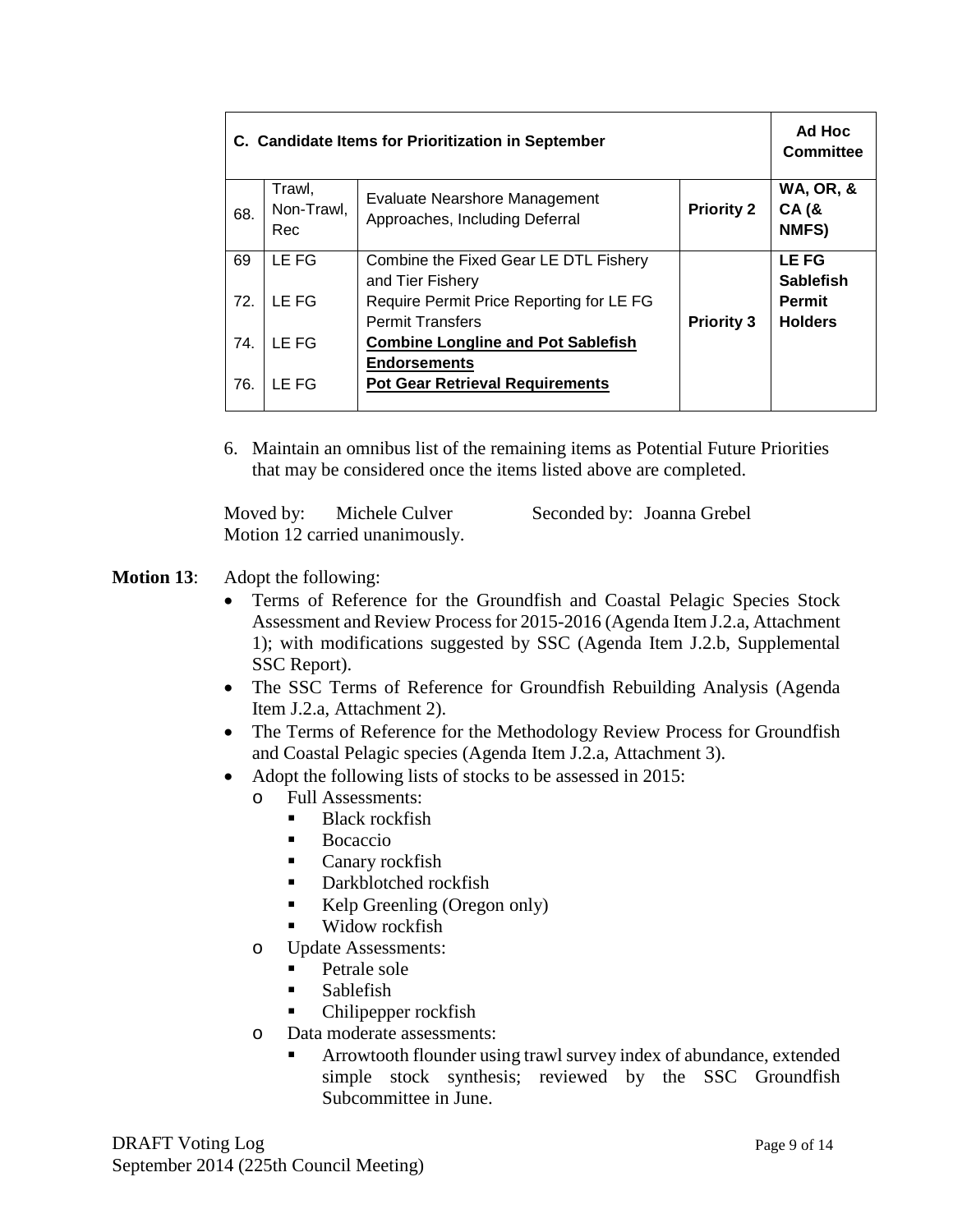| C. Candidate Items for Prioritization in September | | | | Ad Hoc Committee |
|---|---|---|---|---|
| 68. | Trawl, Non-Trawl, Rec | Evaluate Nearshore Management Approaches, Including Deferral | **Priority 2** | **WA, OR, & CA (& NMFS)** |
| 69<br><br>72.<br><br>74.<br><br>76. | LE FG<br><br>LE FG<br><br>LE FG<br><br>LE FG | Combine the Fixed Gear LE DTL Fishery and Tier Fishery<br>Require Permit Price Reporting for LE FG Permit Transfers<br>**<u>Combine Longline and Pot Sablefish Endorsements</u>**<br>**<u>Pot Gear Retrieval Requirements</u>** | **Priority 3** | **LE FG Sablefish Permit Holders** |

6. Maintain an omnibus list of the remaining items as Potential Future Priorities that may be considered once the items listed above are completed.

Moved by: Michele Culver Seconded by: Joanna Grebel
Motion 12 carried unanimously.

**Motion 13**: Adopt the following:

- Terms of Reference for the Groundfish and Coastal Pelagic Species Stock Assessment and Review Process for 2015-2016 (Agenda Item J.2.a, Attachment 1); with modifications suggested by SSC (Agenda Item J.2.b, Supplemental SSC Report).
- The SSC Terms of Reference for Groundfish Rebuilding Analysis (Agenda Item J.2.a, Attachment 2).
- The Terms of Reference for the Methodology Review Process for Groundfish and Coastal Pelagic species (Agenda Item J.2.a, Attachment 3).
- Adopt the following lists of stocks to be assessed in 2015:
  - Full Assessments:
    - Black rockfish
    - Bocaccio
    - Canary rockfish
    - Darkblotched rockfish
    - Kelp Greenling (Oregon only)
    - Widow rockfish
  - Update Assessments:
    - Petrale sole
    - Sablefish
    - Chilipepper rockfish
  - Data moderate assessments:
    - Arrowtooth flounder using trawl survey index of abundance, extended simple stock synthesis; reviewed by the SSC Groundfish Subcommittee in June.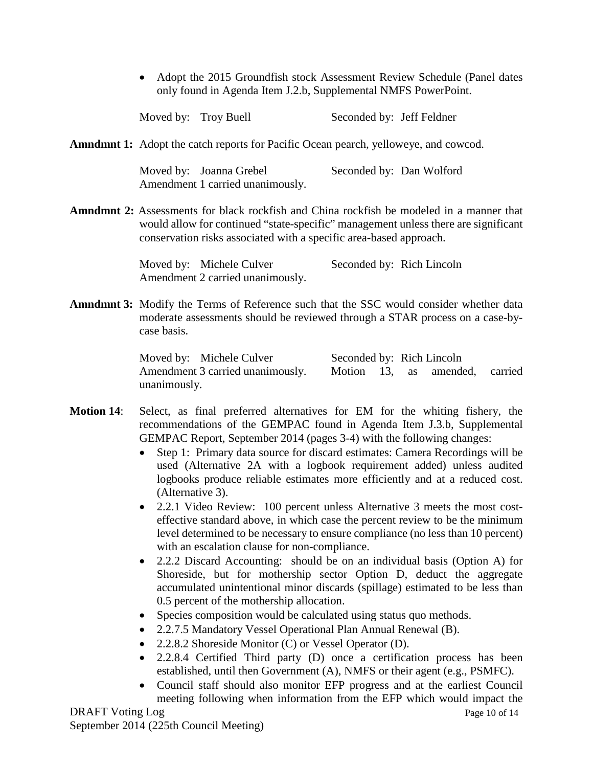- Adopt the 2015 Groundfish stock Assessment Review Schedule (Panel dates only found in Agenda Item J.2.b, Supplemental NMFS PowerPoint.

Moved by: Troy Buell Seconded by: Jeff Feldner

**Amndmnt 1:** Adopt the catch reports for Pacific Ocean pearch, yelloweye, and cowcod.

Moved by: Joanna Grebel Seconded by: Dan Wolford
Amendment 1 carried unanimously.

**Amndmnt 2:** Assessments for black rockfish and China rockfish be modeled in a manner that would allow for continued "state-specific" management unless there are significant conservation risks associated with a specific area-based approach.

Moved by: Michele Culver Seconded by: Rich Lincoln
Amendment 2 carried unanimously.

**Amndmnt 3:** Modify the Terms of Reference such that the SSC would consider whether data moderate assessments should be reviewed through a STAR process on a case-by-case basis.

Moved by: Michele Culver Seconded by: Rich Lincoln
Amendment 3 carried unanimously. Motion 13, as amended, carried unanimously.

**Motion 14**: Select, as final preferred alternatives for EM for the whiting fishery, the recommendations of the GEMPAC found in Agenda Item J.3.b, Supplemental GEMPAC Report, September 2014 (pages 3-4) with the following changes:

- Step 1: Primary data source for discard estimates: Camera Recordings will be used (Alternative 2A with a logbook requirement added) unless audited logbooks produce reliable estimates more efficiently and at a reduced cost. (Alternative 3).
- 2.2.1 Video Review: 100 percent unless Alternative 3 meets the most cost-effective standard above, in which case the percent review to be the minimum level determined to be necessary to ensure compliance (no less than 10 percent) with an escalation clause for non-compliance.
- 2.2.2 Discard Accounting: should be on an individual basis (Option A) for Shoreside, but for mothership sector Option D, deduct the aggregate accumulated unintentional minor discards (spillage) estimated to be less than 0.5 percent of the mothership allocation.
- Species composition would be calculated using status quo methods.
- 2.2.7.5 Mandatory Vessel Operational Plan Annual Renewal (B).
- 2.2.8.2 Shoreside Monitor (C) or Vessel Operator (D).
- 2.2.8.4 Certified Third party (D) once a certification process has been established, until then Government (A), NMFS or their agent (e.g., PSMFC).
- Council staff should also monitor EFP progress and at the earliest Council meeting following when information from the EFP which would impact the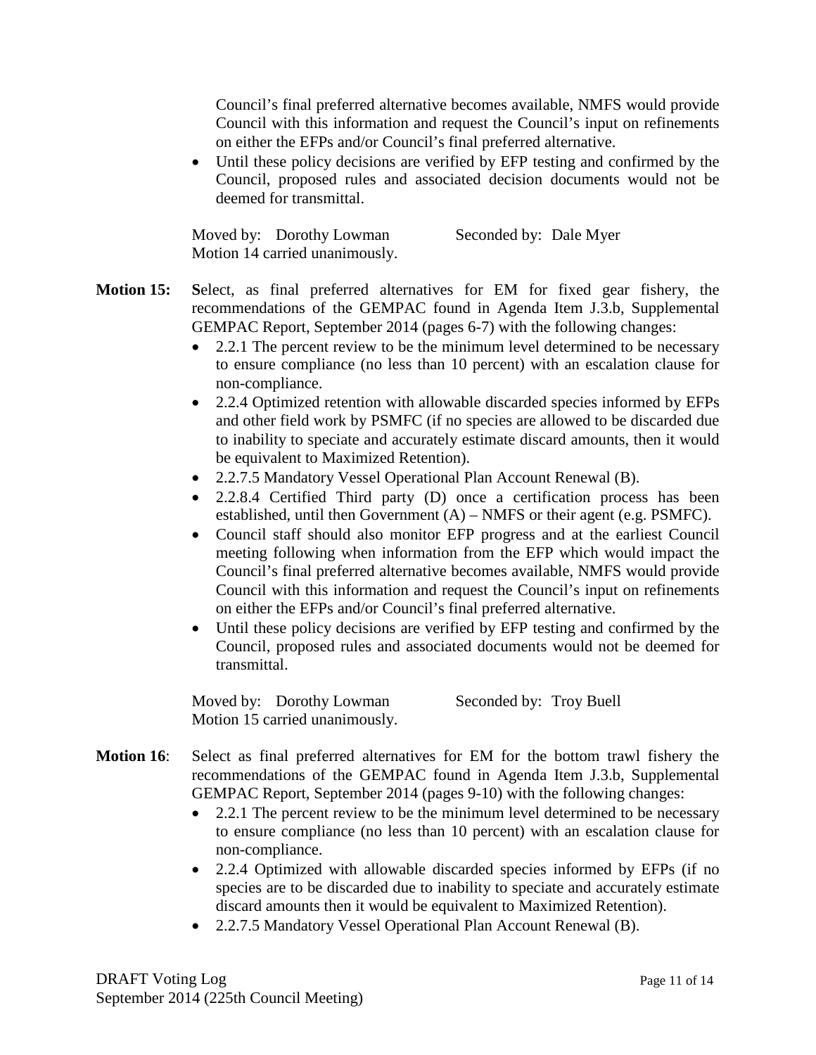Council's final preferred alternative becomes available, NMFS would provide Council with this information and request the Council's input on refinements on either the EFPs and/or Council's final preferred alternative.

- Until these policy decisions are verified by EFP testing and confirmed by the Council, proposed rules and associated decision documents would not be deemed for transmittal.

Moved by: Dorothy Lowman    Seconded by: Dale Myer
Motion 14 carried unanimously.

**Motion 15:** **S**elect, as final preferred alternatives for EM for fixed gear fishery, the recommendations of the GEMPAC found in Agenda Item J.3.b, Supplemental GEMPAC Report, September 2014 (pages 6-7) with the following changes:

- 2.2.1 The percent review to be the minimum level determined to be necessary to ensure compliance (no less than 10 percent) with an escalation clause for non-compliance.
- 2.2.4 Optimized retention with allowable discarded species informed by EFPs and other field work by PSMFC (if no species are allowed to be discarded due to inability to speciate and accurately estimate discard amounts, then it would be equivalent to Maximized Retention).
- 2.2.7.5 Mandatory Vessel Operational Plan Account Renewal (B).
- 2.2.8.4 Certified Third party (D) once a certification process has been established, until then Government (A) – NMFS or their agent (e.g. PSMFC).
- Council staff should also monitor EFP progress and at the earliest Council meeting following when information from the EFP which would impact the Council's final preferred alternative becomes available, NMFS would provide Council with this information and request the Council's input on refinements on either the EFPs and/or Council's final preferred alternative.
- Until these policy decisions are verified by EFP testing and confirmed by the Council, proposed rules and associated documents would not be deemed for transmittal.

Moved by: Dorothy Lowman    Seconded by: Troy Buell
Motion 15 carried unanimously.

**Motion 16**: Select as final preferred alternatives for EM for the bottom trawl fishery the recommendations of the GEMPAC found in Agenda Item J.3.b, Supplemental GEMPAC Report, September 2014 (pages 9-10) with the following changes:

- 2.2.1 The percent review to be the minimum level determined to be necessary to ensure compliance (no less than 10 percent) with an escalation clause for non-compliance.
- 2.2.4 Optimized with allowable discarded species informed by EFPs (if no species are to be discarded due to inability to speciate and accurately estimate discard amounts then it would be equivalent to Maximized Retention).
- 2.2.7.5 Mandatory Vessel Operational Plan Account Renewal (B).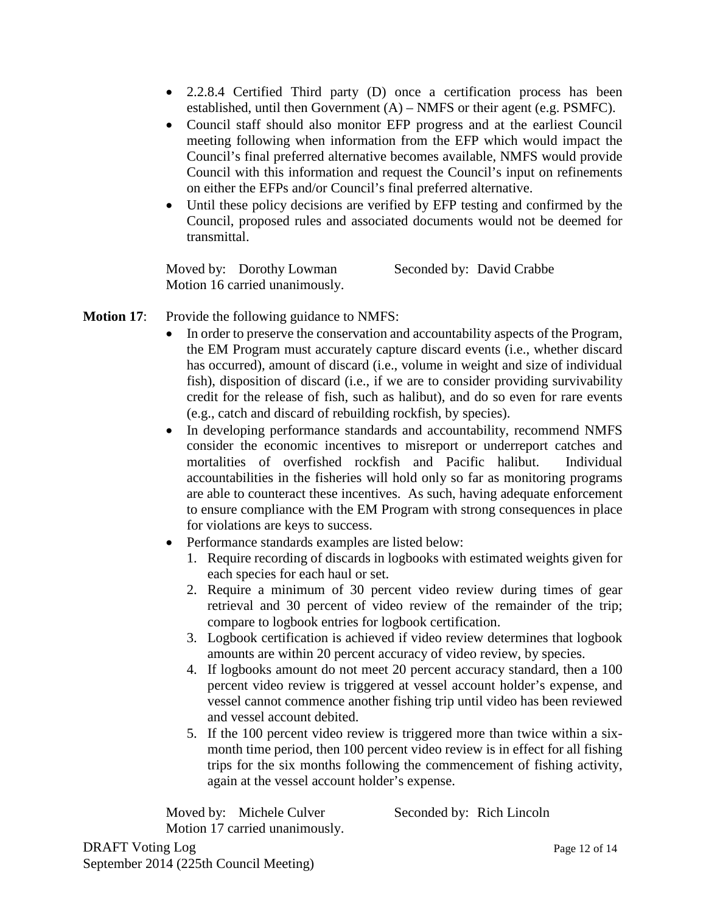- 2.2.8.4 Certified Third party (D) once a certification process has been established, until then Government (A) – NMFS or their agent (e.g. PSMFC).
- Council staff should also monitor EFP progress and at the earliest Council meeting following when information from the EFP which would impact the Council's final preferred alternative becomes available, NMFS would provide Council with this information and request the Council's input on refinements on either the EFPs and/or Council's final preferred alternative.
- Until these policy decisions are verified by EFP testing and confirmed by the Council, proposed rules and associated documents would not be deemed for transmittal.

Moved by: Dorothy Lowman Seconded by: David Crabbe
Motion 16 carried unanimously.

**Motion 17**: Provide the following guidance to NMFS:

- In order to preserve the conservation and accountability aspects of the Program, the EM Program must accurately capture discard events (i.e., whether discard has occurred), amount of discard (i.e., volume in weight and size of individual fish), disposition of discard (i.e., if we are to consider providing survivability credit for the release of fish, such as halibut), and do so even for rare events (e.g., catch and discard of rebuilding rockfish, by species).
- In developing performance standards and accountability, recommend NMFS consider the economic incentives to misreport or underreport catches and mortalities of overfished rockfish and Pacific halibut. Individual accountabilities in the fisheries will hold only so far as monitoring programs are able to counteract these incentives. As such, having adequate enforcement to ensure compliance with the EM Program with strong consequences in place for violations are keys to success.
- Performance standards examples are listed below:
  1. Require recording of discards in logbooks with estimated weights given for each species for each haul or set.
  2. Require a minimum of 30 percent video review during times of gear retrieval and 30 percent of video review of the remainder of the trip; compare to logbook entries for logbook certification.
  3. Logbook certification is achieved if video review determines that logbook amounts are within 20 percent accuracy of video review, by species.
  4. If logbooks amount do not meet 20 percent accuracy standard, then a 100 percent video review is triggered at vessel account holder's expense, and vessel cannot commence another fishing trip until video has been reviewed and vessel account debited.
  5. If the 100 percent video review is triggered more than twice within a six-month time period, then 100 percent video review is in effect for all fishing trips for the six months following the commencement of fishing activity, again at the vessel account holder's expense.

Moved by: Michele Culver Seconded by: Rich Lincoln
Motion 17 carried unanimously.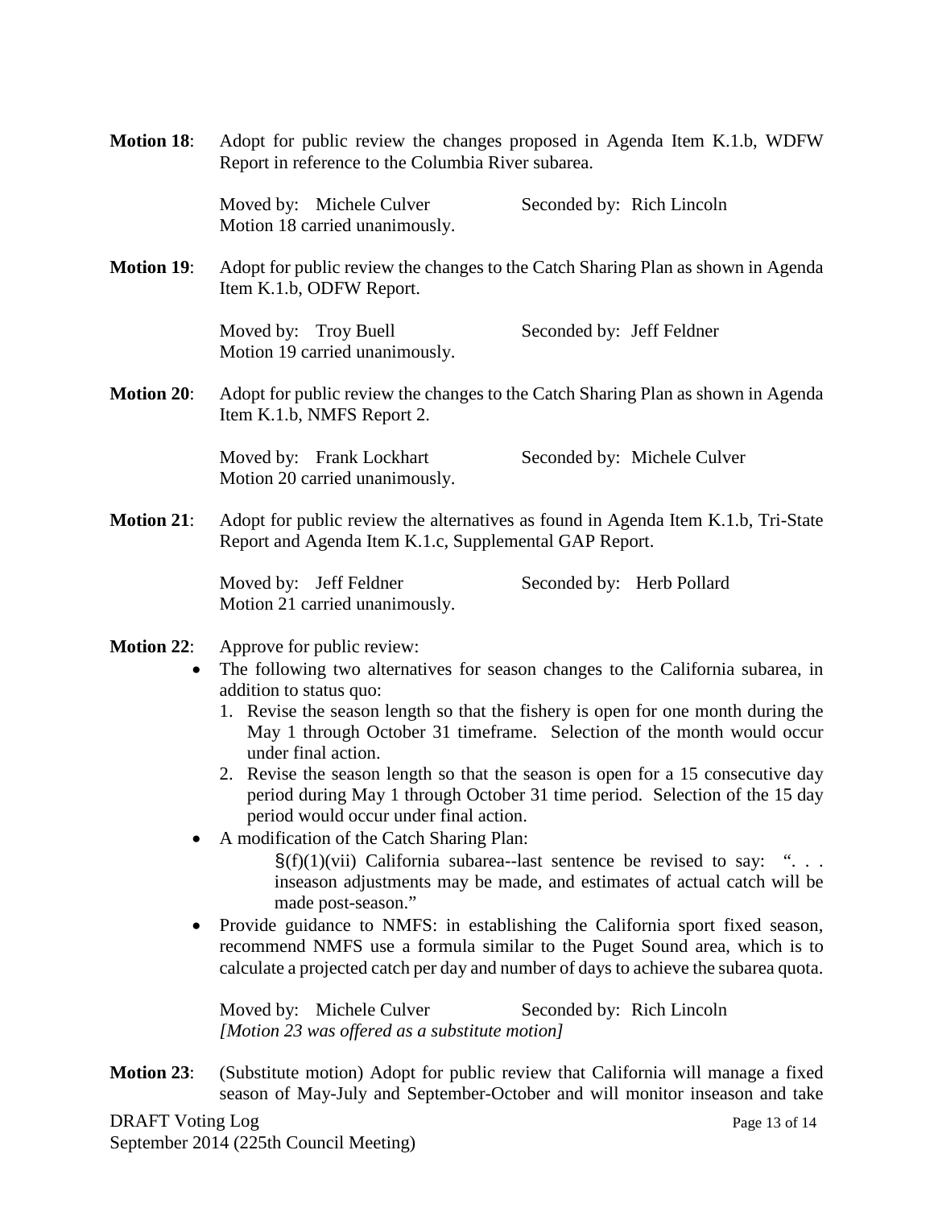**Motion 18**: Adopt for public review the changes proposed in Agenda Item K.1.b, WDFW Report in reference to the Columbia River subarea.

Moved by: Michele Culver Seconded by: Rich Lincoln
Motion 18 carried unanimously.

**Motion 19**: Adopt for public review the changes to the Catch Sharing Plan as shown in Agenda Item K.1.b, ODFW Report.

Moved by: Troy Buell Seconded by: Jeff Feldner
Motion 19 carried unanimously.

**Motion 20**: Adopt for public review the changes to the Catch Sharing Plan as shown in Agenda Item K.1.b, NMFS Report 2.

Moved by: Frank Lockhart Seconded by: Michele Culver
Motion 20 carried unanimously.

**Motion 21**: Adopt for public review the alternatives as found in Agenda Item K.1.b, Tri-State Report and Agenda Item K.1.c, Supplemental GAP Report.

Moved by: Jeff Feldner Seconded by: Herb Pollard
Motion 21 carried unanimously.

**Motion 22**: Approve for public review:

- The following two alternatives for season changes to the California subarea, in addition to status quo:
  1. Revise the season length so that the fishery is open for one month during the May 1 through October 31 timeframe. Selection of the month would occur under final action.
  2. Revise the season length so that the season is open for a 15 consecutive day period during May 1 through October 31 time period. Selection of the 15 day period would occur under final action.
- A modification of the Catch Sharing Plan:

  §(f)(1)(vii) California subarea--last sentence be revised to say: ". . . inseason adjustments may be made, and estimates of actual catch will be made post-season."
- Provide guidance to NMFS: in establishing the California sport fixed season, recommend NMFS use a formula similar to the Puget Sound area, which is to calculate a projected catch per day and number of days to achieve the subarea quota.

Moved by: Michele Culver Seconded by: Rich Lincoln
*[Motion 23 was offered as a substitute motion]*

**Motion 23**: (Substitute motion) Adopt for public review that California will manage a fixed season of May-July and September-October and will monitor inseason and take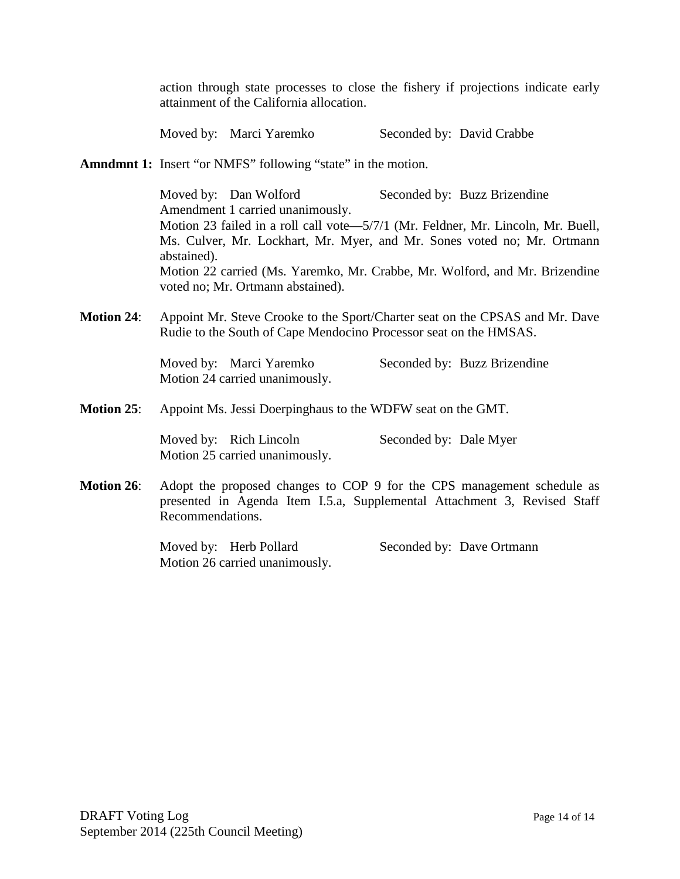action through state processes to close the fishery if projections indicate early attainment of the California allocation.

Moved by: Marci Yaremko Seconded by: David Crabbe

**Amndmnt 1:** Insert “or NMFS” following “state” in the motion.

Moved by: Dan Wolford Seconded by: Buzz Brizendine
Amendment 1 carried unanimously.
Motion 23 failed in a roll call vote—5/7/1 (Mr. Feldner, Mr. Lincoln, Mr. Buell, Ms. Culver, Mr. Lockhart, Mr. Myer, and Mr. Sones voted no; Mr. Ortmann abstained).
Motion 22 carried (Ms. Yaremko, Mr. Crabbe, Mr. Wolford, and Mr. Brizendine voted no; Mr. Ortmann abstained).

**Motion 24**: Appoint Mr. Steve Crooke to the Sport/Charter seat on the CPSAS and Mr. Dave Rudie to the South of Cape Mendocino Processor seat on the HMSAS.

Moved by: Marci Yaremko Seconded by: Buzz Brizendine
Motion 24 carried unanimously.

**Motion 25**: Appoint Ms. Jessi Doerpinghaus to the WDFW seat on the GMT.

Moved by: Rich Lincoln Seconded by: Dale Myer
Motion 25 carried unanimously.

**Motion 26**: Adopt the proposed changes to COP 9 for the CPS management schedule as presented in Agenda Item I.5.a, Supplemental Attachment 3, Revised Staff Recommendations.

Moved by: Herb Pollard Seconded by: Dave Ortmann
Motion 26 carried unanimously.